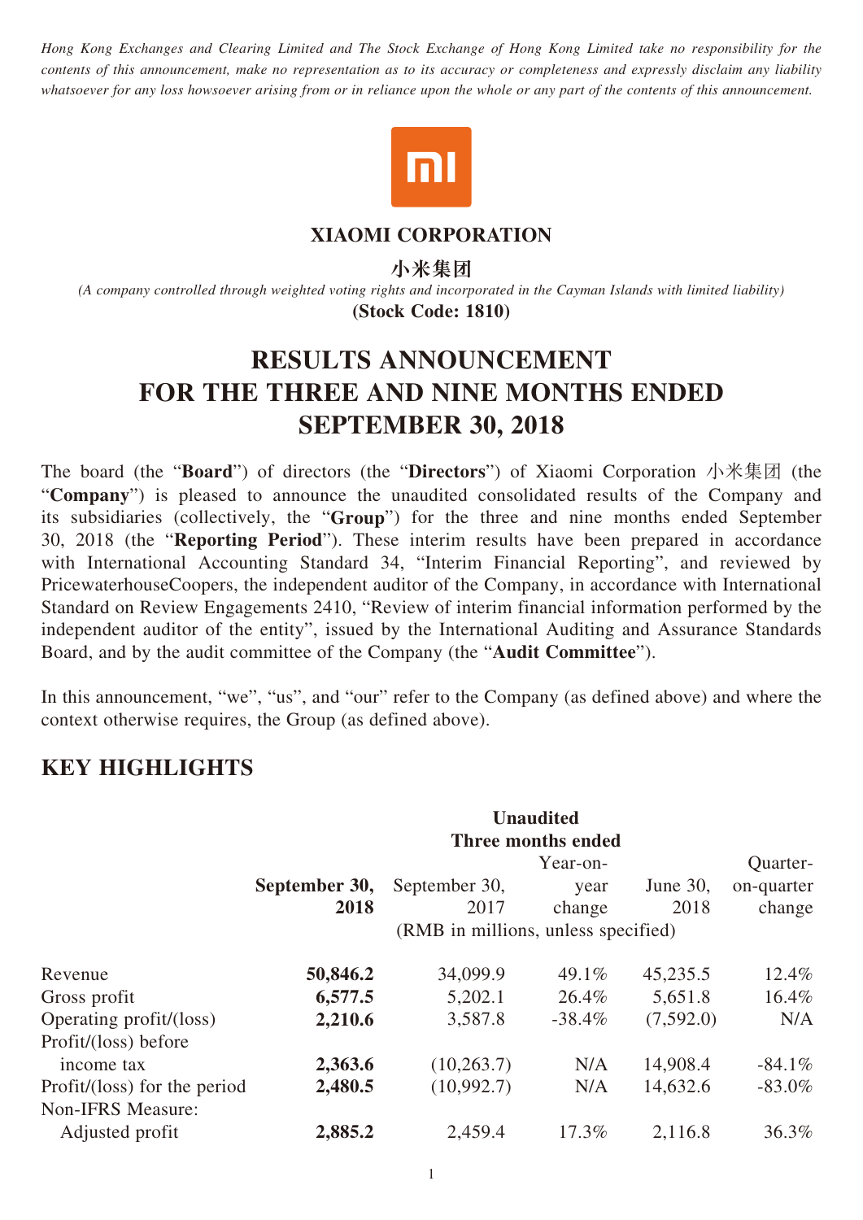*Hong Kong Exchanges and Clearing Limited and The Stock Exchange of Hong Kong Limited take no responsibility for the contents of this announcement, make no representation as to its accuracy or completeness and expressly disclaim any liability whatsoever for any loss howsoever arising from or in reliance upon the whole or any part of the contents of this announcement.*

**XIAOMI CORPORATION**

**小米集团**

*(A company controlled through weighted voting rights and incorporated in the Cayman Islands with limited liability)*

**(Stock Code: 1810)**

# RESULTS ANNOUNCEMENT FOR THE THREE AND NINE MONTHS ENDED SEPTEMBER 30, 2018

The board (the "**Board**") of directors (the "**Directors**") of Xiaomi Corporation 小米集团 (the "**Company**") is pleased to announce the unaudited consolidated results of the Company and its subsidiaries (collectively, the "**Group**") for the three and nine months ended September 30, 2018 (the "**Reporting Period**"). These interim results have been prepared in accordance with International Accounting Standard 34, "Interim Financial Reporting", and reviewed by PricewaterhouseCoopers, the independent auditor of the Company, in accordance with International Standard on Review Engagements 2410, "Review of interim financial information performed by the independent auditor of the entity", issued by the International Auditing and Assurance Standards Board, and by the audit committee of the Company (the "**Audit Committee**").

In this announcement, "we", "us", and "our" refer to the Company (as defined above) and where the context otherwise requires, the Group (as defined above).

## KEY HIGHLIGHTS

| | **Unaudited** | | | | |
|---|---|---|---|---|---|
| | **Three months ended** | | | | |
| | **September 30, 2018** | September 30, 2017 | Year-on-year change | June 30, 2018 | Quarter-on-quarter change |
| | (RMB in millions, unless specified) | | | | |
| Revenue | **50,846.2** | 34,099.9 | 49.1% | 45,235.5 | 12.4% |
| Gross profit | **6,577.5** | 5,202.1 | 26.4% | 5,651.8 | 16.4% |
| Operating profit/(loss) | **2,210.6** | 3,587.8 | -38.4% | (7,592.0) | N/A |
| Profit/(loss) before income tax | **2,363.6** | (10,263.7) | N/A | 14,908.4 | -84.1% |
| Profit/(loss) for the period | **2,480.5** | (10,992.7) | N/A | 14,632.6 | -83.0% |
| Non-IFRS Measure: | | | | | |
| Adjusted profit | **2,885.2** | 2,459.4 | 17.3% | 2,116.8 | 36.3% |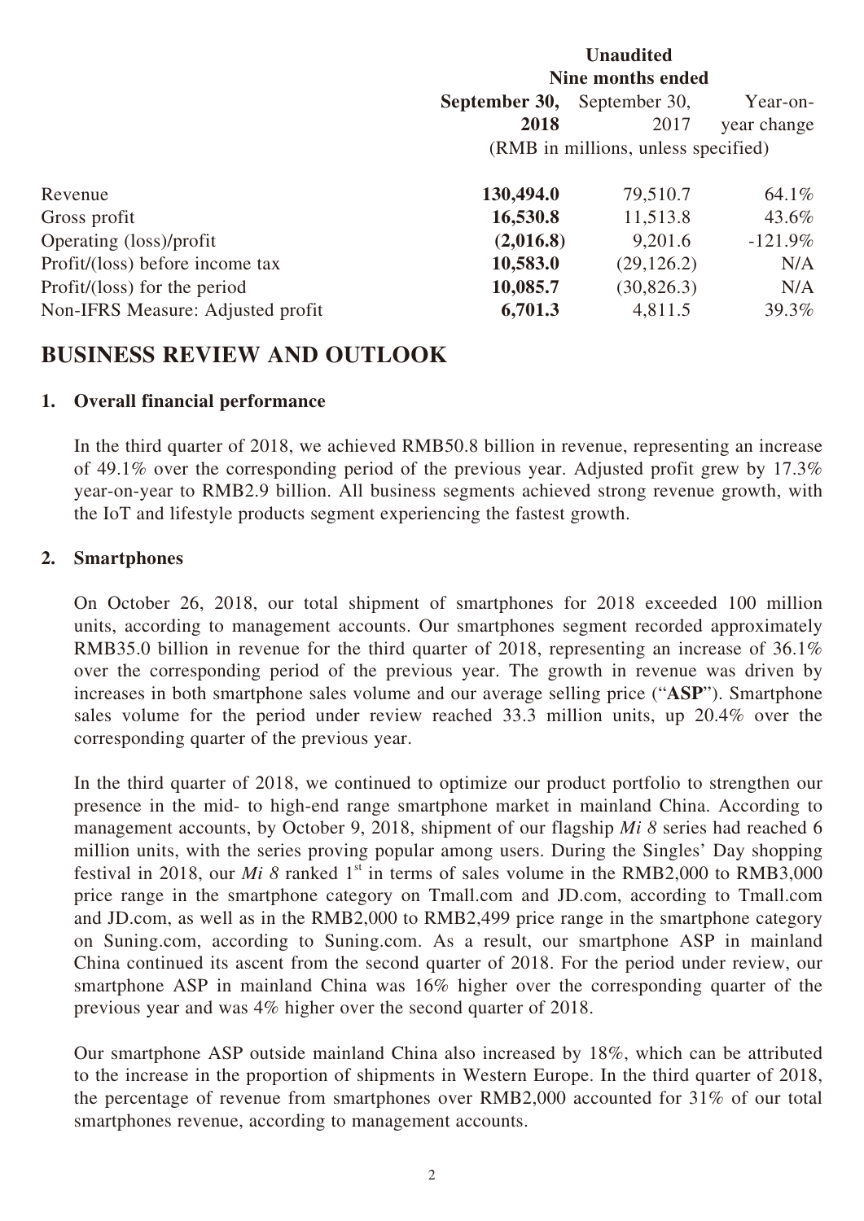| | Unaudited | | |
|---|---|---|---|
| | Nine months ended | | |
| | **September 30, 2018** | September 30, 2017 | Year-on-year change |
| | (RMB in millions, unless specified) | | |
| Revenue | **130,494.0** | 79,510.7 | 64.1% |
| Gross profit | **16,530.8** | 11,513.8 | 43.6% |
| Operating (loss)/profit | **(2,016.8)** | 9,201.6 | -121.9% |
| Profit/(loss) before income tax | **10,583.0** | (29,126.2) | N/A |
| Profit/(loss) for the period | **10,085.7** | (30,826.3) | N/A |
| Non-IFRS Measure: Adjusted profit | **6,701.3** | 4,811.5 | 39.3% |

# BUSINESS REVIEW AND OUTLOOK

## 1. Overall financial performance

In the third quarter of 2018, we achieved RMB50.8 billion in revenue, representing an increase of 49.1% over the corresponding period of the previous year. Adjusted profit grew by 17.3% year-on-year to RMB2.9 billion. All business segments achieved strong revenue growth, with the IoT and lifestyle products segment experiencing the fastest growth.

## 2. Smartphones

On October 26, 2018, our total shipment of smartphones for 2018 exceeded 100 million units, according to management accounts. Our smartphones segment recorded approximately RMB35.0 billion in revenue for the third quarter of 2018, representing an increase of 36.1% over the corresponding period of the previous year. The growth in revenue was driven by increases in both smartphone sales volume and our average selling price ("**ASP**"). Smartphone sales volume for the period under review reached 33.3 million units, up 20.4% over the corresponding quarter of the previous year.

In the third quarter of 2018, we continued to optimize our product portfolio to strengthen our presence in the mid- to high-end range smartphone market in mainland China. According to management accounts, by October 9, 2018, shipment of our flagship *Mi 8* series had reached 6 million units, with the series proving popular among users. During the Singles' Day shopping festival in 2018, our *Mi 8* ranked 1st in terms of sales volume in the RMB2,000 to RMB3,000 price range in the smartphone category on Tmall.com and JD.com, according to Tmall.com and JD.com, as well as in the RMB2,000 to RMB2,499 price range in the smartphone category on Suning.com, according to Suning.com. As a result, our smartphone ASP in mainland China continued its ascent from the second quarter of 2018. For the period under review, our smartphone ASP in mainland China was 16% higher over the corresponding quarter of the previous year and was 4% higher over the second quarter of 2018.

Our smartphone ASP outside mainland China also increased by 18%, which can be attributed to the increase in the proportion of shipments in Western Europe. In the third quarter of 2018, the percentage of revenue from smartphones over RMB2,000 accounted for 31% of our total smartphones revenue, according to management accounts.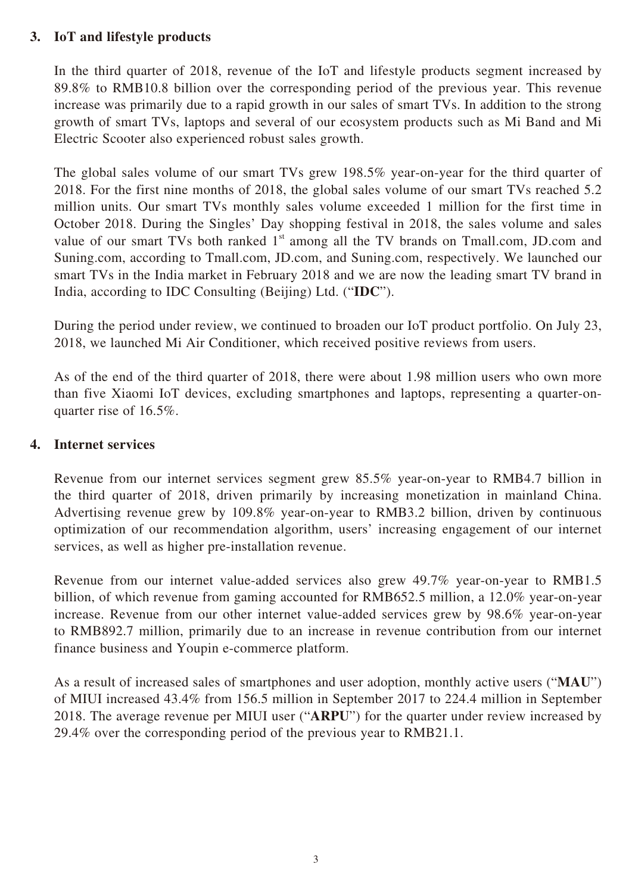### 3. IoT and lifestyle products

In the third quarter of 2018, revenue of the IoT and lifestyle products segment increased by 89.8% to RMB10.8 billion over the corresponding period of the previous year. This revenue increase was primarily due to a rapid growth in our sales of smart TVs. In addition to the strong growth of smart TVs, laptops and several of our ecosystem products such as Mi Band and Mi Electric Scooter also experienced robust sales growth.

The global sales volume of our smart TVs grew 198.5% year-on-year for the third quarter of 2018. For the first nine months of 2018, the global sales volume of our smart TVs reached 5.2 million units. Our smart TVs monthly sales volume exceeded 1 million for the first time in October 2018. During the Singles' Day shopping festival in 2018, the sales volume and sales value of our smart TVs both ranked 1st among all the TV brands on Tmall.com, JD.com and Suning.com, according to Tmall.com, JD.com, and Suning.com, respectively. We launched our smart TVs in the India market in February 2018 and we are now the leading smart TV brand in India, according to IDC Consulting (Beijing) Ltd. ("**IDC**").

During the period under review, we continued to broaden our IoT product portfolio. On July 23, 2018, we launched Mi Air Conditioner, which received positive reviews from users.

As of the end of the third quarter of 2018, there were about 1.98 million users who own more than five Xiaomi IoT devices, excluding smartphones and laptops, representing a quarter-on-quarter rise of 16.5%.

### 4. Internet services

Revenue from our internet services segment grew 85.5% year-on-year to RMB4.7 billion in the third quarter of 2018, driven primarily by increasing monetization in mainland China. Advertising revenue grew by 109.8% year-on-year to RMB3.2 billion, driven by continuous optimization of our recommendation algorithm, users' increasing engagement of our internet services, as well as higher pre-installation revenue.

Revenue from our internet value-added services also grew 49.7% year-on-year to RMB1.5 billion, of which revenue from gaming accounted for RMB652.5 million, a 12.0% year-on-year increase. Revenue from our other internet value-added services grew by 98.6% year-on-year to RMB892.7 million, primarily due to an increase in revenue contribution from our internet finance business and Youpin e-commerce platform.

As a result of increased sales of smartphones and user adoption, monthly active users ("**MAU**") of MIUI increased 43.4% from 156.5 million in September 2017 to 224.4 million in September 2018. The average revenue per MIUI user ("**ARPU**") for the quarter under review increased by 29.4% over the corresponding period of the previous year to RMB21.1.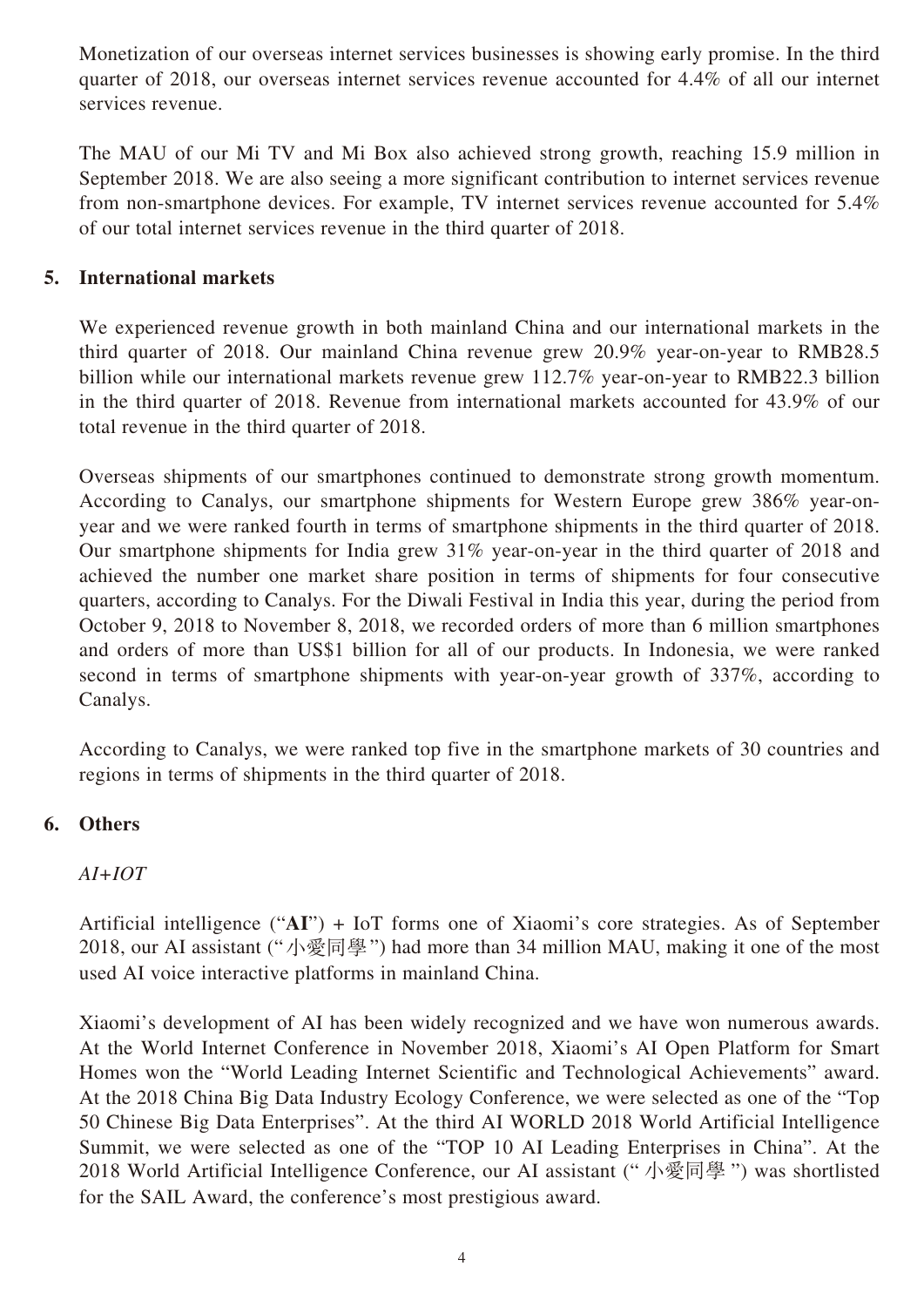Monetization of our overseas internet services businesses is showing early promise. In the third quarter of 2018, our overseas internet services revenue accounted for 4.4% of all our internet services revenue.

The MAU of our Mi TV and Mi Box also achieved strong growth, reaching 15.9 million in September 2018. We are also seeing a more significant contribution to internet services revenue from non-smartphone devices. For example, TV internet services revenue accounted for 5.4% of our total internet services revenue in the third quarter of 2018.

## 5. International markets

We experienced revenue growth in both mainland China and our international markets in the third quarter of 2018. Our mainland China revenue grew 20.9% year-on-year to RMB28.5 billion while our international markets revenue grew 112.7% year-on-year to RMB22.3 billion in the third quarter of 2018. Revenue from international markets accounted for 43.9% of our total revenue in the third quarter of 2018.

Overseas shipments of our smartphones continued to demonstrate strong growth momentum. According to Canalys, our smartphone shipments for Western Europe grew 386% year-on-year and we were ranked fourth in terms of smartphone shipments in the third quarter of 2018. Our smartphone shipments for India grew 31% year-on-year in the third quarter of 2018 and achieved the number one market share position in terms of shipments for four consecutive quarters, according to Canalys. For the Diwali Festival in India this year, during the period from October 9, 2018 to November 8, 2018, we recorded orders of more than 6 million smartphones and orders of more than US$1 billion for all of our products. In Indonesia, we were ranked second in terms of smartphone shipments with year-on-year growth of 337%, according to Canalys.

According to Canalys, we were ranked top five in the smartphone markets of 30 countries and regions in terms of shipments in the third quarter of 2018.

## 6. Others

*AI+IOT*

Artificial intelligence ("**AI**") + IoT forms one of Xiaomi's core strategies. As of September 2018, our AI assistant ("小愛同學") had more than 34 million MAU, making it one of the most used AI voice interactive platforms in mainland China.

Xiaomi's development of AI has been widely recognized and we have won numerous awards. At the World Internet Conference in November 2018, Xiaomi's AI Open Platform for Smart Homes won the "World Leading Internet Scientific and Technological Achievements" award. At the 2018 China Big Data Industry Ecology Conference, we were selected as one of the "Top 50 Chinese Big Data Enterprises". At the third AI WORLD 2018 World Artificial Intelligence Summit, we were selected as one of the "TOP 10 AI Leading Enterprises in China". At the 2018 World Artificial Intelligence Conference, our AI assistant ("小愛同學") was shortlisted for the SAIL Award, the conference's most prestigious award.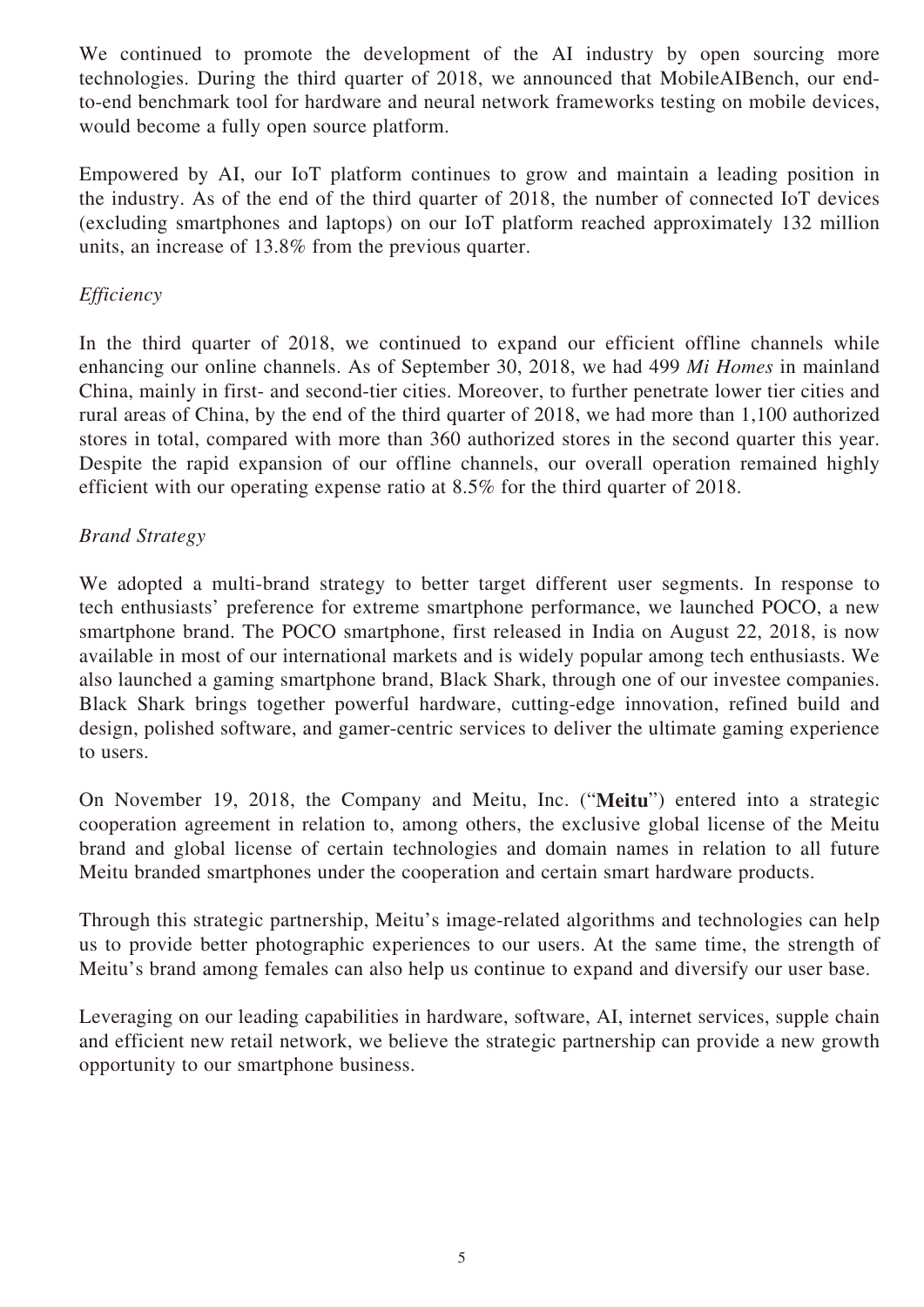We continued to promote the development of the AI industry by open sourcing more technologies. During the third quarter of 2018, we announced that MobileAIBench, our end-to-end benchmark tool for hardware and neural network frameworks testing on mobile devices, would become a fully open source platform.

Empowered by AI, our IoT platform continues to grow and maintain a leading position in the industry. As of the end of the third quarter of 2018, the number of connected IoT devices (excluding smartphones and laptops) on our IoT platform reached approximately 132 million units, an increase of 13.8% from the previous quarter.

*Efficiency*

In the third quarter of 2018, we continued to expand our efficient offline channels while enhancing our online channels. As of September 30, 2018, we had 499 *Mi Homes* in mainland China, mainly in first- and second-tier cities. Moreover, to further penetrate lower tier cities and rural areas of China, by the end of the third quarter of 2018, we had more than 1,100 authorized stores in total, compared with more than 360 authorized stores in the second quarter this year. Despite the rapid expansion of our offline channels, our overall operation remained highly efficient with our operating expense ratio at 8.5% for the third quarter of 2018.

*Brand Strategy*

We adopted a multi-brand strategy to better target different user segments. In response to tech enthusiasts' preference for extreme smartphone performance, we launched POCO, a new smartphone brand. The POCO smartphone, first released in India on August 22, 2018, is now available in most of our international markets and is widely popular among tech enthusiasts. We also launched a gaming smartphone brand, Black Shark, through one of our investee companies. Black Shark brings together powerful hardware, cutting-edge innovation, refined build and design, polished software, and gamer-centric services to deliver the ultimate gaming experience to users.

On November 19, 2018, the Company and Meitu, Inc. ("**Meitu**") entered into a strategic cooperation agreement in relation to, among others, the exclusive global license of the Meitu brand and global license of certain technologies and domain names in relation to all future Meitu branded smartphones under the cooperation and certain smart hardware products.

Through this strategic partnership, Meitu's image-related algorithms and technologies can help us to provide better photographic experiences to our users. At the same time, the strength of Meitu's brand among females can also help us continue to expand and diversify our user base.

Leveraging on our leading capabilities in hardware, software, AI, internet services, supple chain and efficient new retail network, we believe the strategic partnership can provide a new growth opportunity to our smartphone business.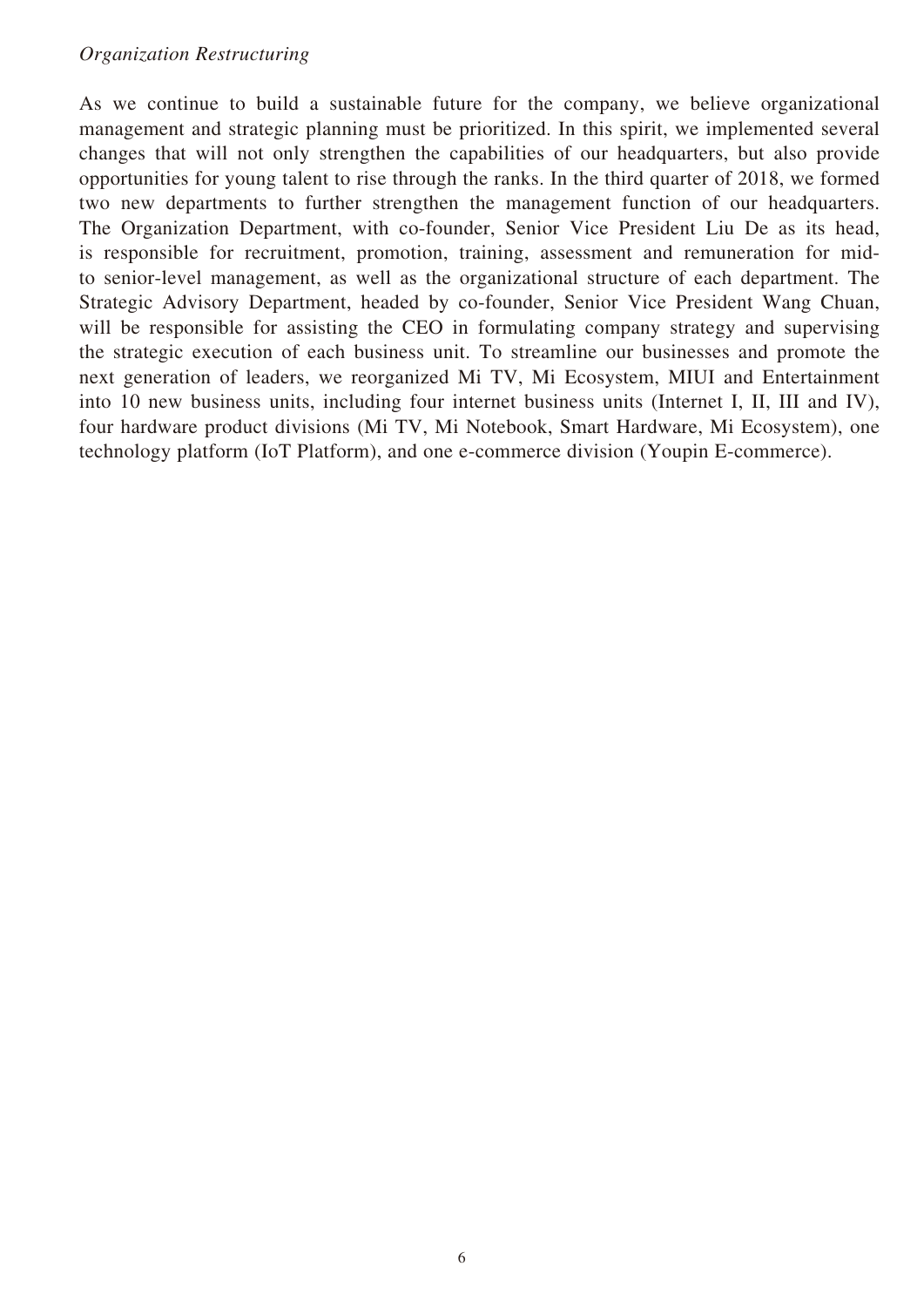*Organization Restructuring*

As we continue to build a sustainable future for the company, we believe organizational management and strategic planning must be prioritized. In this spirit, we implemented several changes that will not only strengthen the capabilities of our headquarters, but also provide opportunities for young talent to rise through the ranks. In the third quarter of 2018, we formed two new departments to further strengthen the management function of our headquarters. The Organization Department, with co-founder, Senior Vice President Liu De as its head, is responsible for recruitment, promotion, training, assessment and remuneration for mid- to senior-level management, as well as the organizational structure of each department. The Strategic Advisory Department, headed by co-founder, Senior Vice President Wang Chuan, will be responsible for assisting the CEO in formulating company strategy and supervising the strategic execution of each business unit. To streamline our businesses and promote the next generation of leaders, we reorganized Mi TV, Mi Ecosystem, MIUI and Entertainment into 10 new business units, including four internet business units (Internet I, II, III and IV), four hardware product divisions (Mi TV, Mi Notebook, Smart Hardware, Mi Ecosystem), one technology platform (IoT Platform), and one e-commerce division (Youpin E-commerce).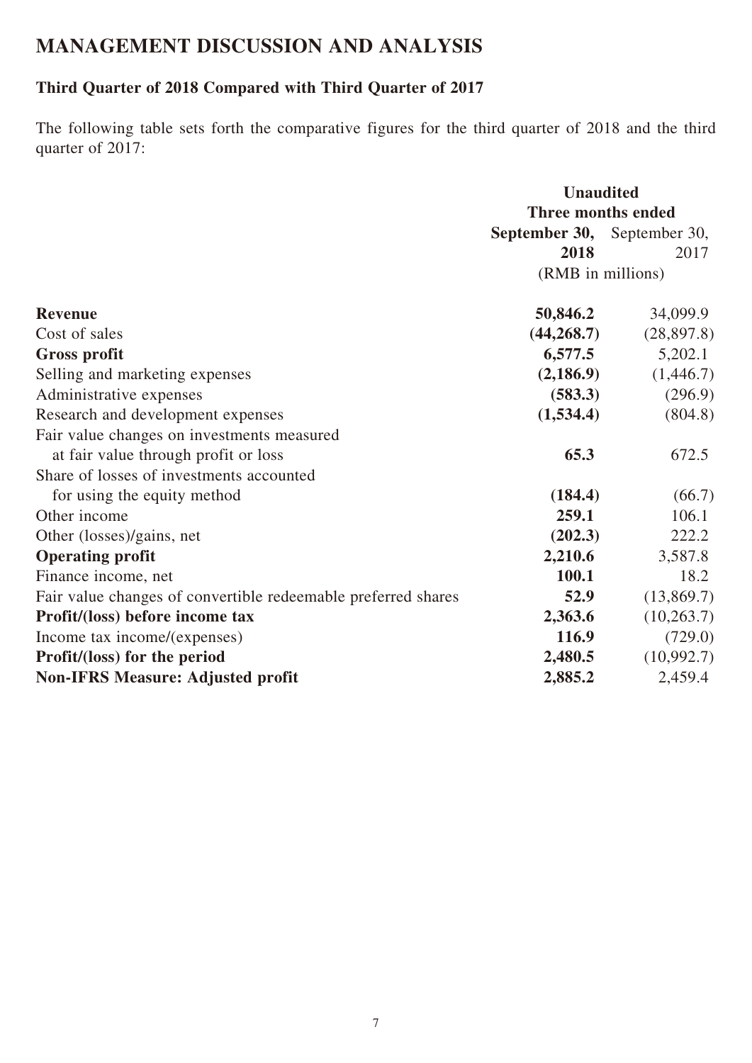# MANAGEMENT DISCUSSION AND ANALYSIS

## Third Quarter of 2018 Compared with Third Quarter of 2017

The following table sets forth the comparative figures for the third quarter of 2018 and the third quarter of 2017:

| | **Unaudited** | |
|---|---|---|
| | **Three months ended** | |
| | **September 30, 2018** | September 30, 2017 |
| | (RMB in millions) | |
| **Revenue** | **50,846.2** | 34,099.9 |
| Cost of sales | **(44,268.7)** | (28,897.8) |
| **Gross profit** | **6,577.5** | 5,202.1 |
| Selling and marketing expenses | **(2,186.9)** | (1,446.7) |
| Administrative expenses | **(583.3)** | (296.9) |
| Research and development expenses | **(1,534.4)** | (804.8) |
| Fair value changes on investments measured at fair value through profit or loss | **65.3** | 672.5 |
| Share of losses of investments accounted for using the equity method | **(184.4)** | (66.7) |
| Other income | **259.1** | 106.1 |
| Other (losses)/gains, net | **(202.3)** | 222.2 |
| **Operating profit** | **2,210.6** | 3,587.8 |
| Finance income, net | **100.1** | 18.2 |
| Fair value changes of convertible redeemable preferred shares | **52.9** | (13,869.7) |
| **Profit/(loss) before income tax** | **2,363.6** | (10,263.7) |
| Income tax income/(expenses) | **116.9** | (729.0) |
| **Profit/(loss) for the period** | **2,480.5** | (10,992.7) |
| **Non-IFRS Measure: Adjusted profit** | **2,885.2** | 2,459.4 |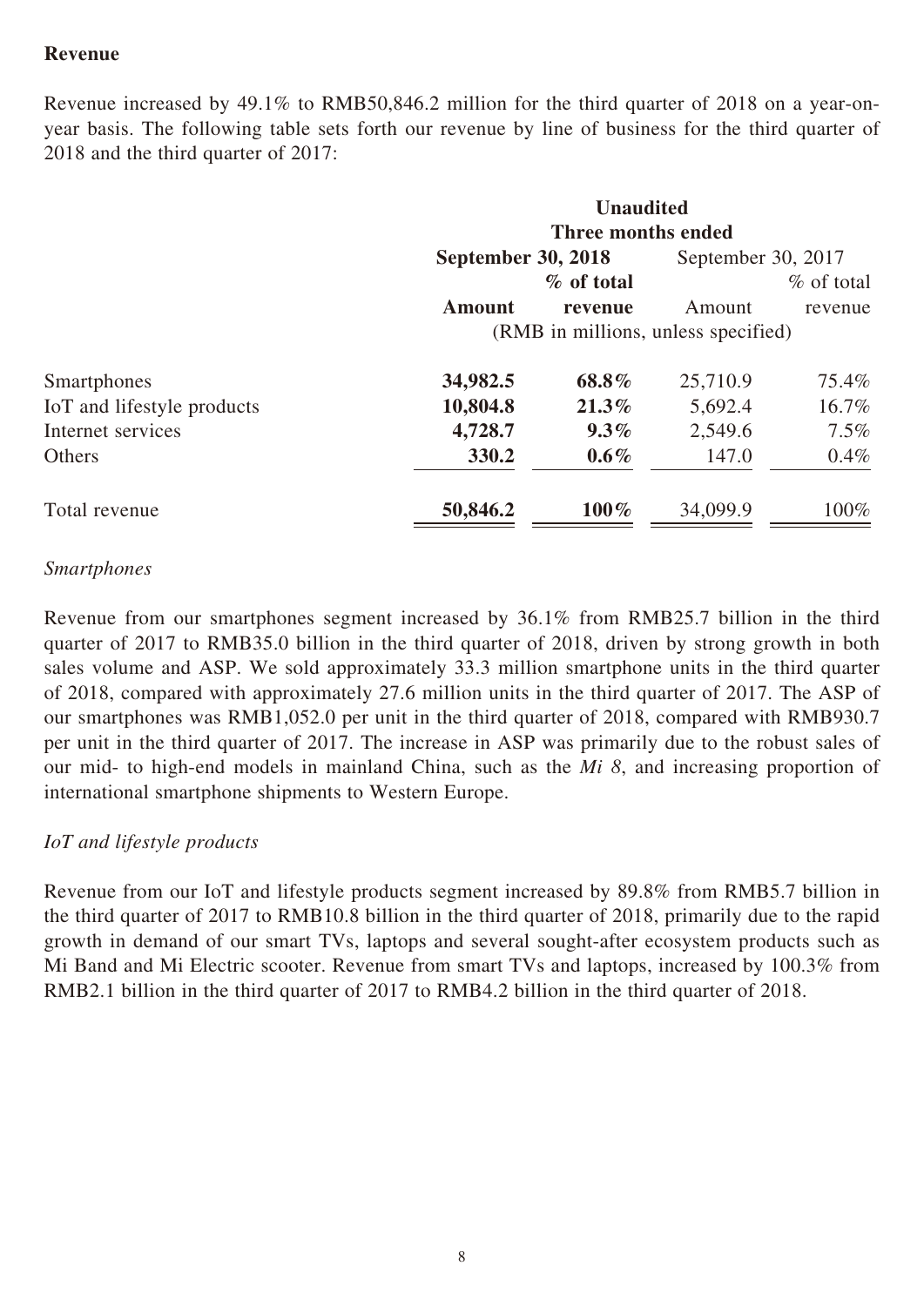**Revenue**

Revenue increased by 49.1% to RMB50,846.2 million for the third quarter of 2018 on a year-on-year basis. The following table sets forth our revenue by line of business for the third quarter of 2018 and the third quarter of 2017:

| | **Unaudited** | | | |
|---|---|---|---|---|
| | **Three months ended** | | | |
| | **September 30, 2018** | | September 30, 2017 | |
| | **Amount** | **% of total revenue** | Amount | % of total revenue |
| | (RMB in millions, unless specified) | | | |
| Smartphones | **34,982.5** | **68.8%** | 25,710.9 | 75.4% |
| IoT and lifestyle products | **10,804.8** | **21.3%** | 5,692.4 | 16.7% |
| Internet services | **4,728.7** | **9.3%** | 2,549.6 | 7.5% |
| Others | **330.2** | **0.6%** | 147.0 | 0.4% |
| Total revenue | **50,846.2** | **100%** | 34,099.9 | 100% |

*Smartphones*

Revenue from our smartphones segment increased by 36.1% from RMB25.7 billion in the third quarter of 2017 to RMB35.0 billion in the third quarter of 2018, driven by strong growth in both sales volume and ASP. We sold approximately 33.3 million smartphone units in the third quarter of 2018, compared with approximately 27.6 million units in the third quarter of 2017. The ASP of our smartphones was RMB1,052.0 per unit in the third quarter of 2018, compared with RMB930.7 per unit in the third quarter of 2017. The increase in ASP was primarily due to the robust sales of our mid- to high-end models in mainland China, such as the *Mi 8*, and increasing proportion of international smartphone shipments to Western Europe.

*IoT and lifestyle products*

Revenue from our IoT and lifestyle products segment increased by 89.8% from RMB5.7 billion in the third quarter of 2017 to RMB10.8 billion in the third quarter of 2018, primarily due to the rapid growth in demand of our smart TVs, laptops and several sought-after ecosystem products such as Mi Band and Mi Electric scooter. Revenue from smart TVs and laptops, increased by 100.3% from RMB2.1 billion in the third quarter of 2017 to RMB4.2 billion in the third quarter of 2018.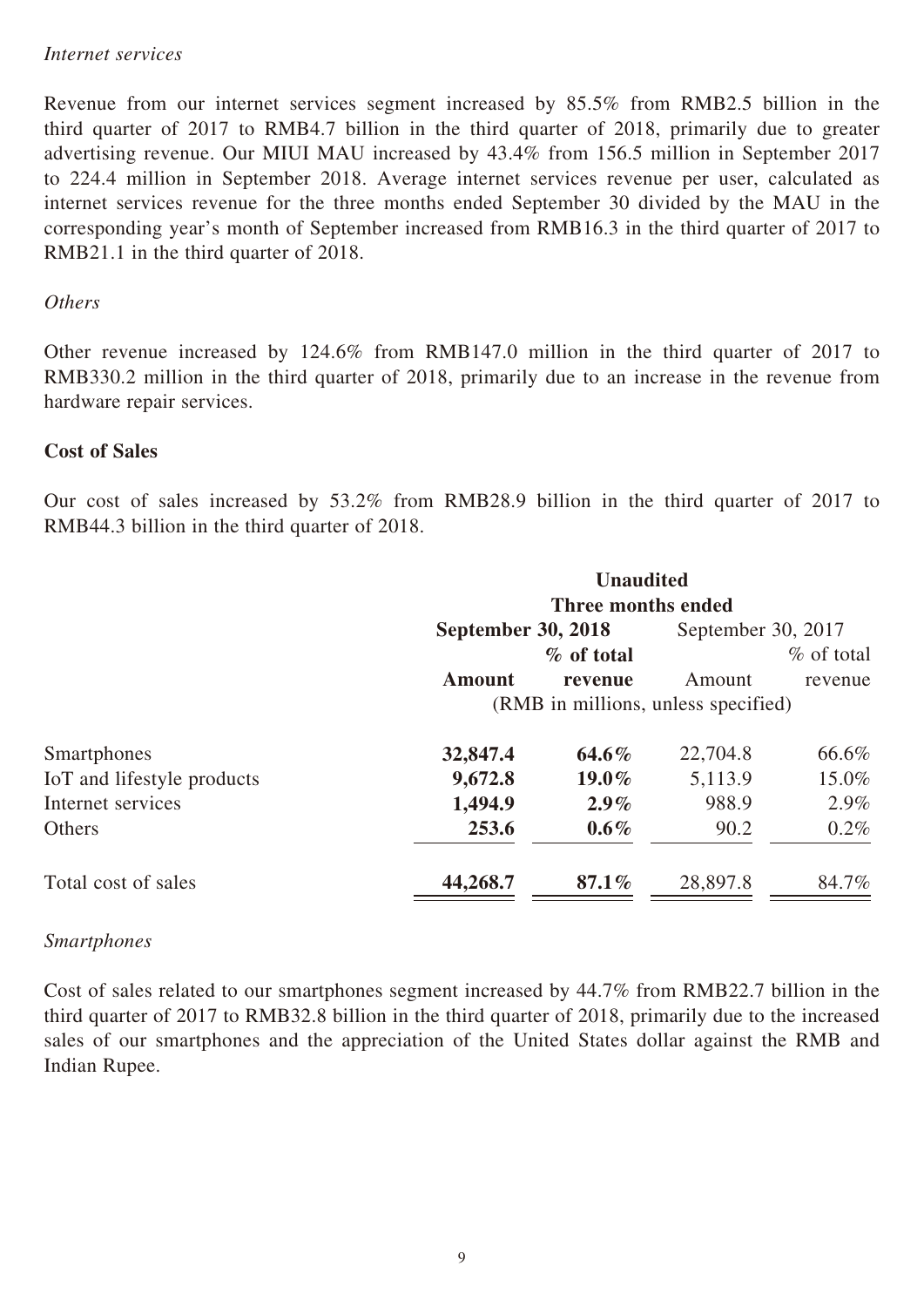*Internet services*

Revenue from our internet services segment increased by 85.5% from RMB2.5 billion in the third quarter of 2017 to RMB4.7 billion in the third quarter of 2018, primarily due to greater advertising revenue. Our MIUI MAU increased by 43.4% from 156.5 million in September 2017 to 224.4 million in September 2018. Average internet services revenue per user, calculated as internet services revenue for the three months ended September 30 divided by the MAU in the corresponding year's month of September increased from RMB16.3 in the third quarter of 2017 to RMB21.1 in the third quarter of 2018.

*Others*

Other revenue increased by 124.6% from RMB147.0 million in the third quarter of 2017 to RMB330.2 million in the third quarter of 2018, primarily due to an increase in the revenue from hardware repair services.

**Cost of Sales**

Our cost of sales increased by 53.2% from RMB28.9 billion in the third quarter of 2017 to RMB44.3 billion in the third quarter of 2018.

| | **Unaudited Three months ended** | | | |
|---|---|---|---|---|
| | **September 30, 2018** | | September 30, 2017 | |
| | **Amount** | **% of total revenue** | Amount | % of total revenue |
| | (RMB in millions, unless specified) | | | |
| Smartphones | **32,847.4** | **64.6%** | 22,704.8 | 66.6% |
| IoT and lifestyle products | **9,672.8** | **19.0%** | 5,113.9 | 15.0% |
| Internet services | **1,494.9** | **2.9%** | 988.9 | 2.9% |
| Others | **253.6** | **0.6%** | 90.2 | 0.2% |
| Total cost of sales | **44,268.7** | **87.1%** | 28,897.8 | 84.7% |

*Smartphones*

Cost of sales related to our smartphones segment increased by 44.7% from RMB22.7 billion in the third quarter of 2017 to RMB32.8 billion in the third quarter of 2018, primarily due to the increased sales of our smartphones and the appreciation of the United States dollar against the RMB and Indian Rupee.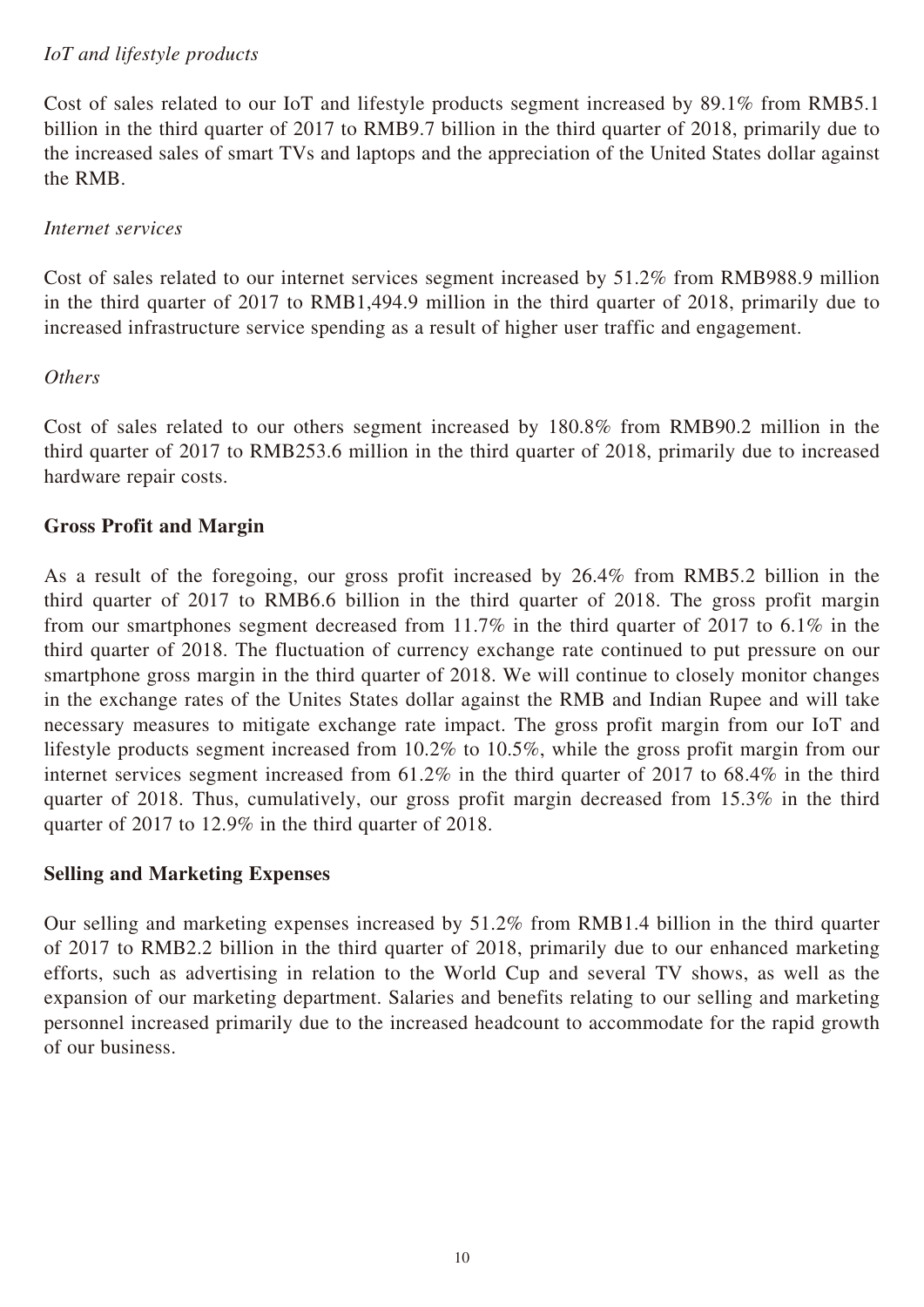*IoT and lifestyle products*

Cost of sales related to our IoT and lifestyle products segment increased by 89.1% from RMB5.1 billion in the third quarter of 2017 to RMB9.7 billion in the third quarter of 2018, primarily due to the increased sales of smart TVs and laptops and the appreciation of the United States dollar against the RMB.

*Internet services*

Cost of sales related to our internet services segment increased by 51.2% from RMB988.9 million in the third quarter of 2017 to RMB1,494.9 million in the third quarter of 2018, primarily due to increased infrastructure service spending as a result of higher user traffic and engagement.

*Others*

Cost of sales related to our others segment increased by 180.8% from RMB90.2 million in the third quarter of 2017 to RMB253.6 million in the third quarter of 2018, primarily due to increased hardware repair costs.

**Gross Profit and Margin**

As a result of the foregoing, our gross profit increased by 26.4% from RMB5.2 billion in the third quarter of 2017 to RMB6.6 billion in the third quarter of 2018. The gross profit margin from our smartphones segment decreased from 11.7% in the third quarter of 2017 to 6.1% in the third quarter of 2018. The fluctuation of currency exchange rate continued to put pressure on our smartphone gross margin in the third quarter of 2018. We will continue to closely monitor changes in the exchange rates of the Unites States dollar against the RMB and Indian Rupee and will take necessary measures to mitigate exchange rate impact. The gross profit margin from our IoT and lifestyle products segment increased from 10.2% to 10.5%, while the gross profit margin from our internet services segment increased from 61.2% in the third quarter of 2017 to 68.4% in the third quarter of 2018. Thus, cumulatively, our gross profit margin decreased from 15.3% in the third quarter of 2017 to 12.9% in the third quarter of 2018.

**Selling and Marketing Expenses**

Our selling and marketing expenses increased by 51.2% from RMB1.4 billion in the third quarter of 2017 to RMB2.2 billion in the third quarter of 2018, primarily due to our enhanced marketing efforts, such as advertising in relation to the World Cup and several TV shows, as well as the expansion of our marketing department. Salaries and benefits relating to our selling and marketing personnel increased primarily due to the increased headcount to accommodate for the rapid growth of our business.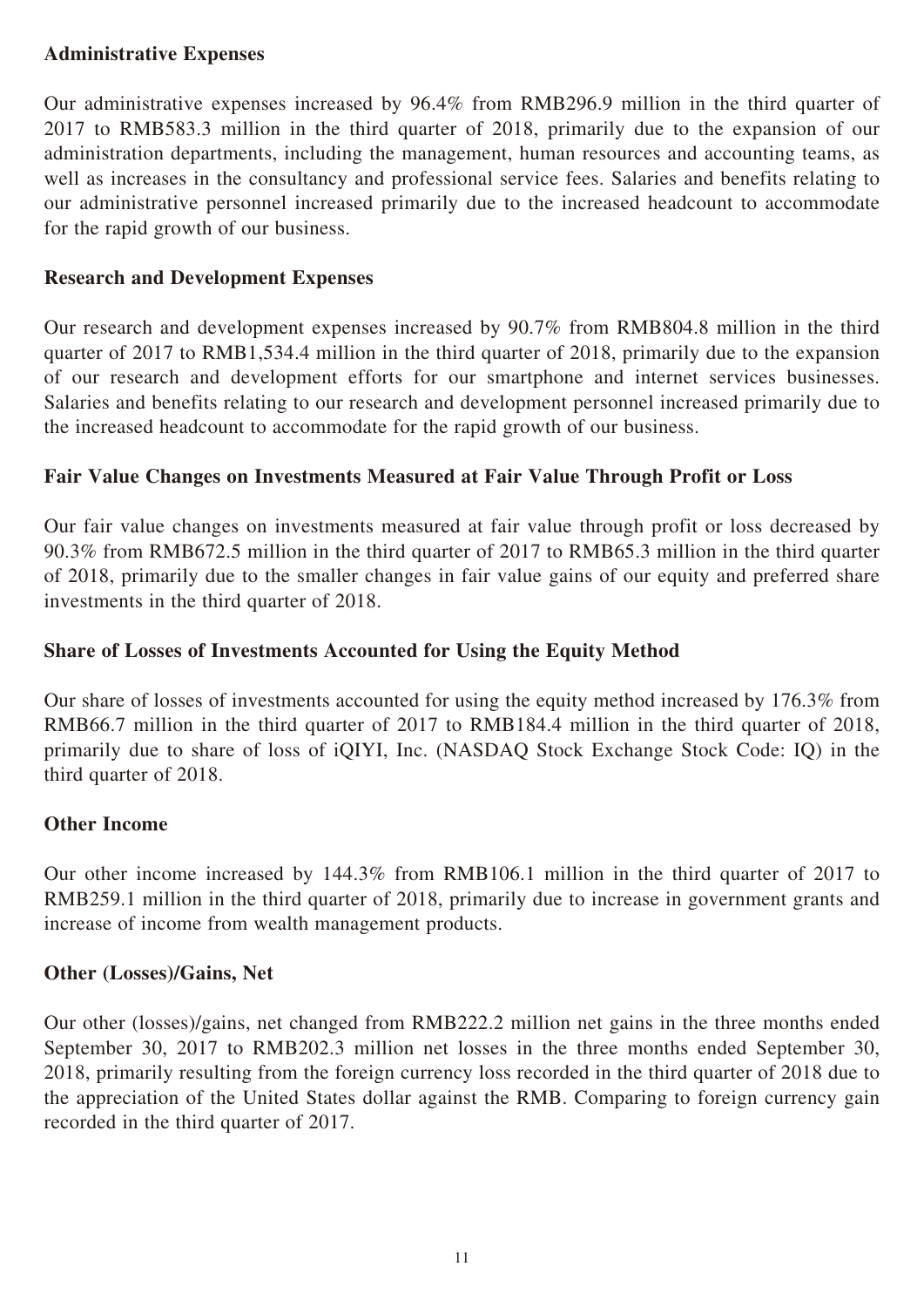### Administrative Expenses

Our administrative expenses increased by 96.4% from RMB296.9 million in the third quarter of 2017 to RMB583.3 million in the third quarter of 2018, primarily due to the expansion of our administration departments, including the management, human resources and accounting teams, as well as increases in the consultancy and professional service fees. Salaries and benefits relating to our administrative personnel increased primarily due to the increased headcount to accommodate for the rapid growth of our business.

### Research and Development Expenses

Our research and development expenses increased by 90.7% from RMB804.8 million in the third quarter of 2017 to RMB1,534.4 million in the third quarter of 2018, primarily due to the expansion of our research and development efforts for our smartphone and internet services businesses. Salaries and benefits relating to our research and development personnel increased primarily due to the increased headcount to accommodate for the rapid growth of our business.

### Fair Value Changes on Investments Measured at Fair Value Through Profit or Loss

Our fair value changes on investments measured at fair value through profit or loss decreased by 90.3% from RMB672.5 million in the third quarter of 2017 to RMB65.3 million in the third quarter of 2018, primarily due to the smaller changes in fair value gains of our equity and preferred share investments in the third quarter of 2018.

### Share of Losses of Investments Accounted for Using the Equity Method

Our share of losses of investments accounted for using the equity method increased by 176.3% from RMB66.7 million in the third quarter of 2017 to RMB184.4 million in the third quarter of 2018, primarily due to share of loss of iQIYI, Inc. (NASDAQ Stock Exchange Stock Code: IQ) in the third quarter of 2018.

### Other Income

Our other income increased by 144.3% from RMB106.1 million in the third quarter of 2017 to RMB259.1 million in the third quarter of 2018, primarily due to increase in government grants and increase of income from wealth management products.

### Other (Losses)/Gains, Net

Our other (losses)/gains, net changed from RMB222.2 million net gains in the three months ended September 30, 2017 to RMB202.3 million net losses in the three months ended September 30, 2018, primarily resulting from the foreign currency loss recorded in the third quarter of 2018 due to the appreciation of the United States dollar against the RMB. Comparing to foreign currency gain recorded in the third quarter of 2017.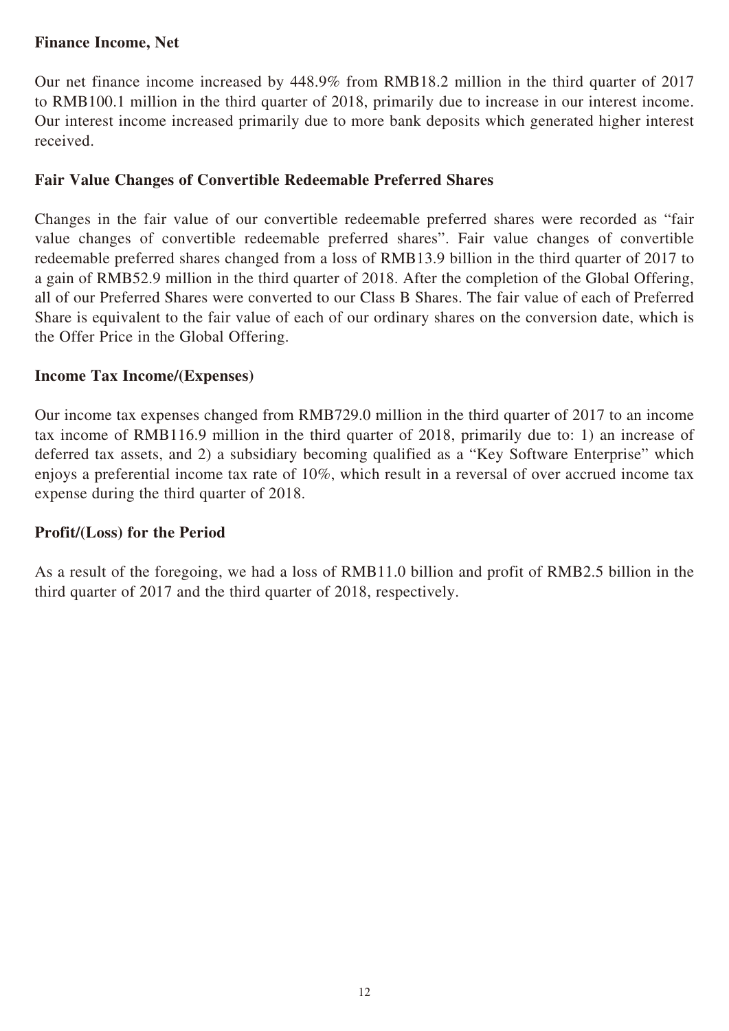**Finance Income, Net**

Our net finance income increased by 448.9% from RMB18.2 million in the third quarter of 2017 to RMB100.1 million in the third quarter of 2018, primarily due to increase in our interest income. Our interest income increased primarily due to more bank deposits which generated higher interest received.

**Fair Value Changes of Convertible Redeemable Preferred Shares**

Changes in the fair value of our convertible redeemable preferred shares were recorded as "fair value changes of convertible redeemable preferred shares". Fair value changes of convertible redeemable preferred shares changed from a loss of RMB13.9 billion in the third quarter of 2017 to a gain of RMB52.9 million in the third quarter of 2018. After the completion of the Global Offering, all of our Preferred Shares were converted to our Class B Shares. The fair value of each of Preferred Share is equivalent to the fair value of each of our ordinary shares on the conversion date, which is the Offer Price in the Global Offering.

**Income Tax Income/(Expenses)**

Our income tax expenses changed from RMB729.0 million in the third quarter of 2017 to an income tax income of RMB116.9 million in the third quarter of 2018, primarily due to: 1) an increase of deferred tax assets, and 2) a subsidiary becoming qualified as a "Key Software Enterprise" which enjoys a preferential income tax rate of 10%, which result in a reversal of over accrued income tax expense during the third quarter of 2018.

**Profit/(Loss) for the Period**

As a result of the foregoing, we had a loss of RMB11.0 billion and profit of RMB2.5 billion in the third quarter of 2017 and the third quarter of 2018, respectively.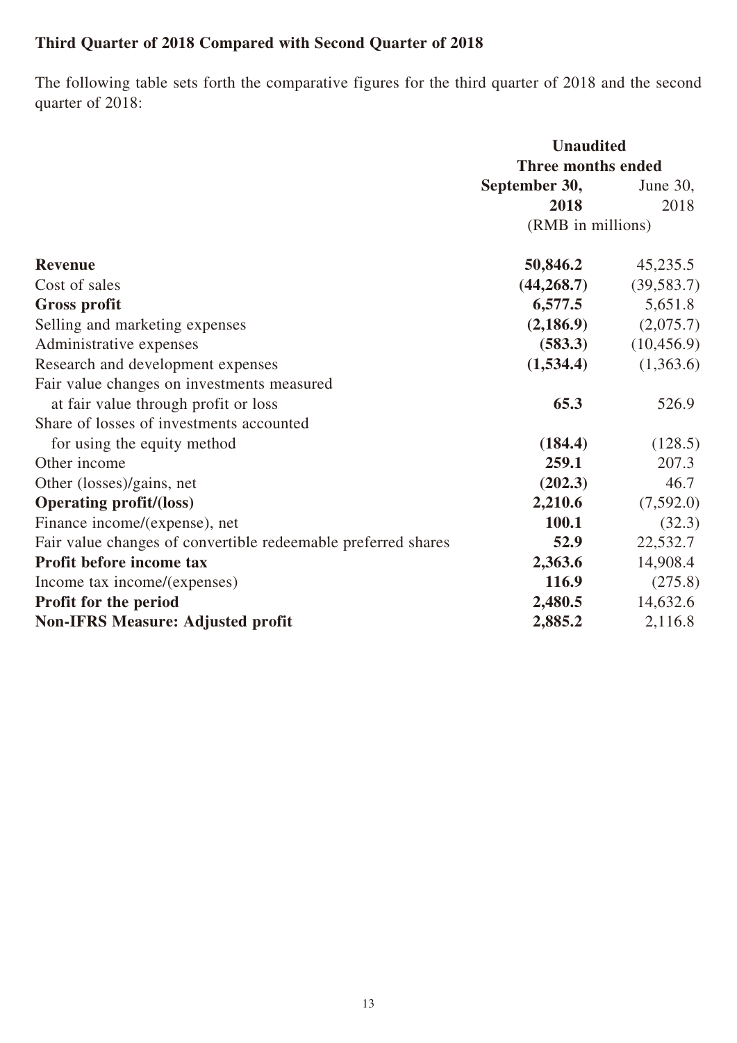**Third Quarter of 2018 Compared with Second Quarter of 2018**

The following table sets forth the comparative figures for the third quarter of 2018 and the second quarter of 2018:

| | Unaudited | |
|---|---|---|
| | Three months ended | |
| | **September 30, 2018** | June 30, 2018 |
| | (RMB in millions) | |
| **Revenue** | **50,846.2** | 45,235.5 |
| Cost of sales | **(44,268.7)** | (39,583.7) |
| **Gross profit** | **6,577.5** | 5,651.8 |
| Selling and marketing expenses | **(2,186.9)** | (2,075.7) |
| Administrative expenses | **(583.3)** | (10,456.9) |
| Research and development expenses | **(1,534.4)** | (1,363.6) |
| Fair value changes on investments measured at fair value through profit or loss | **65.3** | 526.9 |
| Share of losses of investments accounted for using the equity method | **(184.4)** | (128.5) |
| Other income | **259.1** | 207.3 |
| Other (losses)/gains, net | **(202.3)** | 46.7 |
| **Operating profit/(loss)** | **2,210.6** | (7,592.0) |
| Finance income/(expense), net | **100.1** | (32.3) |
| Fair value changes of convertible redeemable preferred shares | **52.9** | 22,532.7 |
| **Profit before income tax** | **2,363.6** | 14,908.4 |
| Income tax income/(expenses) | **116.9** | (275.8) |
| **Profit for the period** | **2,480.5** | 14,632.6 |
| **Non-IFRS Measure: Adjusted profit** | **2,885.2** | 2,116.8 |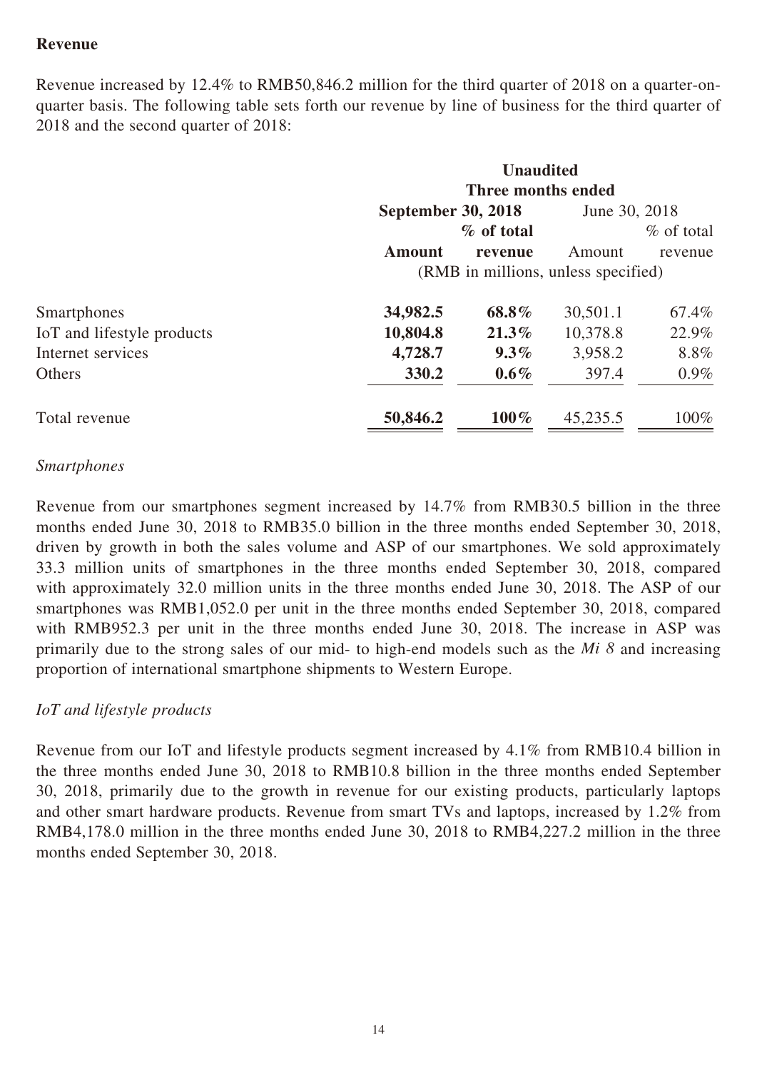**Revenue**

Revenue increased by 12.4% to RMB50,846.2 million for the third quarter of 2018 on a quarter-on-quarter basis. The following table sets forth our revenue by line of business for the third quarter of 2018 and the second quarter of 2018:

| | **Unaudited** | | | |
|---|---|---|---|---|
| | **Three months ended** | | | |
| | **September 30, 2018** | | June 30, 2018 | |
| | **Amount** | **% of total revenue** | Amount | % of total revenue |
| | (RMB in millions, unless specified) | | | |
| Smartphones | **34,982.5** | **68.8%** | 30,501.1 | 67.4% |
| IoT and lifestyle products | **10,804.8** | **21.3%** | 10,378.8 | 22.9% |
| Internet services | **4,728.7** | **9.3%** | 3,958.2 | 8.8% |
| Others | **330.2** | **0.6%** | 397.4 | 0.9% |
| Total revenue | **50,846.2** | **100%** | 45,235.5 | 100% |

*Smartphones*

Revenue from our smartphones segment increased by 14.7% from RMB30.5 billion in the three months ended June 30, 2018 to RMB35.0 billion in the three months ended September 30, 2018, driven by growth in both the sales volume and ASP of our smartphones. We sold approximately 33.3 million units of smartphones in the three months ended September 30, 2018, compared with approximately 32.0 million units in the three months ended June 30, 2018. The ASP of our smartphones was RMB1,052.0 per unit in the three months ended September 30, 2018, compared with RMB952.3 per unit in the three months ended June 30, 2018. The increase in ASP was primarily due to the strong sales of our mid- to high-end models such as the *Mi 8* and increasing proportion of international smartphone shipments to Western Europe.

*IoT and lifestyle products*

Revenue from our IoT and lifestyle products segment increased by 4.1% from RMB10.4 billion in the three months ended June 30, 2018 to RMB10.8 billion in the three months ended September 30, 2018, primarily due to the growth in revenue for our existing products, particularly laptops and other smart hardware products. Revenue from smart TVs and laptops, increased by 1.2% from RMB4,178.0 million in the three months ended June 30, 2018 to RMB4,227.2 million in the three months ended September 30, 2018.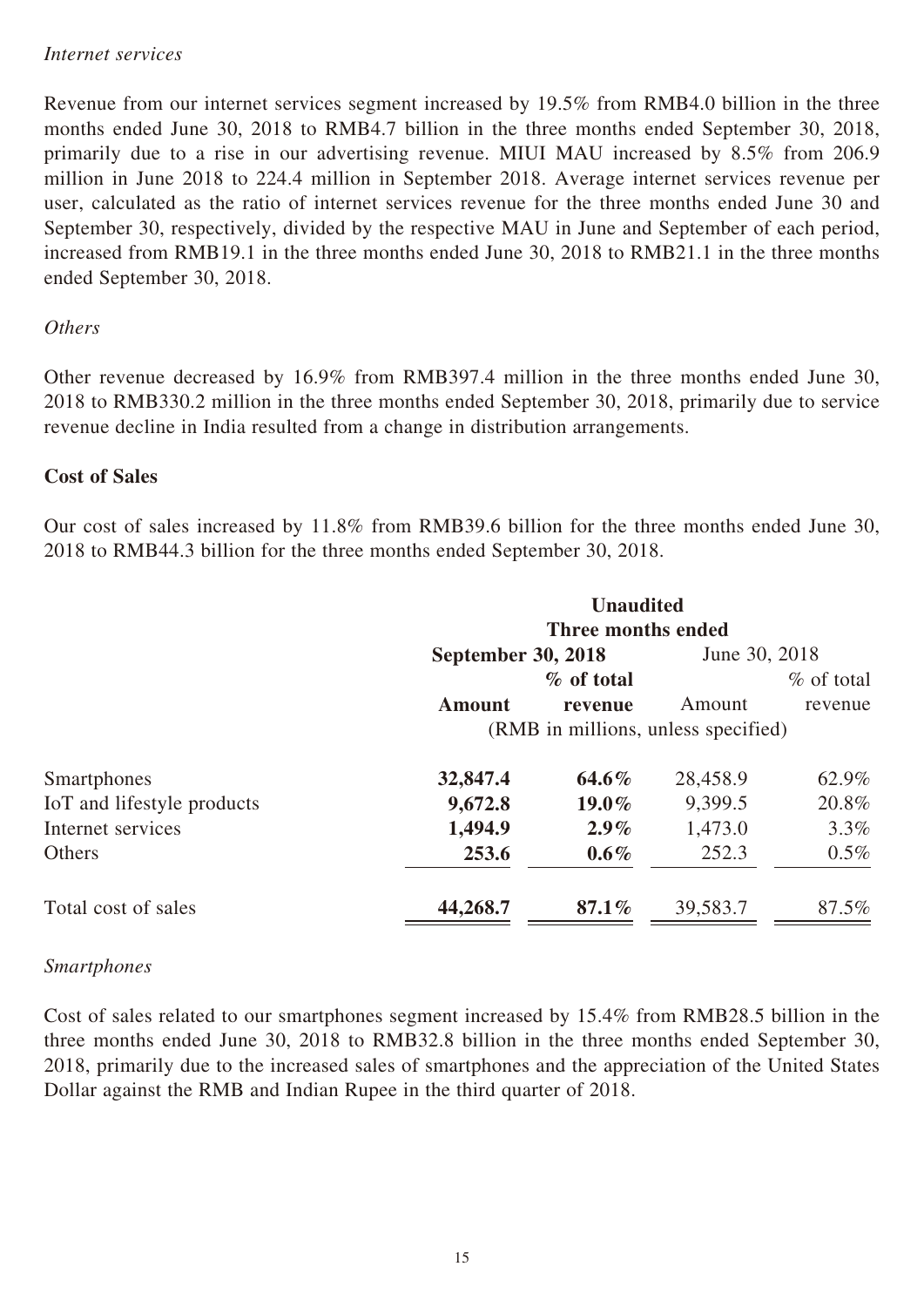*Internet services*

Revenue from our internet services segment increased by 19.5% from RMB4.0 billion in the three months ended June 30, 2018 to RMB4.7 billion in the three months ended September 30, 2018, primarily due to a rise in our advertising revenue. MIUI MAU increased by 8.5% from 206.9 million in June 2018 to 224.4 million in September 2018. Average internet services revenue per user, calculated as the ratio of internet services revenue for the three months ended June 30 and September 30, respectively, divided by the respective MAU in June and September of each period, increased from RMB19.1 in the three months ended June 30, 2018 to RMB21.1 in the three months ended September 30, 2018.

*Others*

Other revenue decreased by 16.9% from RMB397.4 million in the three months ended June 30, 2018 to RMB330.2 million in the three months ended September 30, 2018, primarily due to service revenue decline in India resulted from a change in distribution arrangements.

**Cost of Sales**

Our cost of sales increased by 11.8% from RMB39.6 billion for the three months ended June 30, 2018 to RMB44.3 billion for the three months ended September 30, 2018.

| | **Unaudited** | | | |
|---|---|---|---|---|
| | **Three months ended** | | | |
| | **September 30, 2018** | | June 30, 2018 | |
| | **Amount** | **% of total revenue** | Amount | % of total revenue |
| | (RMB in millions, unless specified) | | | |
| Smartphones | **32,847.4** | **64.6%** | 28,458.9 | 62.9% |
| IoT and lifestyle products | **9,672.8** | **19.0%** | 9,399.5 | 20.8% |
| Internet services | **1,494.9** | **2.9%** | 1,473.0 | 3.3% |
| Others | **253.6** | **0.6%** | 252.3 | 0.5% |
| Total cost of sales | **44,268.7** | **87.1%** | 39,583.7 | 87.5% |

*Smartphones*

Cost of sales related to our smartphones segment increased by 15.4% from RMB28.5 billion in the three months ended June 30, 2018 to RMB32.8 billion in the three months ended September 30, 2018, primarily due to the increased sales of smartphones and the appreciation of the United States Dollar against the RMB and Indian Rupee in the third quarter of 2018.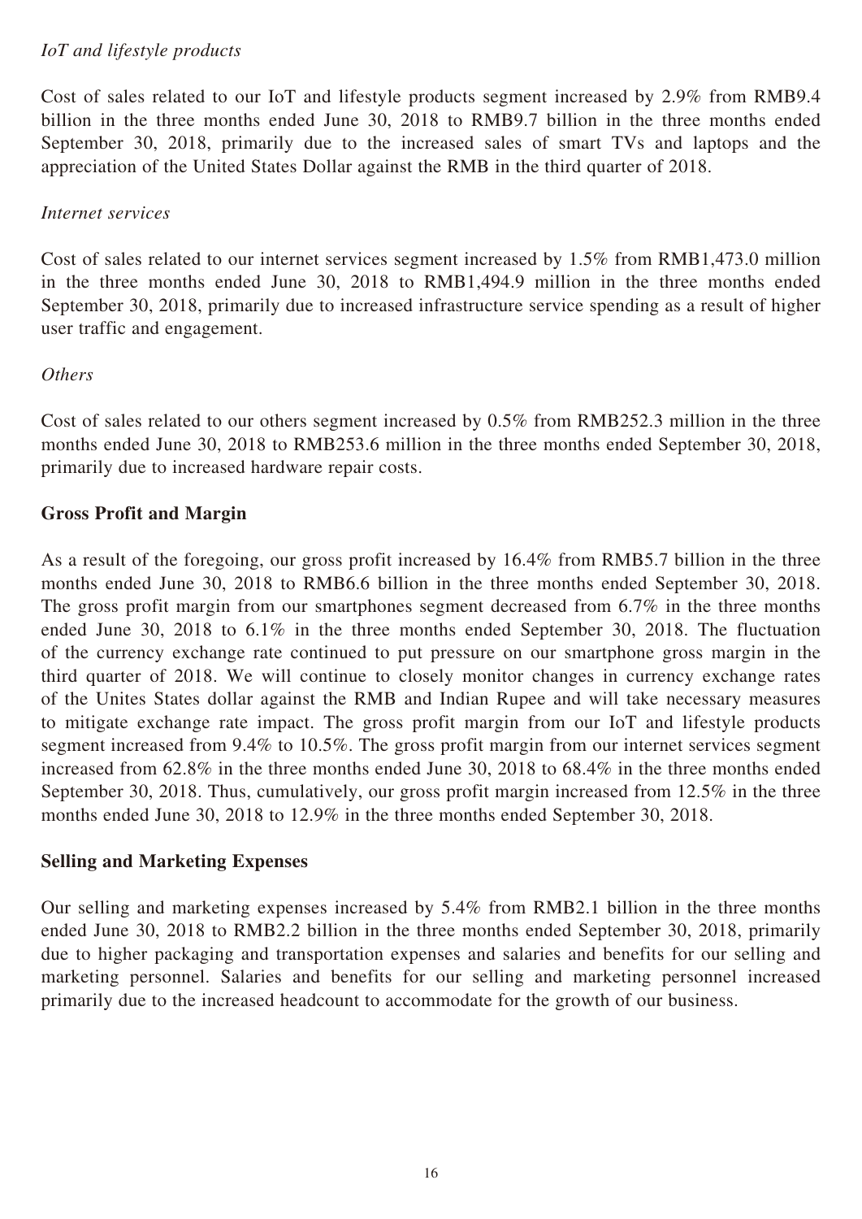*IoT and lifestyle products*

Cost of sales related to our IoT and lifestyle products segment increased by 2.9% from RMB9.4 billion in the three months ended June 30, 2018 to RMB9.7 billion in the three months ended September 30, 2018, primarily due to the increased sales of smart TVs and laptops and the appreciation of the United States Dollar against the RMB in the third quarter of 2018.

*Internet services*

Cost of sales related to our internet services segment increased by 1.5% from RMB1,473.0 million in the three months ended June 30, 2018 to RMB1,494.9 million in the three months ended September 30, 2018, primarily due to increased infrastructure service spending as a result of higher user traffic and engagement.

*Others*

Cost of sales related to our others segment increased by 0.5% from RMB252.3 million in the three months ended June 30, 2018 to RMB253.6 million in the three months ended September 30, 2018, primarily due to increased hardware repair costs.

## Gross Profit and Margin

As a result of the foregoing, our gross profit increased by 16.4% from RMB5.7 billion in the three months ended June 30, 2018 to RMB6.6 billion in the three months ended September 30, 2018. The gross profit margin from our smartphones segment decreased from 6.7% in the three months ended June 30, 2018 to 6.1% in the three months ended September 30, 2018. The fluctuation of the currency exchange rate continued to put pressure on our smartphone gross margin in the third quarter of 2018. We will continue to closely monitor changes in currency exchange rates of the Unites States dollar against the RMB and Indian Rupee and will take necessary measures to mitigate exchange rate impact. The gross profit margin from our IoT and lifestyle products segment increased from 9.4% to 10.5%. The gross profit margin from our internet services segment increased from 62.8% in the three months ended June 30, 2018 to 68.4% in the three months ended September 30, 2018. Thus, cumulatively, our gross profit margin increased from 12.5% in the three months ended June 30, 2018 to 12.9% in the three months ended September 30, 2018.

## Selling and Marketing Expenses

Our selling and marketing expenses increased by 5.4% from RMB2.1 billion in the three months ended June 30, 2018 to RMB2.2 billion in the three months ended September 30, 2018, primarily due to higher packaging and transportation expenses and salaries and benefits for our selling and marketing personnel. Salaries and benefits for our selling and marketing personnel increased primarily due to the increased headcount to accommodate for the growth of our business.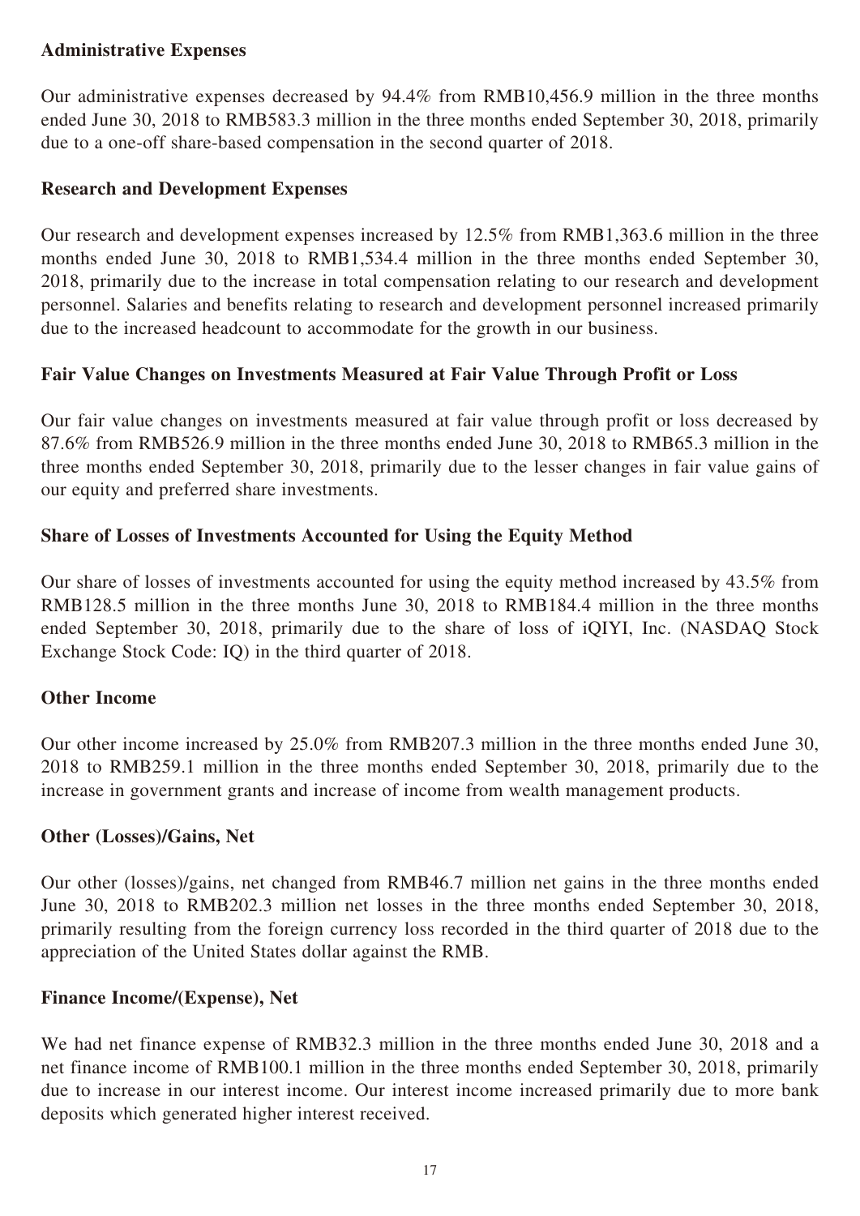### Administrative Expenses

Our administrative expenses decreased by 94.4% from RMB10,456.9 million in the three months ended June 30, 2018 to RMB583.3 million in the three months ended September 30, 2018, primarily due to a one-off share-based compensation in the second quarter of 2018.

### Research and Development Expenses

Our research and development expenses increased by 12.5% from RMB1,363.6 million in the three months ended June 30, 2018 to RMB1,534.4 million in the three months ended September 30, 2018, primarily due to the increase in total compensation relating to our research and development personnel. Salaries and benefits relating to research and development personnel increased primarily due to the increased headcount to accommodate for the growth in our business.

### Fair Value Changes on Investments Measured at Fair Value Through Profit or Loss

Our fair value changes on investments measured at fair value through profit or loss decreased by 87.6% from RMB526.9 million in the three months ended June 30, 2018 to RMB65.3 million in the three months ended September 30, 2018, primarily due to the lesser changes in fair value gains of our equity and preferred share investments.

### Share of Losses of Investments Accounted for Using the Equity Method

Our share of losses of investments accounted for using the equity method increased by 43.5% from RMB128.5 million in the three months June 30, 2018 to RMB184.4 million in the three months ended September 30, 2018, primarily due to the share of loss of iQIYI, Inc. (NASDAQ Stock Exchange Stock Code: IQ) in the third quarter of 2018.

### Other Income

Our other income increased by 25.0% from RMB207.3 million in the three months ended June 30, 2018 to RMB259.1 million in the three months ended September 30, 2018, primarily due to the increase in government grants and increase of income from wealth management products.

### Other (Losses)/Gains, Net

Our other (losses)/gains, net changed from RMB46.7 million net gains in the three months ended June 30, 2018 to RMB202.3 million net losses in the three months ended September 30, 2018, primarily resulting from the foreign currency loss recorded in the third quarter of 2018 due to the appreciation of the United States dollar against the RMB.

### Finance Income/(Expense), Net

We had net finance expense of RMB32.3 million in the three months ended June 30, 2018 and a net finance income of RMB100.1 million in the three months ended September 30, 2018, primarily due to increase in our interest income. Our interest income increased primarily due to more bank deposits which generated higher interest received.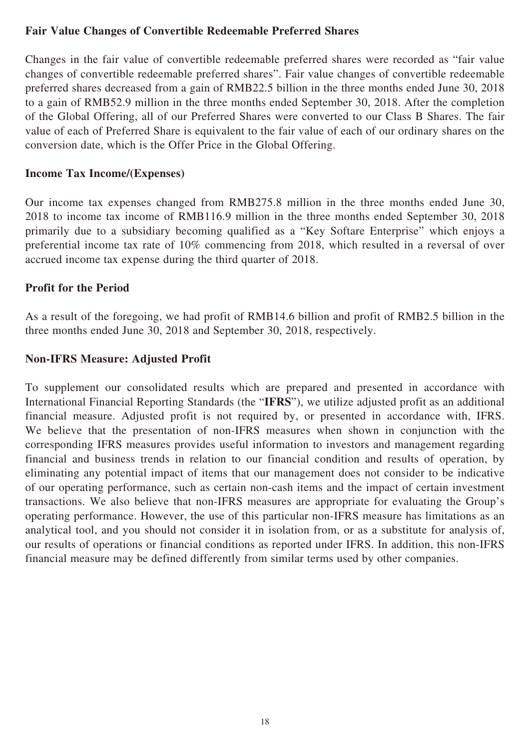### Fair Value Changes of Convertible Redeemable Preferred Shares

Changes in the fair value of convertible redeemable preferred shares were recorded as "fair value changes of convertible redeemable preferred shares". Fair value changes of convertible redeemable preferred shares decreased from a gain of RMB22.5 billion in the three months ended June 30, 2018 to a gain of RMB52.9 million in the three months ended September 30, 2018. After the completion of the Global Offering, all of our Preferred Shares were converted to our Class B Shares. The fair value of each of Preferred Share is equivalent to the fair value of each of our ordinary shares on the conversion date, which is the Offer Price in the Global Offering.

### Income Tax Income/(Expenses)

Our income tax expenses changed from RMB275.8 million in the three months ended June 30, 2018 to income tax income of RMB116.9 million in the three months ended September 30, 2018 primarily due to a subsidiary becoming qualified as a "Key Softare Enterprise" which enjoys a preferential income tax rate of 10% commencing from 2018, which resulted in a reversal of over accrued income tax expense during the third quarter of 2018.

### Profit for the Period

As a result of the foregoing, we had profit of RMB14.6 billion and profit of RMB2.5 billion in the three months ended June 30, 2018 and September 30, 2018, respectively.

### Non-IFRS Measure: Adjusted Profit

To supplement our consolidated results which are prepared and presented in accordance with International Financial Reporting Standards (the "**IFRS**"), we utilize adjusted profit as an additional financial measure. Adjusted profit is not required by, or presented in accordance with, IFRS. We believe that the presentation of non-IFRS measures when shown in conjunction with the corresponding IFRS measures provides useful information to investors and management regarding financial and business trends in relation to our financial condition and results of operation, by eliminating any potential impact of items that our management does not consider to be indicative of our operating performance, such as certain non-cash items and the impact of certain investment transactions. We also believe that non-IFRS measures are appropriate for evaluating the Group's operating performance. However, the use of this particular non-IFRS measure has limitations as an analytical tool, and you should not consider it in isolation from, or as a substitute for analysis of, our results of operations or financial conditions as reported under IFRS. In addition, this non-IFRS financial measure may be defined differently from similar terms used by other companies.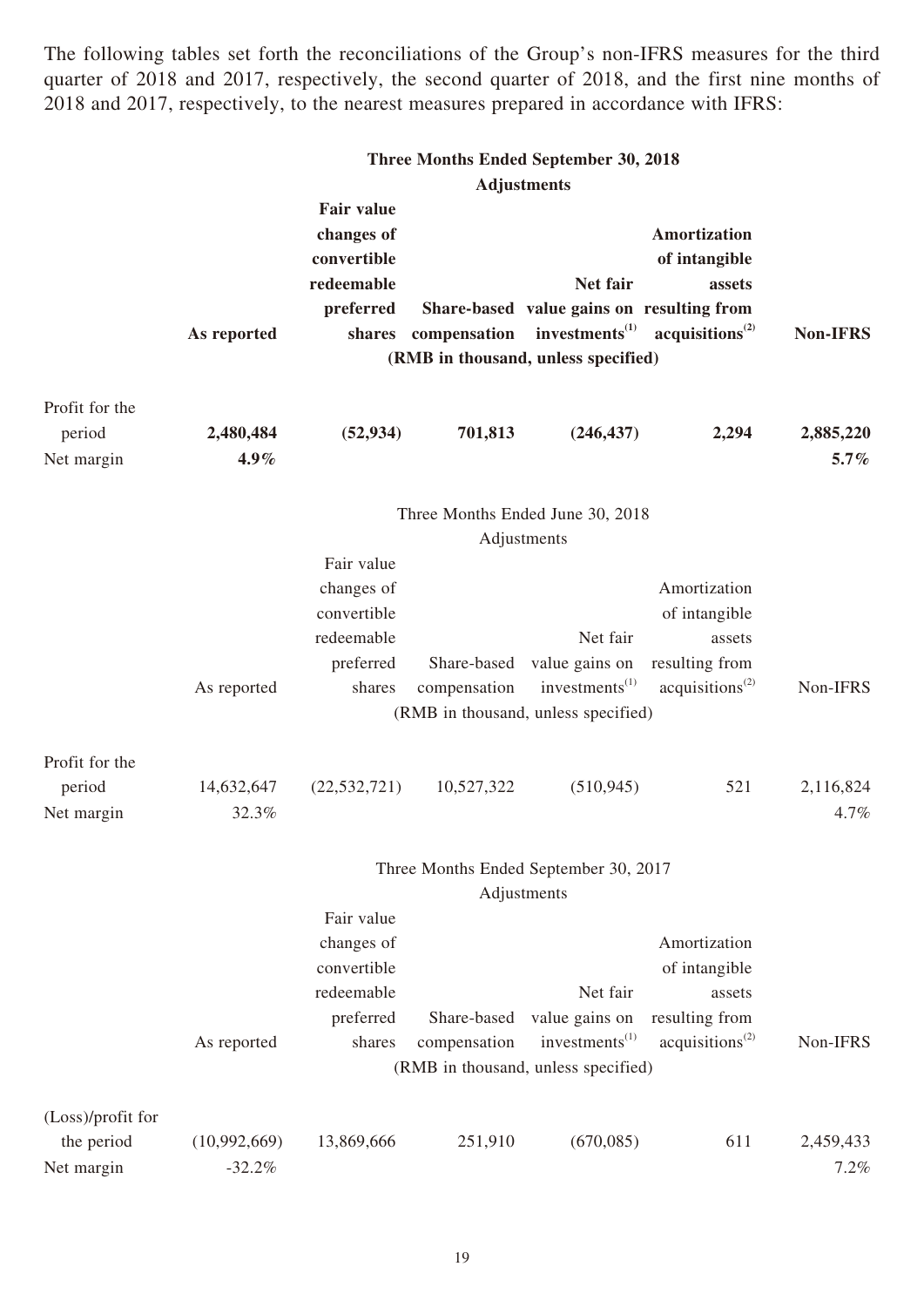The following tables set forth the reconciliations of the Group's non-IFRS measures for the third quarter of 2018 and 2017, respectively, the second quarter of 2018, and the first nine months of 2018 and 2017, respectively, to the nearest measures prepared in accordance with IFRS:

| | **Three Months Ended September 30, 2018** | | | | | |
|---|---|---|---|---|---|---|
| | | **Adjustments** | | | | |
| | **As reported** | **Fair value changes of convertible redeemable preferred shares** | **Share-based compensation** | **Net fair value gains on investments[(1)]** | **Amortization of intangible assets resulting from acquisitions[(2)]** | **Non-IFRS** |
| | | **(RMB in thousand, unless specified)** | | | | |
| Profit for the period | **2,480,484** | **(52,934)** | **701,813** | **(246,437)** | **2,294** | **2,885,220** |
| Net margin | **4.9%** | | | | | **5.7%** |

| | Three Months Ended June 30, 2018 | | | | | |
|---|---|---|---|---|---|---|
| | | Adjustments | | | | |
| | As reported | Fair value changes of convertible redeemable preferred shares | Share-based compensation | Net fair value gains on investments[(1)] | Amortization of intangible assets resulting from acquisitions[(2)] | Non-IFRS |
| | | (RMB in thousand, unless specified) | | | | |
| Profit for the period | 14,632,647 | (22,532,721) | 10,527,322 | (510,945) | 521 | 2,116,824 |
| Net margin | 32.3% | | | | | 4.7% |

| | Three Months Ended September 30, 2017 | | | | | |
|---|---|---|---|---|---|---|
| | | Adjustments | | | | |
| | As reported | Fair value changes of convertible redeemable preferred shares | Share-based compensation | Net fair value gains on investments[(1)] | Amortization of intangible assets resulting from acquisitions[(2)] | Non-IFRS |
| | | (RMB in thousand, unless specified) | | | | |
| (Loss)/profit for the period | (10,992,669) | 13,869,666 | 251,910 | (670,085) | 611 | 2,459,433 |
| Net margin | -32.2% | | | | | 7.2% |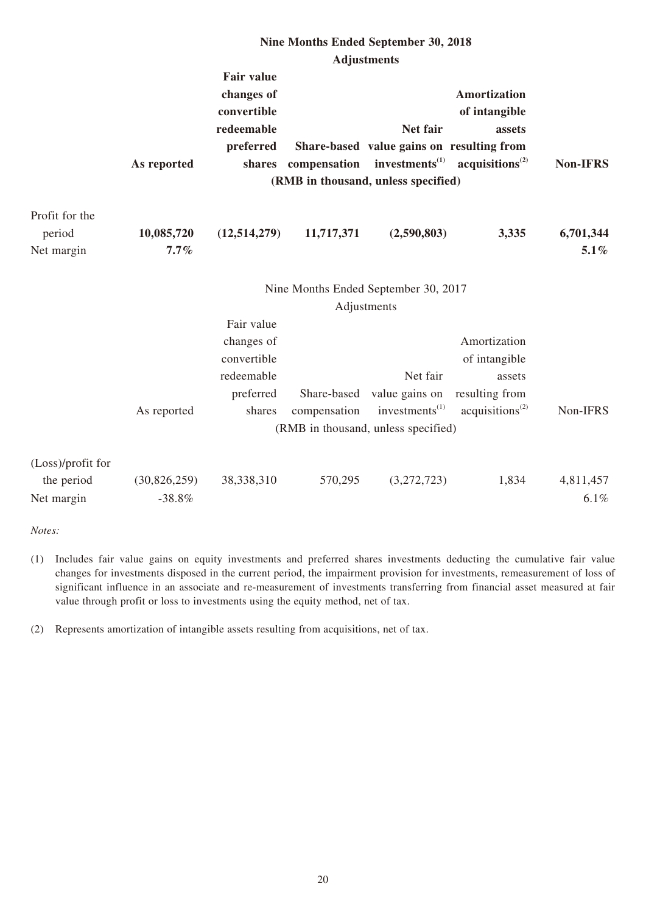| | Nine Months Ended September 30, 2018 | | | | | |
|---|---|---|---|---|---|---|
| | | Adjustments | | | | |
| | **As reported** | **Fair value changes of convertible redeemable preferred shares** | **Share-based compensation** | **Net fair value gains on investments[1]** | **Amortization of intangible assets resulting from acquisitions[2]** | **Non-IFRS** |
| | | (RMB in thousand, unless specified) | | | | |
| Profit for the period | **10,085,720** | **(12,514,279)** | **11,717,371** | **(2,590,803)** | **3,335** | **6,701,344** |
| Net margin | **7.7%** | | | | | **5.1%** |

| | Nine Months Ended September 30, 2017 | | | | | |
|---|---|---|---|---|---|---|
| | | Adjustments | | | | |
| | As reported | Fair value changes of convertible redeemable preferred shares | Share-based compensation | Net fair value gains on investments[1] | Amortization of intangible assets resulting from acquisitions[2] | Non-IFRS |
| | | (RMB in thousand, unless specified) | | | | |
| (Loss)/profit for the period | (30,826,259) | 38,338,310 | 570,295 | (3,272,723) | 1,834 | 4,811,457 |
| Net margin | -38.8% | | | | | 6.1% |

*Notes:*

(1) Includes fair value gains on equity investments and preferred shares investments deducting the cumulative fair value changes for investments disposed in the current period, the impairment provision for investments, remeasurement of loss of significant influence in an associate and re-measurement of investments transferring from financial asset measured at fair value through profit or loss to investments using the equity method, net of tax.

(2) Represents amortization of intangible assets resulting from acquisitions, net of tax.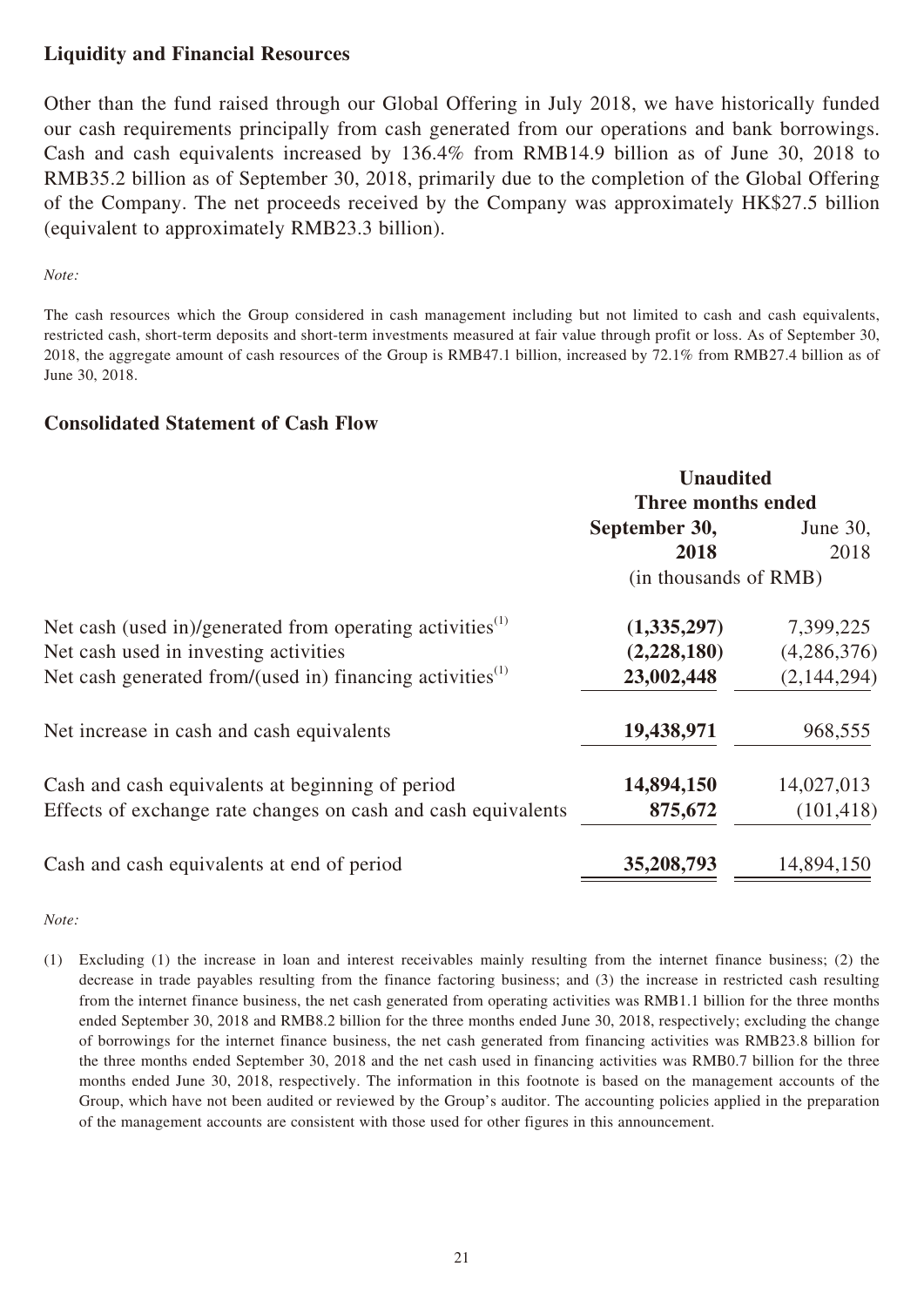## Liquidity and Financial Resources

Other than the fund raised through our Global Offering in July 2018, we have historically funded our cash requirements principally from cash generated from our operations and bank borrowings. Cash and cash equivalents increased by 136.4% from RMB14.9 billion as of June 30, 2018 to RMB35.2 billion as of September 30, 2018, primarily due to the completion of the Global Offering of the Company. The net proceeds received by the Company was approximately HK$27.5 billion (equivalent to approximately RMB23.3 billion).

*Note:*

The cash resources which the Group considered in cash management including but not limited to cash and cash equivalents, restricted cash, short-term deposits and short-term investments measured at fair value through profit or loss. As of September 30, 2018, the aggregate amount of cash resources of the Group is RMB47.1 billion, increased by 72.1% from RMB27.4 billion as of June 30, 2018.

## Consolidated Statement of Cash Flow

| | **Unaudited** | |
|---|---|---|
| | **Three months ended** | |
| | **September 30, 2018** | June 30, 2018 |
| | (in thousands of RMB) | |
| Net cash (used in)/generated from operating activities[(1)] | **(1,335,297)** | 7,399,225 |
| Net cash used in investing activities | **(2,228,180)** | (4,286,376) |
| Net cash generated from/(used in) financing activities[(1)] | **23,002,448** | (2,144,294) |
| Net increase in cash and cash equivalents | **19,438,971** | 968,555 |
| Cash and cash equivalents at beginning of period | **14,894,150** | 14,027,013 |
| Effects of exchange rate changes on cash and cash equivalents | **875,672** | (101,418) |
| Cash and cash equivalents at end of period | **35,208,793** | 14,894,150 |

*Note:*

(1) Excluding (1) the increase in loan and interest receivables mainly resulting from the internet finance business; (2) the decrease in trade payables resulting from the finance factoring business; and (3) the increase in restricted cash resulting from the internet finance business, the net cash generated from operating activities was RMB1.1 billion for the three months ended September 30, 2018 and RMB8.2 billion for the three months ended June 30, 2018, respectively; excluding the change of borrowings for the internet finance business, the net cash generated from financing activities was RMB23.8 billion for the three months ended September 30, 2018 and the net cash used in financing activities was RMB0.7 billion for the three months ended June 30, 2018, respectively. The information in this footnote is based on the management accounts of the Group, which have not been audited or reviewed by the Group's auditor. The accounting policies applied in the preparation of the management accounts are consistent with those used for other figures in this announcement.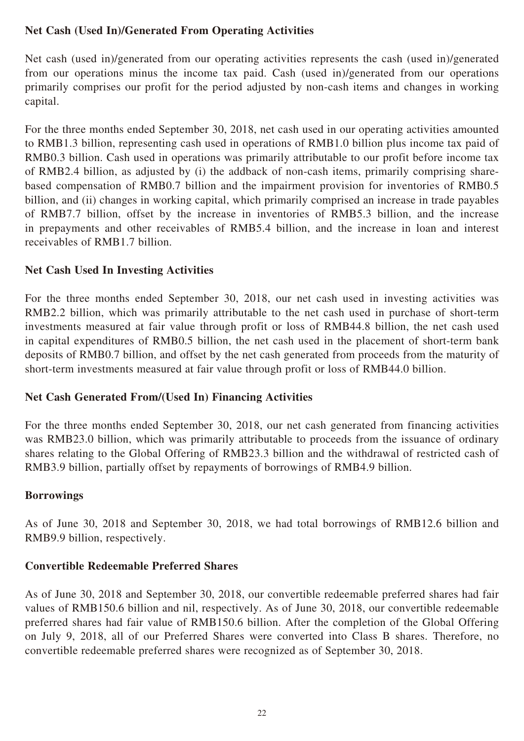**Net Cash (Used In)/Generated From Operating Activities**

Net cash (used in)/generated from our operating activities represents the cash (used in)/generated from our operations minus the income tax paid. Cash (used in)/generated from our operations primarily comprises our profit for the period adjusted by non-cash items and changes in working capital.

For the three months ended September 30, 2018, net cash used in our operating activities amounted to RMB1.3 billion, representing cash used in operations of RMB1.0 billion plus income tax paid of RMB0.3 billion. Cash used in operations was primarily attributable to our profit before income tax of RMB2.4 billion, as adjusted by (i) the addback of non-cash items, primarily comprising share-based compensation of RMB0.7 billion and the impairment provision for inventories of RMB0.5 billion, and (ii) changes in working capital, which primarily comprised an increase in trade payables of RMB7.7 billion, offset by the increase in inventories of RMB5.3 billion, and the increase in prepayments and other receivables of RMB5.4 billion, and the increase in loan and interest receivables of RMB1.7 billion.

**Net Cash Used In Investing Activities**

For the three months ended September 30, 2018, our net cash used in investing activities was RMB2.2 billion, which was primarily attributable to the net cash used in purchase of short-term investments measured at fair value through profit or loss of RMB44.8 billion, the net cash used in capital expenditures of RMB0.5 billion, the net cash used in the placement of short-term bank deposits of RMB0.7 billion, and offset by the net cash generated from proceeds from the maturity of short-term investments measured at fair value through profit or loss of RMB44.0 billion.

**Net Cash Generated From/(Used In) Financing Activities**

For the three months ended September 30, 2018, our net cash generated from financing activities was RMB23.0 billion, which was primarily attributable to proceeds from the issuance of ordinary shares relating to the Global Offering of RMB23.3 billion and the withdrawal of restricted cash of RMB3.9 billion, partially offset by repayments of borrowings of RMB4.9 billion.

**Borrowings**

As of June 30, 2018 and September 30, 2018, we had total borrowings of RMB12.6 billion and RMB9.9 billion, respectively.

**Convertible Redeemable Preferred Shares**

As of June 30, 2018 and September 30, 2018, our convertible redeemable preferred shares had fair values of RMB150.6 billion and nil, respectively. As of June 30, 2018, our convertible redeemable preferred shares had fair value of RMB150.6 billion. After the completion of the Global Offering on July 9, 2018, all of our Preferred Shares were converted into Class B shares. Therefore, no convertible redeemable preferred shares were recognized as of September 30, 2018.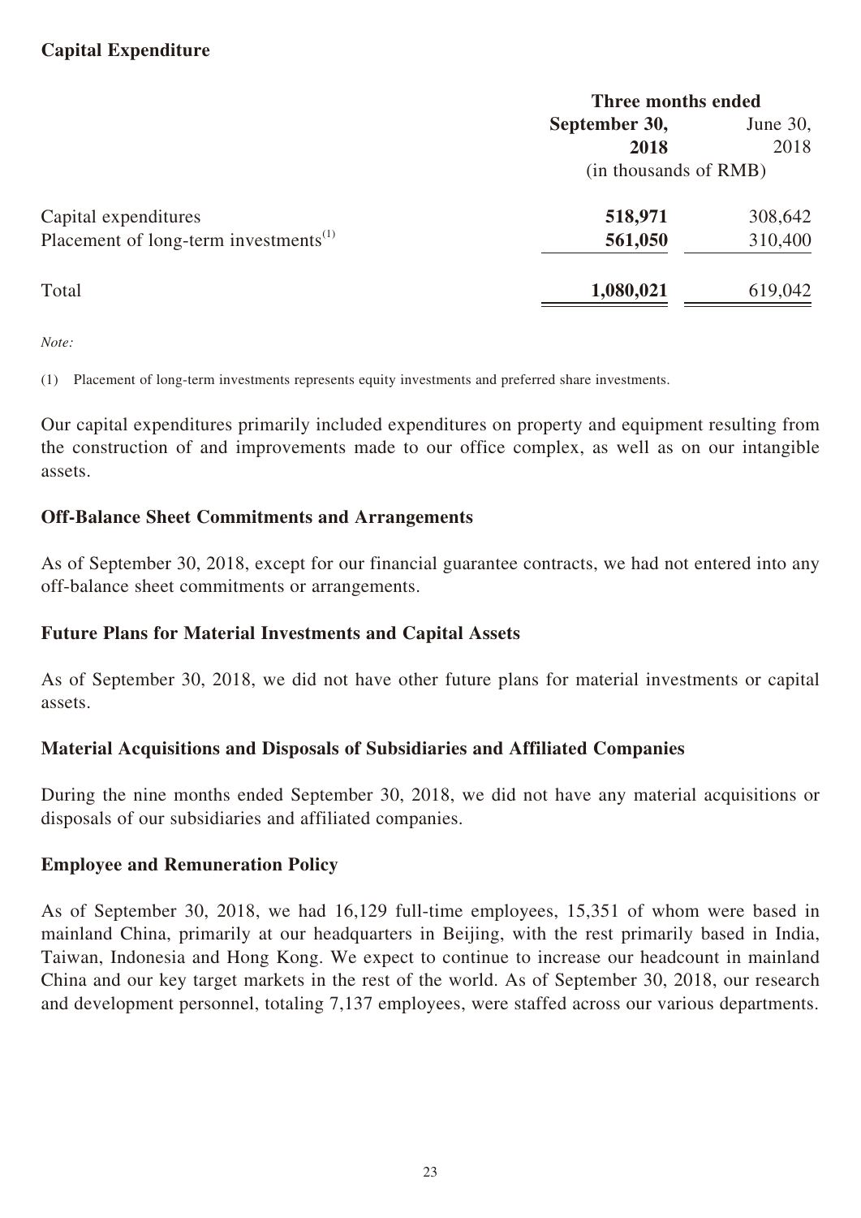## Capital Expenditure

| | Three months ended | |
|---|---|---|
| | **September 30, 2018** | June 30, 2018 |
| | (in thousands of RMB) | |
| Capital expenditures | **518,971** | 308,642 |
| Placement of long-term investments[(1)] | **561,050** | 310,400 |
| Total | **1,080,021** | 619,042 |

*Note:*

(1) Placement of long-term investments represents equity investments and preferred share investments.

Our capital expenditures primarily included expenditures on property and equipment resulting from the construction of and improvements made to our office complex, as well as on our intangible assets.

## Off-Balance Sheet Commitments and Arrangements

As of September 30, 2018, except for our financial guarantee contracts, we had not entered into any off-balance sheet commitments or arrangements.

## Future Plans for Material Investments and Capital Assets

As of September 30, 2018, we did not have other future plans for material investments or capital assets.

## Material Acquisitions and Disposals of Subsidiaries and Affiliated Companies

During the nine months ended September 30, 2018, we did not have any material acquisitions or disposals of our subsidiaries and affiliated companies.

## Employee and Remuneration Policy

As of September 30, 2018, we had 16,129 full-time employees, 15,351 of whom were based in mainland China, primarily at our headquarters in Beijing, with the rest primarily based in India, Taiwan, Indonesia and Hong Kong. We expect to continue to increase our headcount in mainland China and our key target markets in the rest of the world. As of September 30, 2018, our research and development personnel, totaling 7,137 employees, were staffed across our various departments.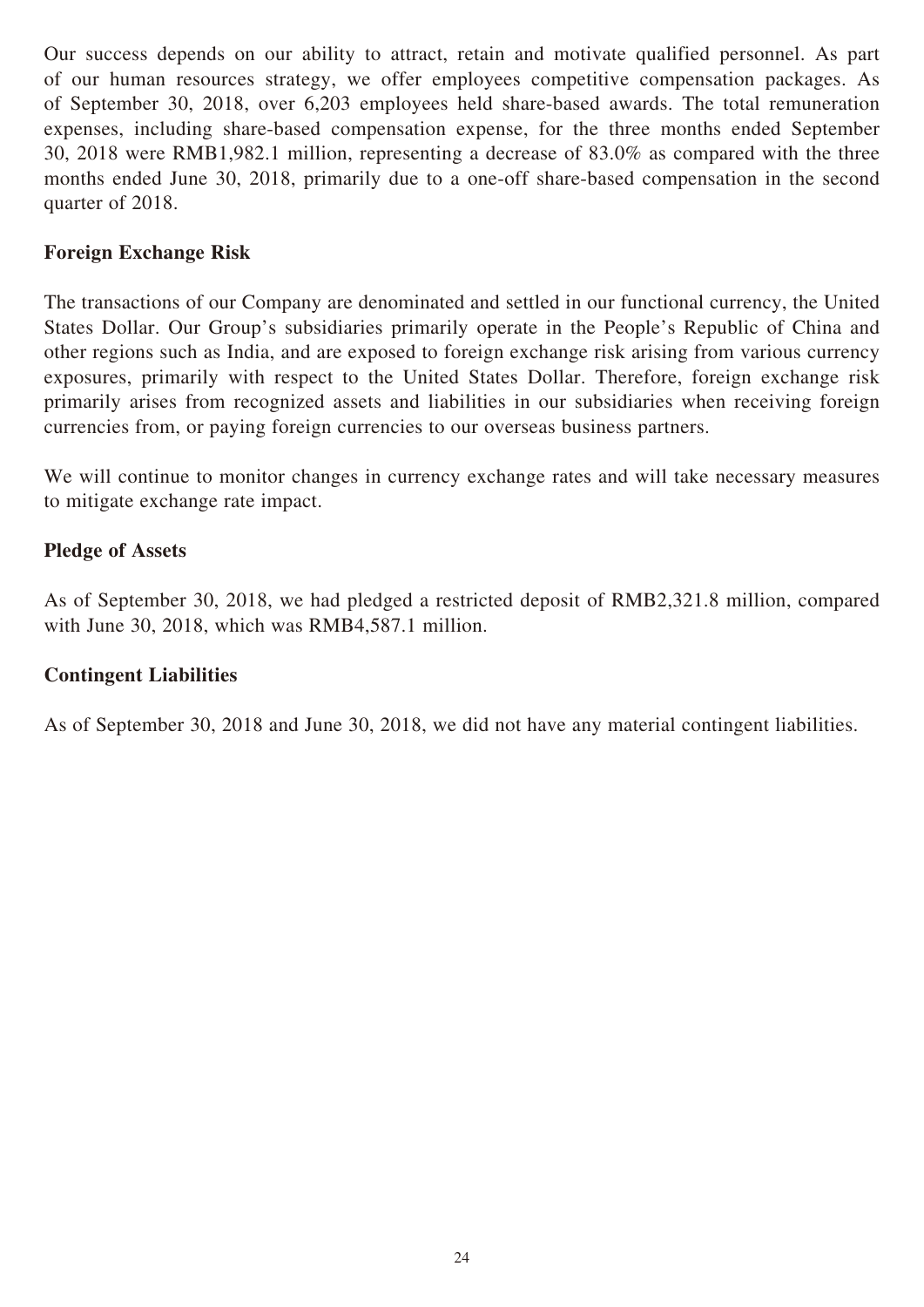Our success depends on our ability to attract, retain and motivate qualified personnel. As part of our human resources strategy, we offer employees competitive compensation packages. As of September 30, 2018, over 6,203 employees held share-based awards. The total remuneration expenses, including share-based compensation expense, for the three months ended September 30, 2018 were RMB1,982.1 million, representing a decrease of 83.0% as compared with the three months ended June 30, 2018, primarily due to a one-off share-based compensation in the second quarter of 2018.

**Foreign Exchange Risk**

The transactions of our Company are denominated and settled in our functional currency, the United States Dollar. Our Group's subsidiaries primarily operate in the People's Republic of China and other regions such as India, and are exposed to foreign exchange risk arising from various currency exposures, primarily with respect to the United States Dollar. Therefore, foreign exchange risk primarily arises from recognized assets and liabilities in our subsidiaries when receiving foreign currencies from, or paying foreign currencies to our overseas business partners.

We will continue to monitor changes in currency exchange rates and will take necessary measures to mitigate exchange rate impact.

**Pledge of Assets**

As of September 30, 2018, we had pledged a restricted deposit of RMB2,321.8 million, compared with June 30, 2018, which was RMB4,587.1 million.

**Contingent Liabilities**

As of September 30, 2018 and June 30, 2018, we did not have any material contingent liabilities.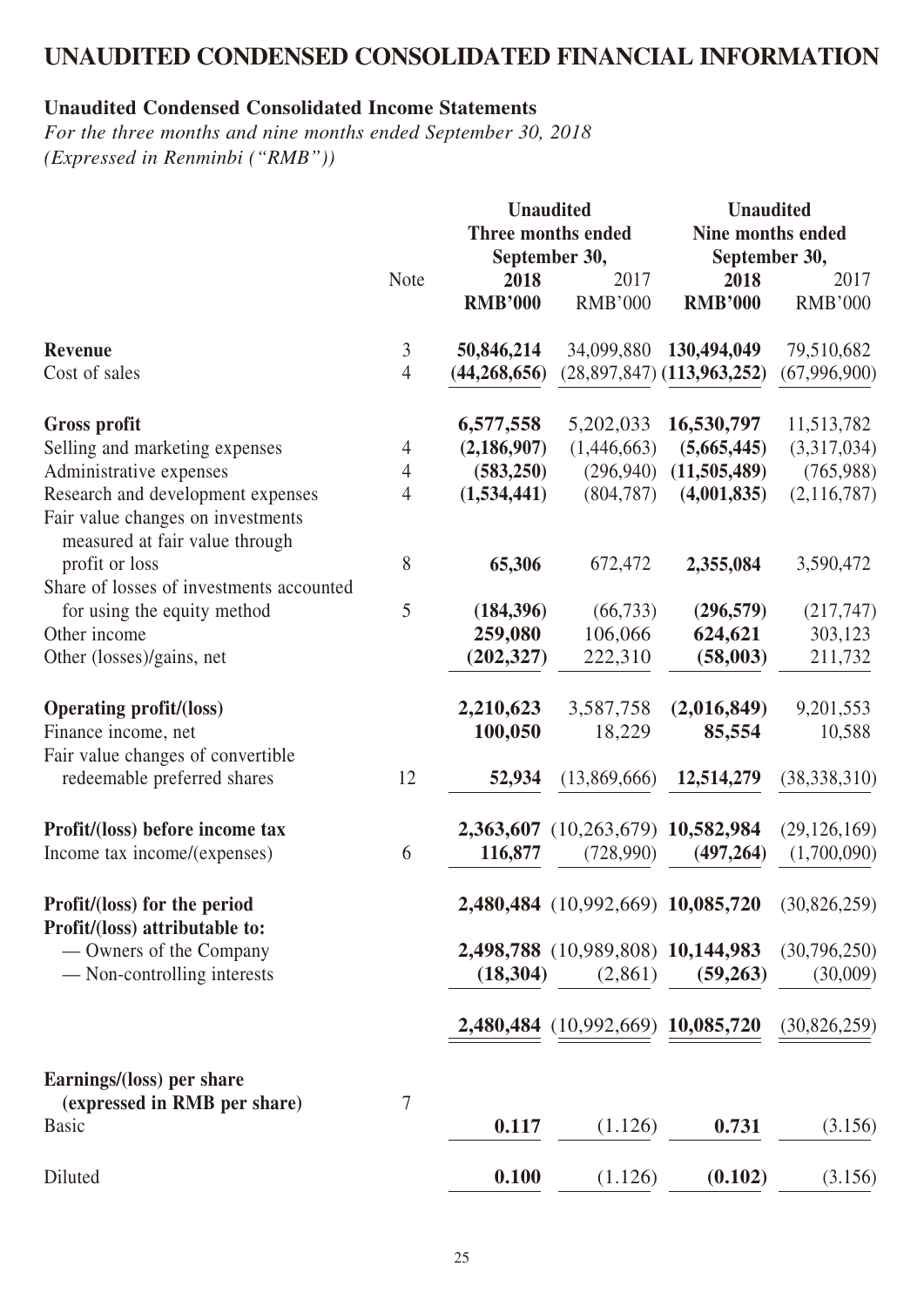# UNAUDITED CONDENSED CONSOLIDATED FINANCIAL INFORMATION

## Unaudited Condensed Consolidated Income Statements

*For the three months and nine months ended September 30, 2018*
*(Expressed in Renminbi ("RMB"))*

| | Note | Unaudited Three months ended September 30, | | Unaudited Nine months ended September 30, | |
|---|---|---|---|---|---|
| | | **2018** | 2017 | **2018** | 2017 |
| | | **RMB'000** | RMB'000 | **RMB'000** | RMB'000 |
| **Revenue** | 3 | **50,846,214** | 34,099,880 | **130,494,049** | 79,510,682 |
| Cost of sales | 4 | **(44,268,656)** | (28,897,847) | **(113,963,252)** | (67,996,900) |
| **Gross profit** | | **6,577,558** | 5,202,033 | **16,530,797** | 11,513,782 |
| Selling and marketing expenses | 4 | **(2,186,907)** | (1,446,663) | **(5,665,445)** | (3,317,034) |
| Administrative expenses | 4 | **(583,250)** | (296,940) | **(11,505,489)** | (765,988) |
| Research and development expenses | 4 | **(1,534,441)** | (804,787) | **(4,001,835)** | (2,116,787) |
| Fair value changes on investments measured at fair value through profit or loss | 8 | **65,306** | 672,472 | **2,355,084** | 3,590,472 |
| Share of losses of investments accounted for using the equity method | 5 | **(184,396)** | (66,733) | **(296,579)** | (217,747) |
| Other income | | **259,080** | 106,066 | **624,621** | 303,123 |
| Other (losses)/gains, net | | **(202,327)** | 222,310 | **(58,003)** | 211,732 |
| **Operating profit/(loss)** | | **2,210,623** | 3,587,758 | **(2,016,849)** | 9,201,553 |
| Finance income, net | | **100,050** | 18,229 | **85,554** | 10,588 |
| Fair value changes of convertible redeemable preferred shares | 12 | **52,934** | (13,869,666) | **12,514,279** | (38,338,310) |
| **Profit/(loss) before income tax** | | **2,363,607** | (10,263,679) | **10,582,984** | (29,126,169) |
| Income tax income/(expenses) | 6 | **116,877** | (728,990) | **(497,264)** | (1,700,090) |
| **Profit/(loss) for the period** | | **2,480,484** | (10,992,669) | **10,085,720** | (30,826,259) |
| **Profit/(loss) attributable to:** | | | | | |
| — Owners of the Company | | **2,498,788** | (10,989,808) | **10,144,983** | (30,796,250) |
| — Non-controlling interests | | **(18,304)** | (2,861) | **(59,263)** | (30,009) |
| | | **2,480,484** | (10,992,669) | **10,085,720** | (30,826,259) |
| **Earnings/(loss) per share (expressed in RMB per share)** | 7 | | | | |
| Basic | | **0.117** | (1.126) | **0.731** | (3.156) |
| Diluted | | **0.100** | (1.126) | **(0.102)** | (3.156) |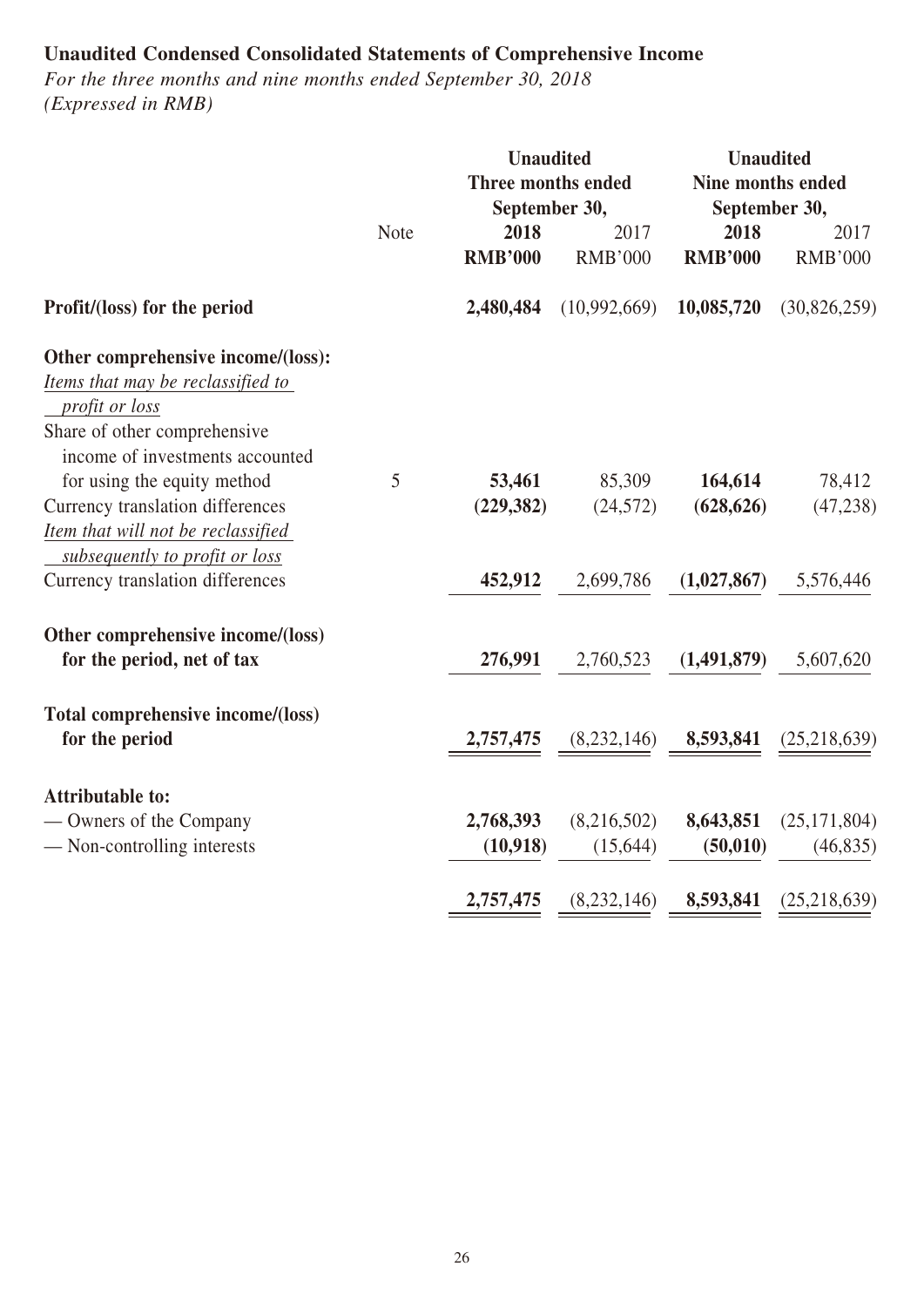**Unaudited Condensed Consolidated Statements of Comprehensive Income**

*For the three months and nine months ended September 30, 2018*
*(Expressed in RMB)*

| | Note | Unaudited Three months ended September 30, | | Unaudited Nine months ended September 30, | |
|---|---|---|---|---|---|
| | | **2018** | 2017 | **2018** | 2017 |
| | | **RMB'000** | RMB'000 | **RMB'000** | RMB'000 |
| **Profit/(loss) for the period** | | **2,480,484** | (10,992,669) | **10,085,720** | (30,826,259) |
| **Other comprehensive income/(loss):** | | | | | |
| *Items that may be reclassified to profit or loss* | | | | | |
| Share of other comprehensive income of investments accounted for using the equity method | 5 | **53,461** | 85,309 | **164,614** | 78,412 |
| Currency translation differences | | **(229,382)** | (24,572) | **(628,626)** | (47,238) |
| *Item that will not be reclassified subsequently to profit or loss* | | | | | |
| Currency translation differences | | **452,912** | 2,699,786 | **(1,027,867)** | 5,576,446 |
| **Other comprehensive income/(loss) for the period, net of tax** | | **276,991** | 2,760,523 | **(1,491,879)** | 5,607,620 |
| **Total comprehensive income/(loss) for the period** | | **2,757,475** | (8,232,146) | **8,593,841** | (25,218,639) |
| **Attributable to:** | | | | | |
| — Owners of the Company | | **2,768,393** | (8,216,502) | **8,643,851** | (25,171,804) |
| — Non-controlling interests | | **(10,918)** | (15,644) | **(50,010)** | (46,835) |
| | | **2,757,475** | (8,232,146) | **8,593,841** | (25,218,639) |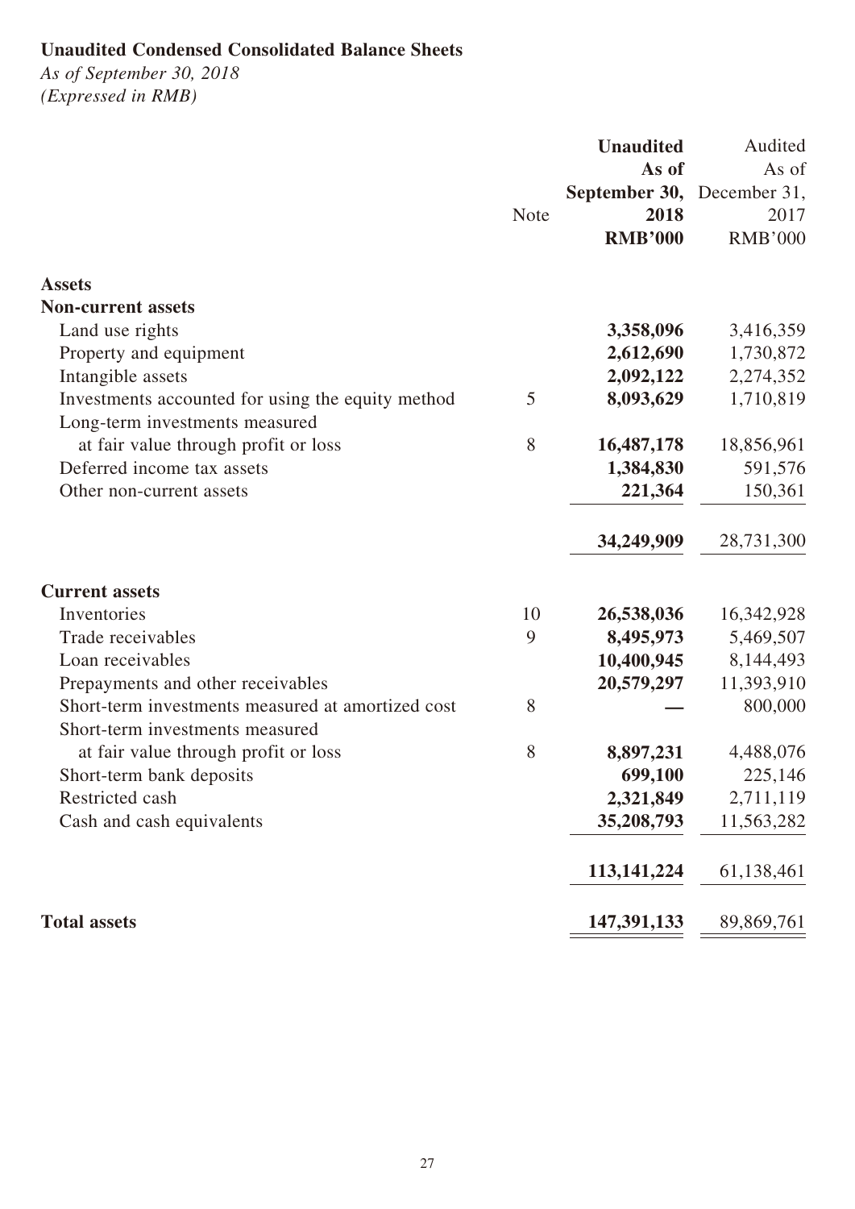**Unaudited Condensed Consolidated Balance Sheets**

*As of September 30, 2018*

*(Expressed in RMB)*

| | Note | **Unaudited As of September 30, 2018 RMB'000** | Audited As of December 31, 2017 RMB'000 |
|---|---|---|---|
| **Assets** | | | |
| **Non-current assets** | | | |
| Land use rights | | **3,358,096** | 3,416,359 |
| Property and equipment | | **2,612,690** | 1,730,872 |
| Intangible assets | | **2,092,122** | 2,274,352 |
| Investments accounted for using the equity method | 5 | **8,093,629** | 1,710,819 |
| Long-term investments measured at fair value through profit or loss | 8 | **16,487,178** | 18,856,961 |
| Deferred income tax assets | | **1,384,830** | 591,576 |
| Other non-current assets | | **221,364** | 150,361 |
| | | **34,249,909** | 28,731,300 |
| **Current assets** | | | |
| Inventories | 10 | **26,538,036** | 16,342,928 |
| Trade receivables | 9 | **8,495,973** | 5,469,507 |
| Loan receivables | | **10,400,945** | 8,144,493 |
| Prepayments and other receivables | | **20,579,297** | 11,393,910 |
| Short-term investments measured at amortized cost | 8 | **—** | 800,000 |
| Short-term investments measured at fair value through profit or loss | 8 | **8,897,231** | 4,488,076 |
| Short-term bank deposits | | **699,100** | 225,146 |
| Restricted cash | | **2,321,849** | 2,711,119 |
| Cash and cash equivalents | | **35,208,793** | 11,563,282 |
| | | **113,141,224** | 61,138,461 |
| **Total assets** | | **147,391,133** | 89,869,761 |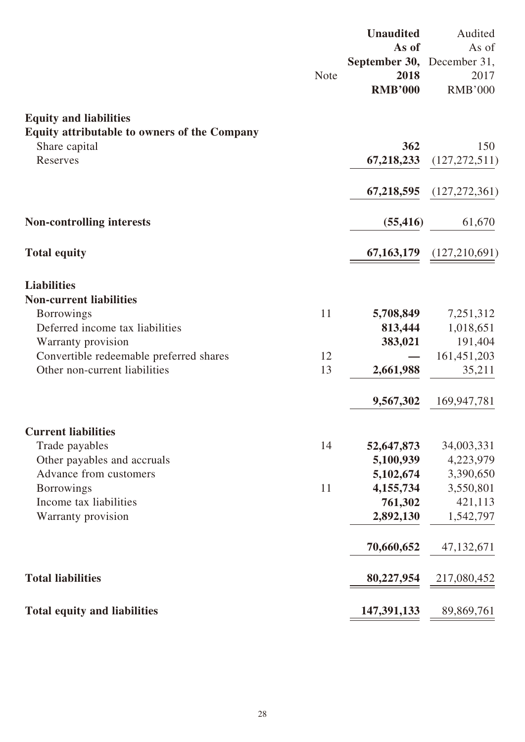| | Note | Unaudited As of September 30, 2018 RMB'000 | Audited As of December 31, 2017 RMB'000 |
|---|---|---|---|
| **Equity and liabilities** | | | |
| **Equity attributable to owners of the Company** | | | |
| Share capital | | **362** | 150 |
| Reserves | | **67,218,233** | (127,272,511) |
| | | **67,218,595** | (127,272,361) |
| **Non-controlling interests** | | **(55,416)** | 61,670 |
| **Total equity** | | **67,163,179** | (127,210,691) |
| **Liabilities** | | | |
| **Non-current liabilities** | | | |
| Borrowings | 11 | **5,708,849** | 7,251,312 |
| Deferred income tax liabilities | | **813,444** | 1,018,651 |
| Warranty provision | | **383,021** | 191,404 |
| Convertible redeemable preferred shares | 12 | **—** | 161,451,203 |
| Other non-current liabilities | 13 | **2,661,988** | 35,211 |
| | | **9,567,302** | 169,947,781 |
| **Current liabilities** | | | |
| Trade payables | 14 | **52,647,873** | 34,003,331 |
| Other payables and accruals | | **5,100,939** | 4,223,979 |
| Advance from customers | | **5,102,674** | 3,390,650 |
| Borrowings | 11 | **4,155,734** | 3,550,801 |
| Income tax liabilities | | **761,302** | 421,113 |
| Warranty provision | | **2,892,130** | 1,542,797 |
| | | **70,660,652** | 47,132,671 |
| **Total liabilities** | | **80,227,954** | 217,080,452 |
| **Total equity and liabilities** | | **147,391,133** | 89,869,761 |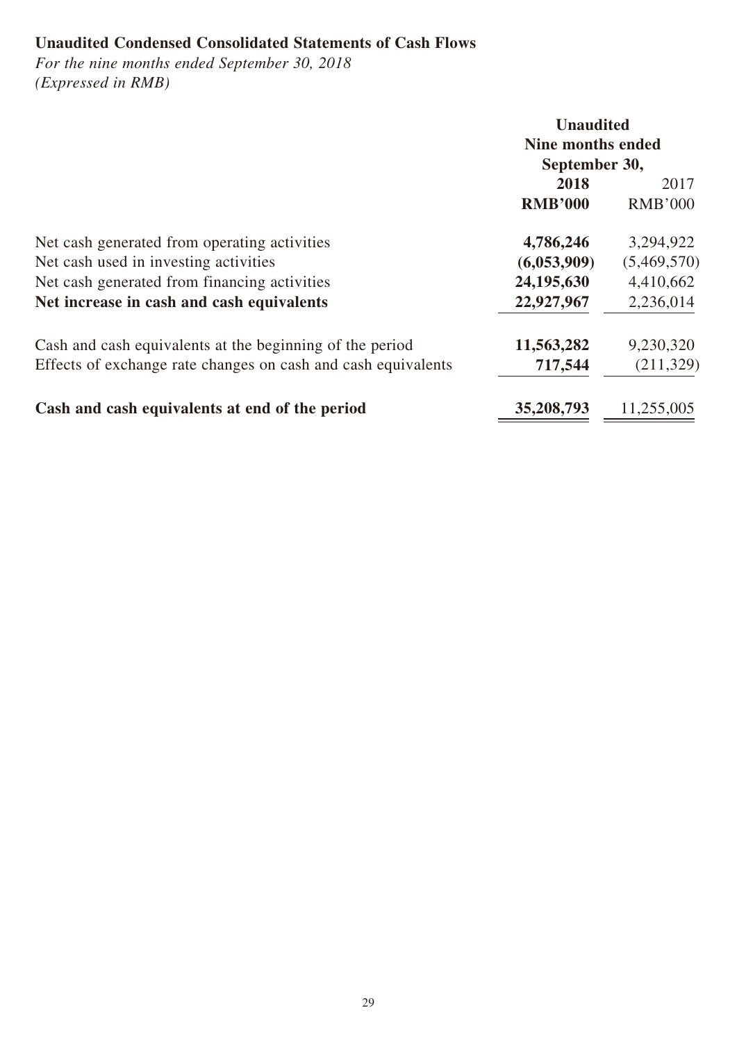**Unaudited Condensed Consolidated Statements of Cash Flows**

*For the nine months ended September 30, 2018*
*(Expressed in RMB)*

| | Unaudited | |
|---|---|---|
| | Nine months ended | |
| | September 30, | |
| | **2018** | 2017 |
| | **RMB'000** | RMB'000 |
| Net cash generated from operating activities | **4,786,246** | 3,294,922 |
| Net cash used in investing activities | **(6,053,909)** | (5,469,570) |
| Net cash generated from financing activities | **24,195,630** | 4,410,662 |
| **Net increase in cash and cash equivalents** | **22,927,967** | 2,236,014 |
| Cash and cash equivalents at the beginning of the period | **11,563,282** | 9,230,320 |
| Effects of exchange rate changes on cash and cash equivalents | **717,544** | (211,329) |
| **Cash and cash equivalents at end of the period** | **35,208,793** | 11,255,005 |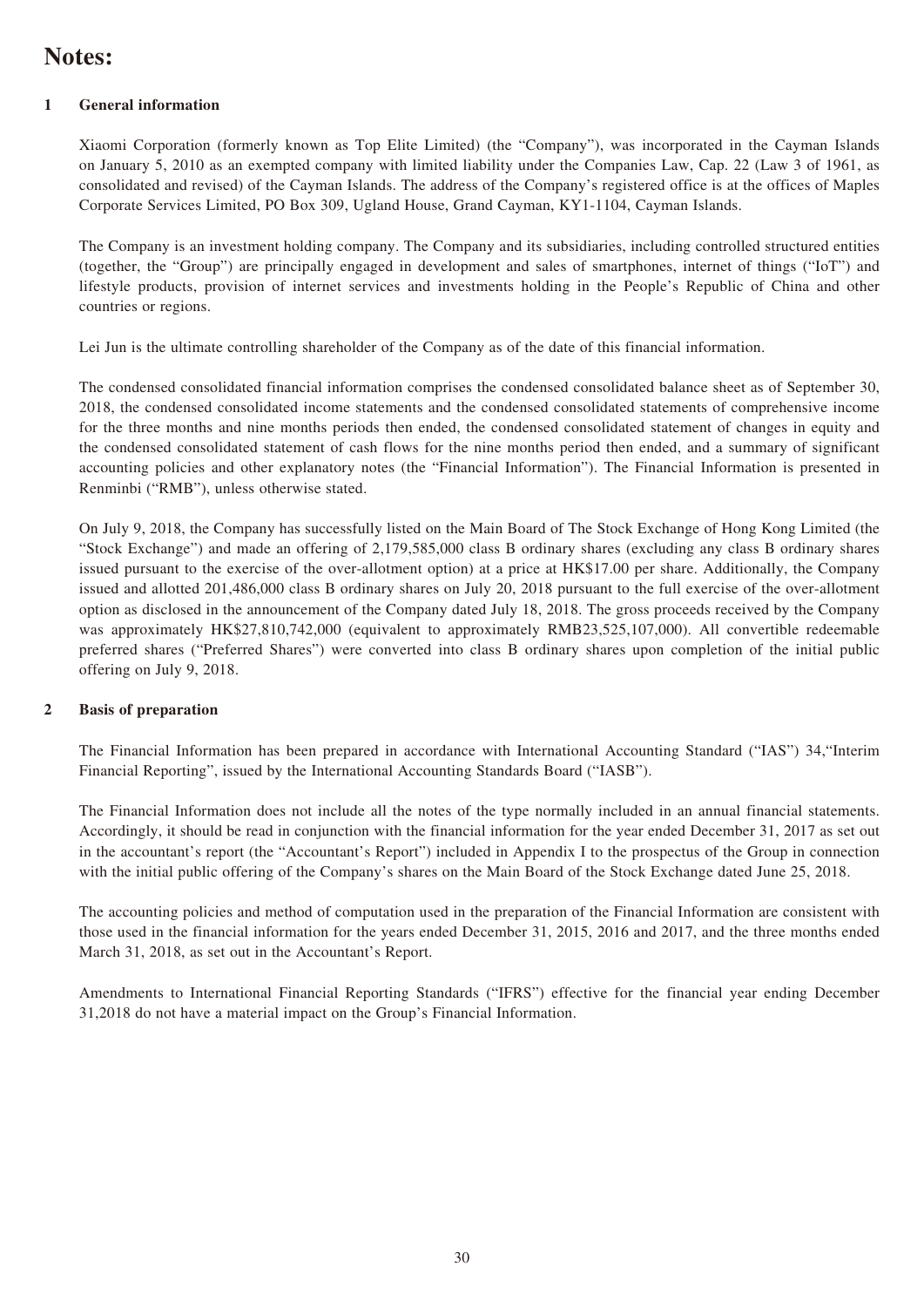# Notes:

## 1 General information

Xiaomi Corporation (formerly known as Top Elite Limited) (the "Company"), was incorporated in the Cayman Islands on January 5, 2010 as an exempted company with limited liability under the Companies Law, Cap. 22 (Law 3 of 1961, as consolidated and revised) of the Cayman Islands. The address of the Company's registered office is at the offices of Maples Corporate Services Limited, PO Box 309, Ugland House, Grand Cayman, KY1-1104, Cayman Islands.

The Company is an investment holding company. The Company and its subsidiaries, including controlled structured entities (together, the "Group") are principally engaged in development and sales of smartphones, internet of things ("IoT") and lifestyle products, provision of internet services and investments holding in the People's Republic of China and other countries or regions.

Lei Jun is the ultimate controlling shareholder of the Company as of the date of this financial information.

The condensed consolidated financial information comprises the condensed consolidated balance sheet as of September 30, 2018, the condensed consolidated income statements and the condensed consolidated statements of comprehensive income for the three months and nine months periods then ended, the condensed consolidated statement of changes in equity and the condensed consolidated statement of cash flows for the nine months period then ended, and a summary of significant accounting policies and other explanatory notes (the "Financial Information"). The Financial Information is presented in Renminbi ("RMB"), unless otherwise stated.

On July 9, 2018, the Company has successfully listed on the Main Board of The Stock Exchange of Hong Kong Limited (the "Stock Exchange") and made an offering of 2,179,585,000 class B ordinary shares (excluding any class B ordinary shares issued pursuant to the exercise of the over-allotment option) at a price at HK$17.00 per share. Additionally, the Company issued and allotted 201,486,000 class B ordinary shares on July 20, 2018 pursuant to the full exercise of the over-allotment option as disclosed in the announcement of the Company dated July 18, 2018. The gross proceeds received by the Company was approximately HK$27,810,742,000 (equivalent to approximately RMB23,525,107,000). All convertible redeemable preferred shares ("Preferred Shares") were converted into class B ordinary shares upon completion of the initial public offering on July 9, 2018.

## 2 Basis of preparation

The Financial Information has been prepared in accordance with International Accounting Standard ("IAS") 34,"Interim Financial Reporting", issued by the International Accounting Standards Board ("IASB").

The Financial Information does not include all the notes of the type normally included in an annual financial statements. Accordingly, it should be read in conjunction with the financial information for the year ended December 31, 2017 as set out in the accountant's report (the "Accountant's Report") included in Appendix I to the prospectus of the Group in connection with the initial public offering of the Company's shares on the Main Board of the Stock Exchange dated June 25, 2018.

The accounting policies and method of computation used in the preparation of the Financial Information are consistent with those used in the financial information for the years ended December 31, 2015, 2016 and 2017, and the three months ended March 31, 2018, as set out in the Accountant's Report.

Amendments to International Financial Reporting Standards ("IFRS") effective for the financial year ending December 31,2018 do not have a material impact on the Group's Financial Information.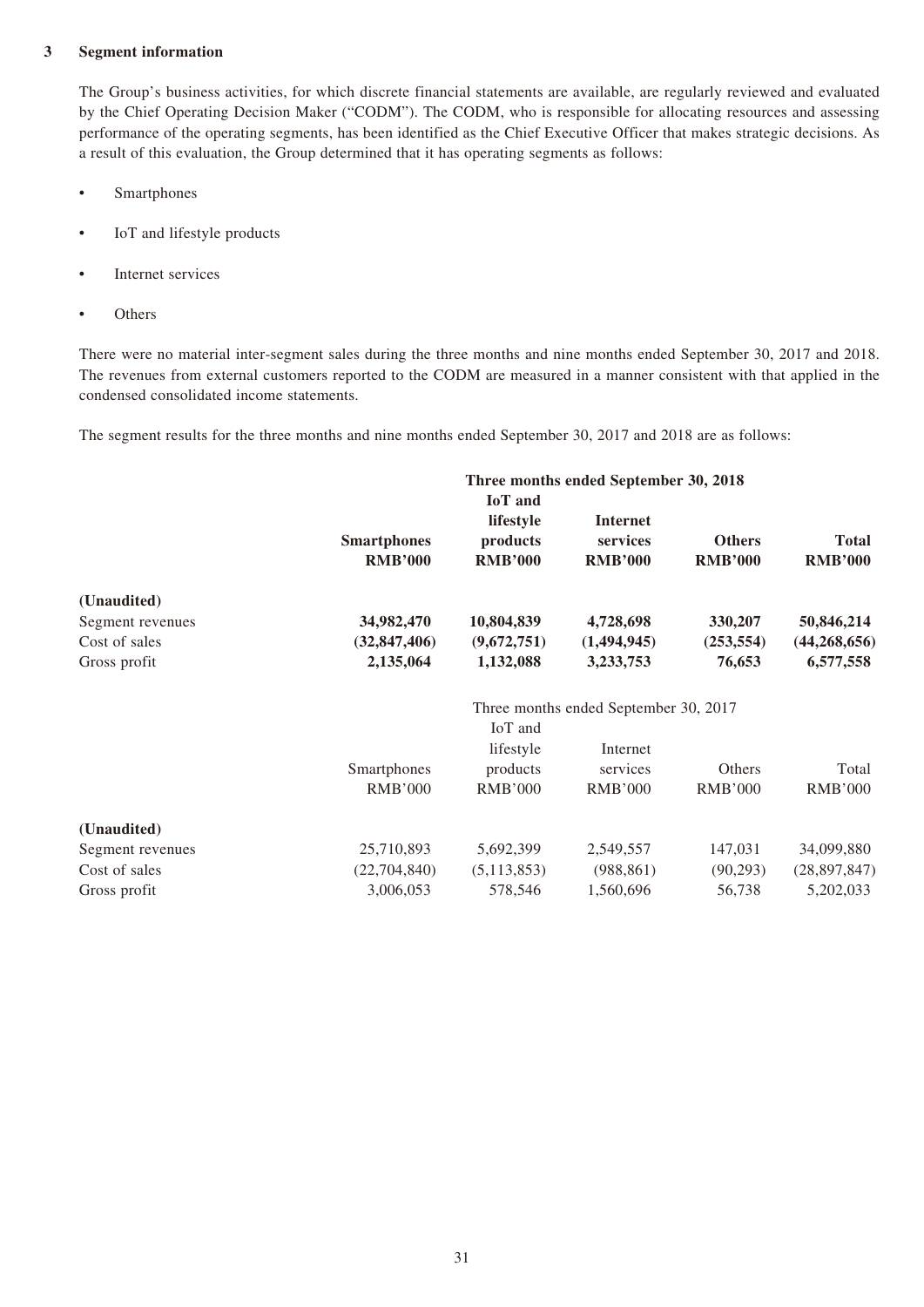## 3 Segment information

The Group's business activities, for which discrete financial statements are available, are regularly reviewed and evaluated by the Chief Operating Decision Maker ("CODM"). The CODM, who is responsible for allocating resources and assessing performance of the operating segments, has been identified as the Chief Executive Officer that makes strategic decisions. As a result of this evaluation, the Group determined that it has operating segments as follows:

- Smartphones
- IoT and lifestyle products
- Internet services
- Others

There were no material inter-segment sales during the three months and nine months ended September 30, 2017 and 2018. The revenues from external customers reported to the CODM are measured in a manner consistent with that applied in the condensed consolidated income statements.

The segment results for the three months and nine months ended September 30, 2017 and 2018 are as follows:

| | **Three months ended September 30, 2018** | | | | |
|---|---|---|---|---|---|
| | **Smartphones RMB'000** | **IoT and lifestyle products RMB'000** | **Internet services RMB'000** | **Others RMB'000** | **Total RMB'000** |
| **(Unaudited)** | | | | | |
| Segment revenues | **34,982,470** | **10,804,839** | **4,728,698** | **330,207** | **50,846,214** |
| Cost of sales | **(32,847,406)** | **(9,672,751)** | **(1,494,945)** | **(253,554)** | **(44,268,656)** |
| Gross profit | **2,135,064** | **1,132,088** | **3,233,753** | **76,653** | **6,577,558** |

| | Three months ended September 30, 2017 | | | | |
|---|---|---|---|---|---|
| | Smartphones RMB'000 | IoT and lifestyle products RMB'000 | Internet services RMB'000 | Others RMB'000 | Total RMB'000 |
| **(Unaudited)** | | | | | |
| Segment revenues | 25,710,893 | 5,692,399 | 2,549,557 | 147,031 | 34,099,880 |
| Cost of sales | (22,704,840) | (5,113,853) | (988,861) | (90,293) | (28,897,847) |
| Gross profit | 3,006,053 | 578,546 | 1,560,696 | 56,738 | 5,202,033 |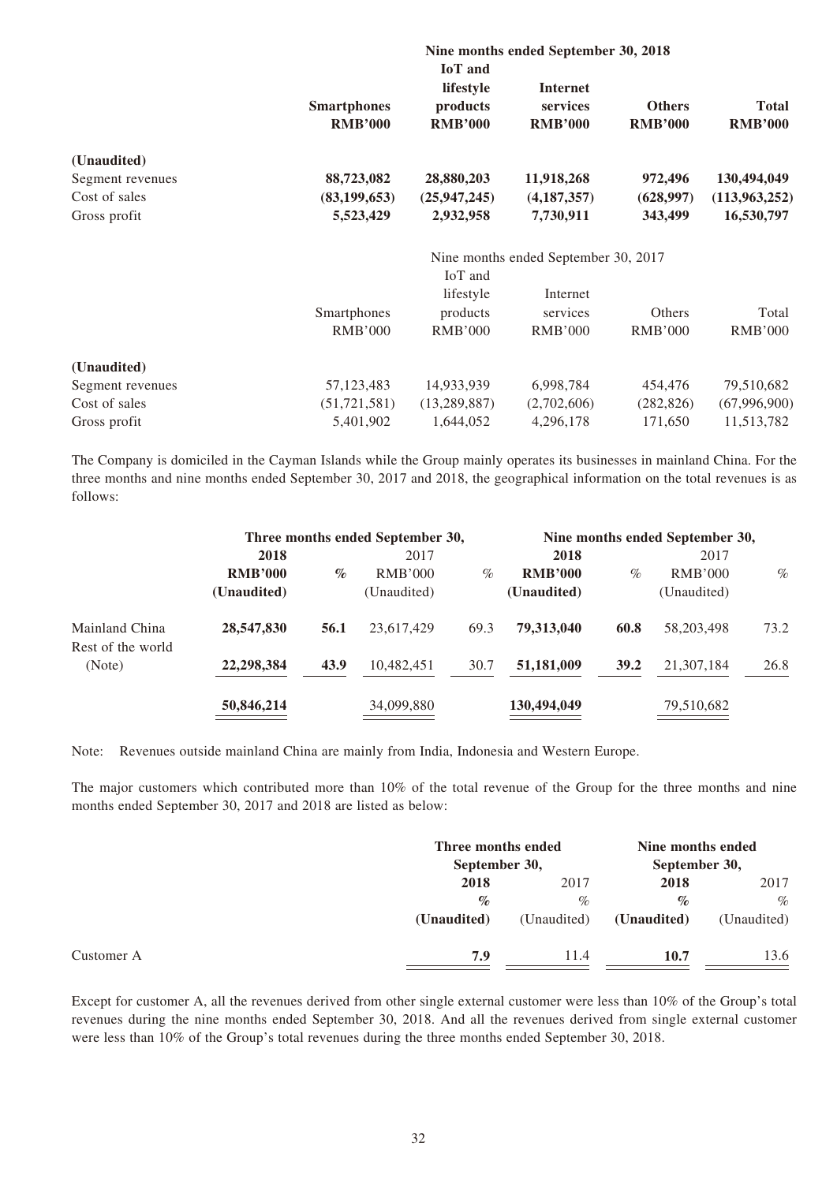| | Nine months ended September 30, 2018 | | | | |
|---|---|---|---|---|---|
| | **Smartphones** | **IoT and lifestyle products** | **Internet services** | **Others** | **Total** |
| | **RMB'000** | **RMB'000** | **RMB'000** | **RMB'000** | **RMB'000** |
| **(Unaudited)** | | | | | |
| Segment revenues | **88,723,082** | **28,880,203** | **11,918,268** | **972,496** | **130,494,049** |
| Cost of sales | **(83,199,653)** | **(25,947,245)** | **(4,187,357)** | **(628,997)** | **(113,963,252)** |
| Gross profit | **5,523,429** | **2,932,958** | **7,730,911** | **343,499** | **16,530,797** |

| | Nine months ended September 30, 2017 | | | | |
|---|---|---|---|---|---|
| | Smartphones | IoT and lifestyle products | Internet services | Others | Total |
| | RMB'000 | RMB'000 | RMB'000 | RMB'000 | RMB'000 |
| **(Unaudited)** | | | | | |
| Segment revenues | 57,123,483 | 14,933,939 | 6,998,784 | 454,476 | 79,510,682 |
| Cost of sales | (51,721,581) | (13,289,887) | (2,702,606) | (282,826) | (67,996,900) |
| Gross profit | 5,401,902 | 1,644,052 | 4,296,178 | 171,650 | 11,513,782 |

The Company is domiciled in the Cayman Islands while the Group mainly operates its businesses in mainland China. For the three months and nine months ended September 30, 2017 and 2018, the geographical information on the total revenues is as follows:

| | Three months ended September 30, | | | | Nine months ended September 30, | | | |
|---|---|---|---|---|---|---|---|---|
| | **2018** | | 2017 | | **2018** | | 2017 | |
| | **RMB'000** | **%** | RMB'000 | % | **RMB'000** | % | RMB'000 | % |
| | **(Unaudited)** | | (Unaudited) | | **(Unaudited)** | | (Unaudited) | |
| Mainland China | **28,547,830** | **56.1** | 23,617,429 | 69.3 | **79,313,040** | **60.8** | 58,203,498 | 73.2 |
| Rest of the world (Note) | **22,298,384** | **43.9** | 10,482,451 | 30.7 | **51,181,009** | **39.2** | 21,307,184 | 26.8 |
| | **50,846,214** | | 34,099,880 | | **130,494,049** | | 79,510,682 | |

Note: Revenues outside mainland China are mainly from India, Indonesia and Western Europe.

The major customers which contributed more than 10% of the total revenue of the Group for the three months and nine months ended September 30, 2017 and 2018 are listed as below:

| | Three months ended September 30, | | Nine months ended September 30, | |
|---|---|---|---|---|
| | **2018** | 2017 | **2018** | 2017 |
| | **%** | % | **%** | % |
| | **(Unaudited)** | (Unaudited) | **(Unaudited)** | (Unaudited) |
| Customer A | **7.9** | 11.4 | **10.7** | 13.6 |

Except for customer A, all the revenues derived from other single external customer were less than 10% of the Group's total revenues during the nine months ended September 30, 2018. And all the revenues derived from single external customer were less than 10% of the Group's total revenues during the three months ended September 30, 2018.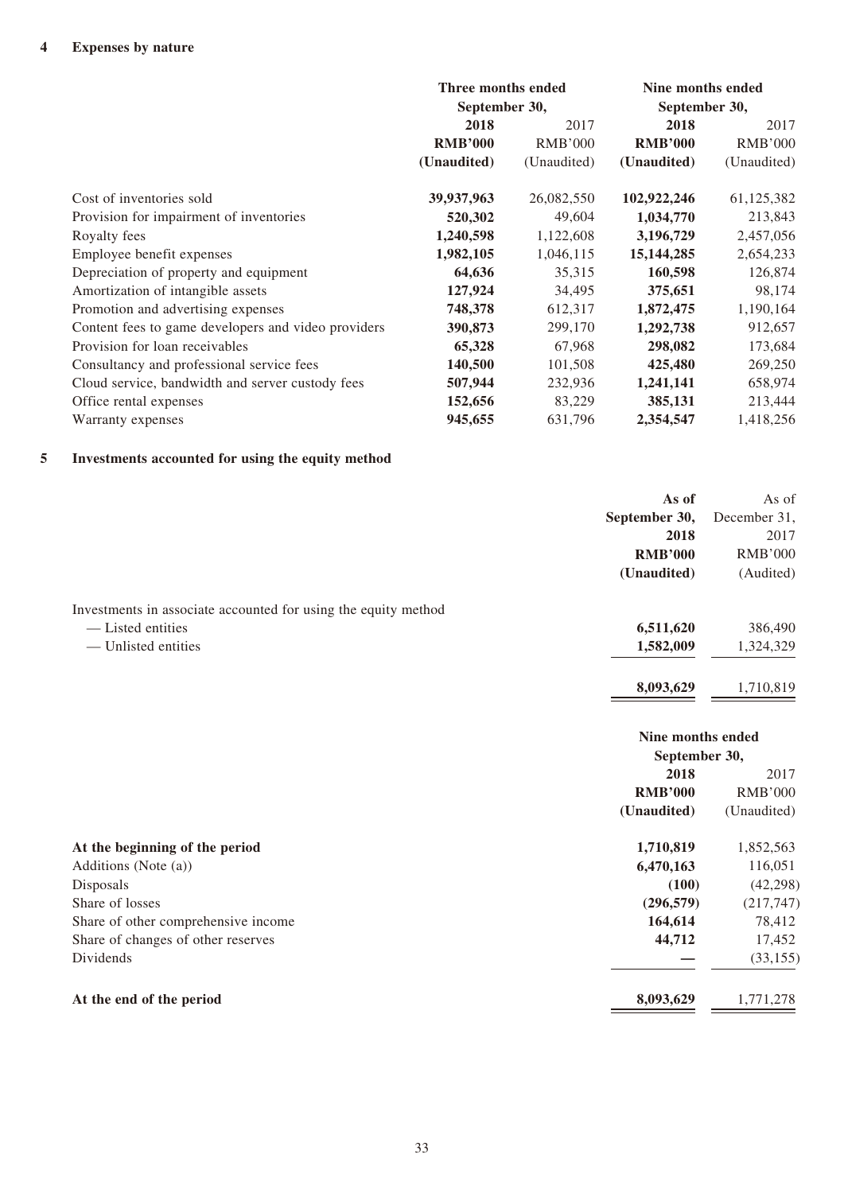## 4 Expenses by nature

| | Three months ended September 30, | | Nine months ended September 30, | |
|---|---|---|---|---|
| | **2018** | 2017 | **2018** | 2017 |
| | **RMB'000** | RMB'000 | **RMB'000** | RMB'000 |
| | **(Unaudited)** | (Unaudited) | **(Unaudited)** | (Unaudited) |
| Cost of inventories sold | **39,937,963** | 26,082,550 | **102,922,246** | 61,125,382 |
| Provision for impairment of inventories | **520,302** | 49,604 | **1,034,770** | 213,843 |
| Royalty fees | **1,240,598** | 1,122,608 | **3,196,729** | 2,457,056 |
| Employee benefit expenses | **1,982,105** | 1,046,115 | **15,144,285** | 2,654,233 |
| Depreciation of property and equipment | **64,636** | 35,315 | **160,598** | 126,874 |
| Amortization of intangible assets | **127,924** | 34,495 | **375,651** | 98,174 |
| Promotion and advertising expenses | **748,378** | 612,317 | **1,872,475** | 1,190,164 |
| Content fees to game developers and video providers | **390,873** | 299,170 | **1,292,738** | 912,657 |
| Provision for loan receivables | **65,328** | 67,968 | **298,082** | 173,684 |
| Consultancy and professional service fees | **140,500** | 101,508 | **425,480** | 269,250 |
| Cloud service, bandwidth and server custody fees | **507,944** | 232,936 | **1,241,141** | 658,974 |
| Office rental expenses | **152,656** | 83,229 | **385,131** | 213,444 |
| Warranty expenses | **945,655** | 631,796 | **2,354,547** | 1,418,256 |

## 5 Investments accounted for using the equity method

| | As of September 30, 2018 | As of December 31, 2017 |
|---|---|---|
| | **RMB'000** | RMB'000 |
| | **(Unaudited)** | (Audited) |
| Investments in associate accounted for using the equity method | | |
| — Listed entities | **6,511,620** | 386,490 |
| — Unlisted entities | **1,582,009** | 1,324,329 |
| | **8,093,629** | 1,710,819 |

| | Nine months ended September 30, | |
|---|---|---|
| | **2018** | 2017 |
| | **RMB'000** | RMB'000 |
| | **(Unaudited)** | (Unaudited) |
| **At the beginning of the period** | **1,710,819** | 1,852,563 |
| Additions (Note (a)) | **6,470,163** | 116,051 |
| Disposals | **(100)** | (42,298) |
| Share of losses | **(296,579)** | (217,747) |
| Share of other comprehensive income | **164,614** | 78,412 |
| Share of changes of other reserves | **44,712** | 17,452 |
| Dividends | **—** | (33,155) |
| **At the end of the period** | **8,093,629** | 1,771,278 |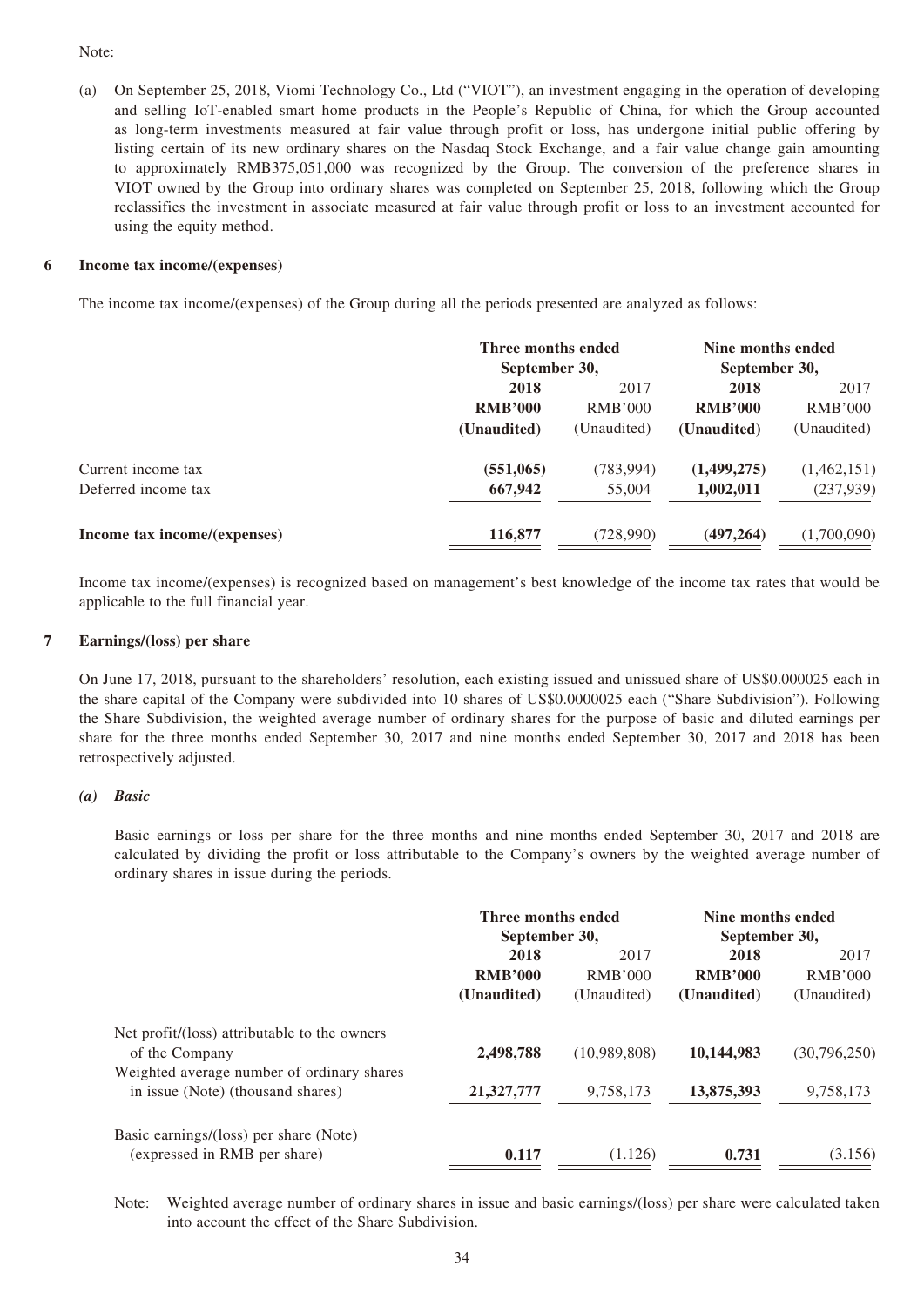Note:

(a) On September 25, 2018, Viomi Technology Co., Ltd ("VIOT"), an investment engaging in the operation of developing and selling IoT-enabled smart home products in the People's Republic of China, for which the Group accounted as long-term investments measured at fair value through profit or loss, has undergone initial public offering by listing certain of its new ordinary shares on the Nasdaq Stock Exchange, and a fair value change gain amounting to approximately RMB375,051,000 was recognized by the Group. The conversion of the preference shares in VIOT owned by the Group into ordinary shares was completed on September 25, 2018, following which the Group reclassifies the investment in associate measured at fair value through profit or loss to an investment accounted for using the equity method.

## 6 Income tax income/(expenses)

The income tax income/(expenses) of the Group during all the periods presented are analyzed as follows:

| | Three months ended September 30, | | Nine months ended September 30, | |
|---|---|---|---|---|
| | **2018** | 2017 | **2018** | 2017 |
| | **RMB'000** | RMB'000 | **RMB'000** | RMB'000 |
| | **(Unaudited)** | (Unaudited) | **(Unaudited)** | (Unaudited) |
| Current income tax | **(551,065)** | (783,994) | **(1,499,275)** | (1,462,151) |
| Deferred income tax | **667,942** | 55,004 | **1,002,011** | (237,939) |
| **Income tax income/(expenses)** | **116,877** | (728,990) | **(497,264)** | (1,700,090) |

Income tax income/(expenses) is recognized based on management's best knowledge of the income tax rates that would be applicable to the full financial year.

## 7 Earnings/(loss) per share

On June 17, 2018, pursuant to the shareholders' resolution, each existing issued and unissued share of US$0.000025 each in the share capital of the Company were subdivided into 10 shares of US$0.0000025 each ("Share Subdivision"). Following the Share Subdivision, the weighted average number of ordinary shares for the purpose of basic and diluted earnings per share for the three months ended September 30, 2017 and nine months ended September 30, 2017 and 2018 has been retrospectively adjusted.

### *(a) Basic*

Basic earnings or loss per share for the three months and nine months ended September 30, 2017 and 2018 are calculated by dividing the profit or loss attributable to the Company's owners by the weighted average number of ordinary shares in issue during the periods.

| | Three months ended September 30, | | Nine months ended September 30, | |
|---|---|---|---|---|
| | **2018** | 2017 | **2018** | 2017 |
| | **RMB'000** | RMB'000 | **RMB'000** | RMB'000 |
| | **(Unaudited)** | (Unaudited) | **(Unaudited)** | (Unaudited) |
| Net profit/(loss) attributable to the owners of the Company | **2,498,788** | (10,989,808) | **10,144,983** | (30,796,250) |
| Weighted average number of ordinary shares in issue (Note) (thousand shares) | **21,327,777** | 9,758,173 | **13,875,393** | 9,758,173 |
| Basic earnings/(loss) per share (Note) (expressed in RMB per share) | **0.117** | (1.126) | **0.731** | (3.156) |

Note: Weighted average number of ordinary shares in issue and basic earnings/(loss) per share were calculated taken into account the effect of the Share Subdivision.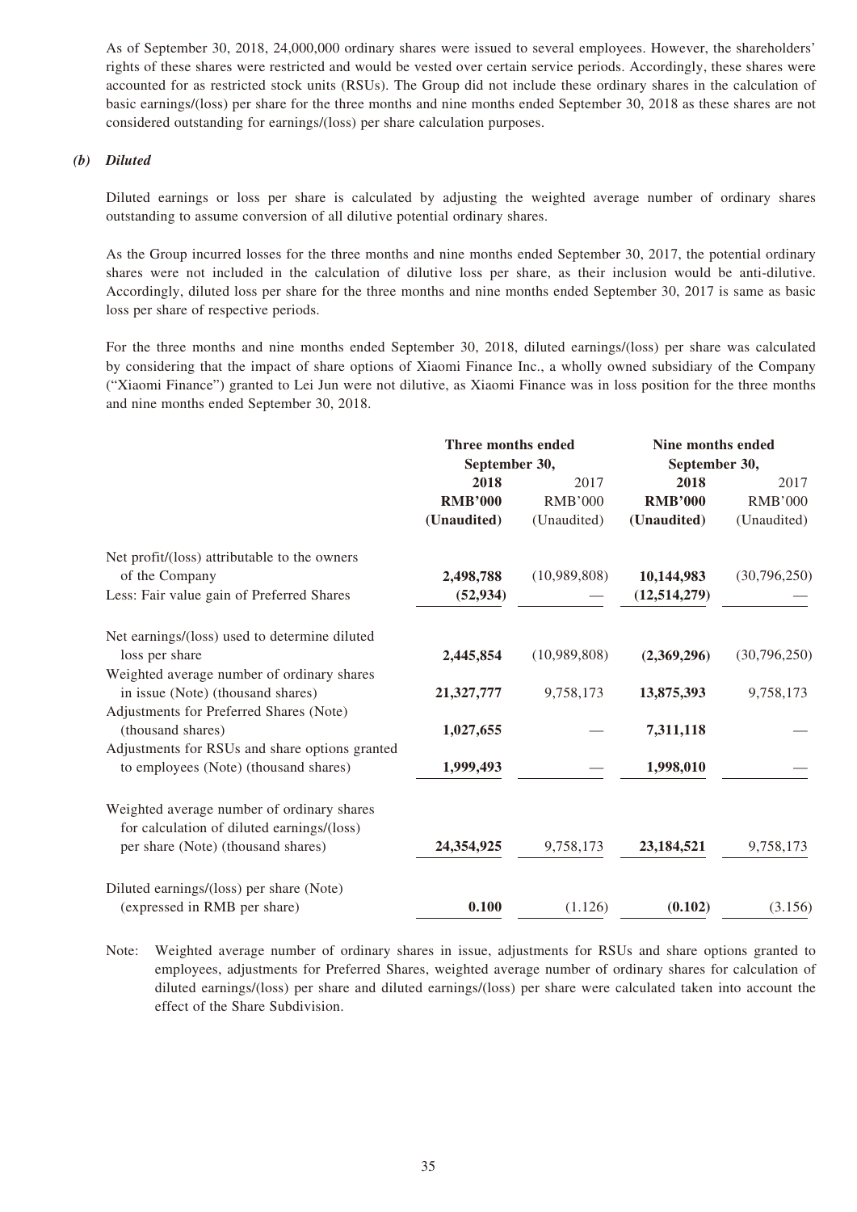As of September 30, 2018, 24,000,000 ordinary shares were issued to several employees. However, the shareholders' rights of these shares were restricted and would be vested over certain service periods. Accordingly, these shares were accounted for as restricted stock units (RSUs). The Group did not include these ordinary shares in the calculation of basic earnings/(loss) per share for the three months and nine months ended September 30, 2018 as these shares are not considered outstanding for earnings/(loss) per share calculation purposes.

***(b) Diluted***

Diluted earnings or loss per share is calculated by adjusting the weighted average number of ordinary shares outstanding to assume conversion of all dilutive potential ordinary shares.

As the Group incurred losses for the three months and nine months ended September 30, 2017, the potential ordinary shares were not included in the calculation of dilutive loss per share, as their inclusion would be anti-dilutive. Accordingly, diluted loss per share for the three months and nine months ended September 30, 2017 is same as basic loss per share of respective periods.

For the three months and nine months ended September 30, 2018, diluted earnings/(loss) per share was calculated by considering that the impact of share options of Xiaomi Finance Inc., a wholly owned subsidiary of the Company ("Xiaomi Finance") granted to Lei Jun were not dilutive, as Xiaomi Finance was in loss position for the three months and nine months ended September 30, 2018.

| | Three months ended September 30, | | Nine months ended September 30, | |
|---|---|---|---|---|
| | **2018** | 2017 | **2018** | 2017 |
| | **RMB'000** | RMB'000 | **RMB'000** | RMB'000 |
| | **(Unaudited)** | (Unaudited) | **(Unaudited)** | (Unaudited) |
| Net profit/(loss) attributable to the owners of the Company | **2,498,788** | (10,989,808) | **10,144,983** | (30,796,250) |
| Less: Fair value gain of Preferred Shares | **(52,934)** | — | **(12,514,279)** | — |
| Net earnings/(loss) used to determine diluted loss per share | **2,445,854** | (10,989,808) | **(2,369,296)** | (30,796,250) |
| Weighted average number of ordinary shares in issue (Note) (thousand shares) | **21,327,777** | 9,758,173 | **13,875,393** | 9,758,173 |
| Adjustments for Preferred Shares (Note) (thousand shares) | **1,027,655** | — | **7,311,118** | — |
| Adjustments for RSUs and share options granted to employees (Note) (thousand shares) | **1,999,493** | — | **1,998,010** | — |
| Weighted average number of ordinary shares for calculation of diluted earnings/(loss) per share (Note) (thousand shares) | **24,354,925** | 9,758,173 | **23,184,521** | 9,758,173 |
| Diluted earnings/(loss) per share (Note) (expressed in RMB per share) | **0.100** | (1.126) | **(0.102)** | (3.156) |

Note: Weighted average number of ordinary shares in issue, adjustments for RSUs and share options granted to employees, adjustments for Preferred Shares, weighted average number of ordinary shares for calculation of diluted earnings/(loss) per share and diluted earnings/(loss) per share were calculated taken into account the effect of the Share Subdivision.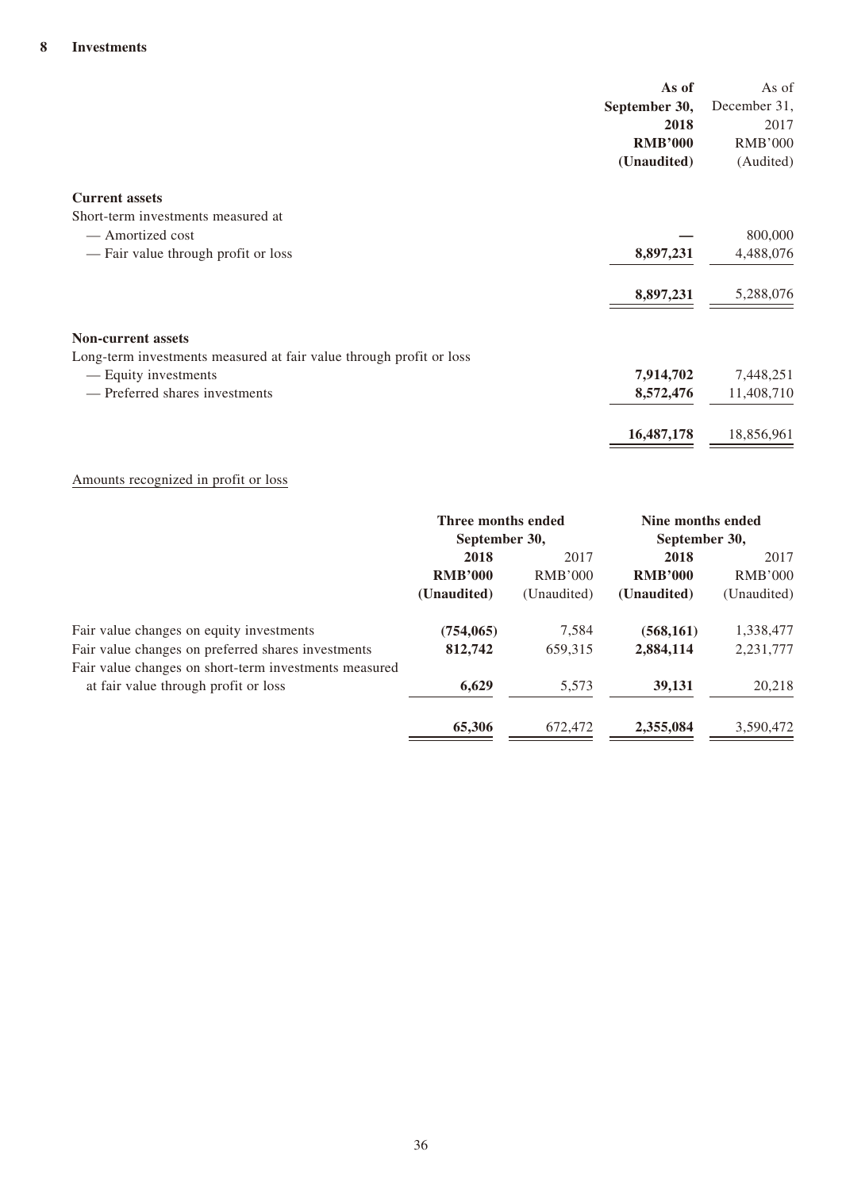## 8 Investments

| | As of September 30, 2018 RMB'000 (Unaudited) | As of December 31, 2017 RMB'000 (Audited) |
|---|---|---|
| **Current assets** | | |
| Short-term investments measured at | | |
| — Amortized cost | — | 800,000 |
| — Fair value through profit or loss | **8,897,231** | 4,488,076 |
| | **8,897,231** | 5,288,076 |
| **Non-current assets** | | |
| Long-term investments measured at fair value through profit or loss | | |
| — Equity investments | **7,914,702** | 7,448,251 |
| — Preferred shares investments | **8,572,476** | 11,408,710 |
| | **16,487,178** | 18,856,961 |

Amounts recognized in profit or loss

| | Three months ended September 30, | | Nine months ended September 30, | |
|---|---|---|---|---|
| | **2018 RMB'000 (Unaudited)** | 2017 RMB'000 (Unaudited) | **2018 RMB'000 (Unaudited)** | 2017 RMB'000 (Unaudited) |
| Fair value changes on equity investments | **(754,065)** | 7,584 | **(568,161)** | 1,338,477 |
| Fair value changes on preferred shares investments | **812,742** | 659,315 | **2,884,114** | 2,231,777 |
| Fair value changes on short-term investments measured at fair value through profit or loss | **6,629** | 5,573 | **39,131** | 20,218 |
| | **65,306** | 672,472 | **2,355,084** | 3,590,472 |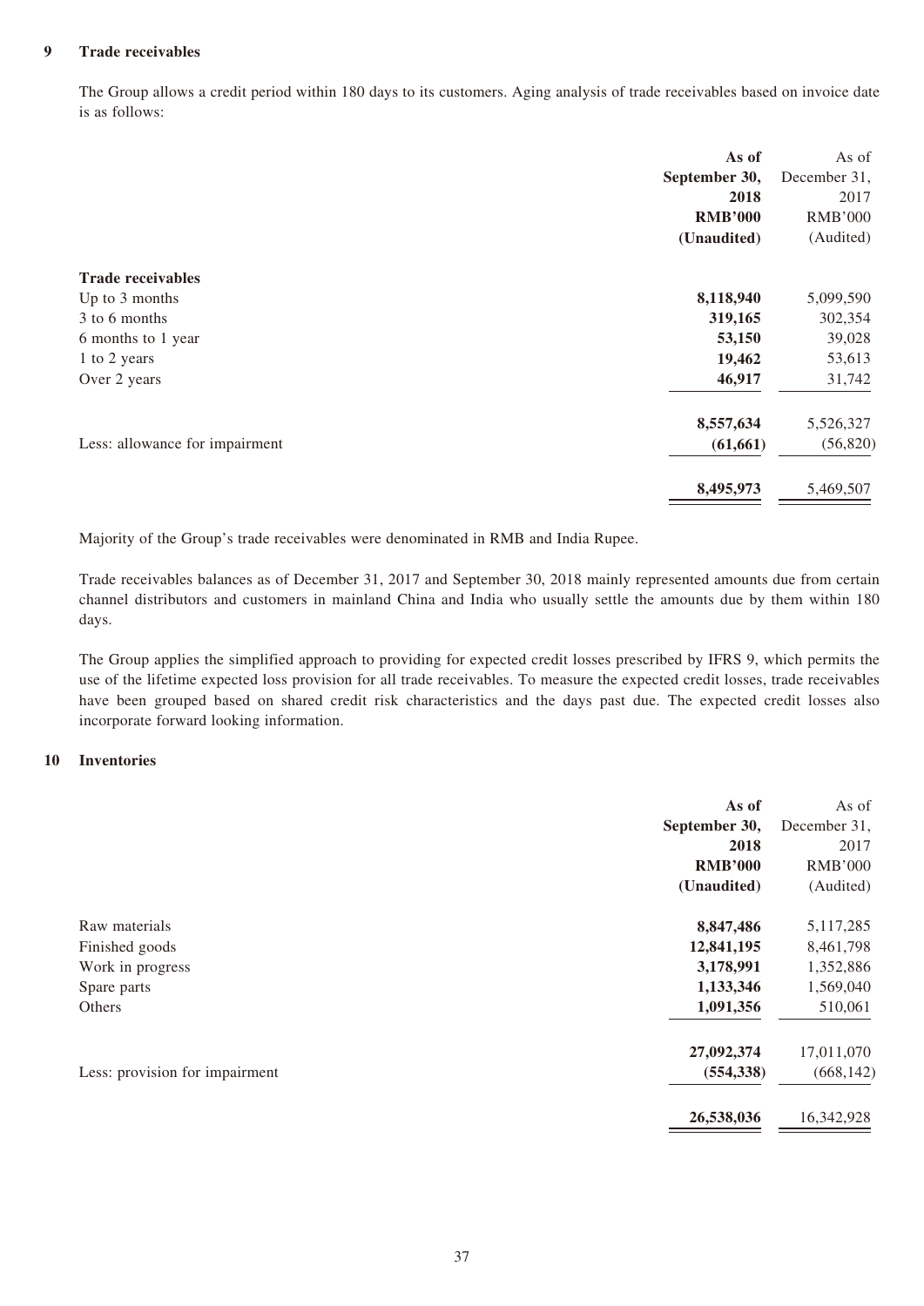## 9 Trade receivables

The Group allows a credit period within 180 days to its customers. Aging analysis of trade receivables based on invoice date is as follows:

| | **As of September 30, 2018 RMB'000 (Unaudited)** | As of December 31, 2017 RMB'000 (Audited) |
|---|---|---|
| **Trade receivables** | | |
| Up to 3 months | **8,118,940** | 5,099,590 |
| 3 to 6 months | **319,165** | 302,354 |
| 6 months to 1 year | **53,150** | 39,028 |
| 1 to 2 years | **19,462** | 53,613 |
| Over 2 years | **46,917** | 31,742 |
| | **8,557,634** | 5,526,327 |
| Less: allowance for impairment | **(61,661)** | (56,820) |
| | **8,495,973** | 5,469,507 |

Majority of the Group's trade receivables were denominated in RMB and India Rupee.

Trade receivables balances as of December 31, 2017 and September 30, 2018 mainly represented amounts due from certain channel distributors and customers in mainland China and India who usually settle the amounts due by them within 180 days.

The Group applies the simplified approach to providing for expected credit losses prescribed by IFRS 9, which permits the use of the lifetime expected loss provision for all trade receivables. To measure the expected credit losses, trade receivables have been grouped based on shared credit risk characteristics and the days past due. The expected credit losses also incorporate forward looking information.

## 10 Inventories

| | **As of September 30, 2018 RMB'000 (Unaudited)** | As of December 31, 2017 RMB'000 (Audited) |
|---|---|---|
| Raw materials | **8,847,486** | 5,117,285 |
| Finished goods | **12,841,195** | 8,461,798 |
| Work in progress | **3,178,991** | 1,352,886 |
| Spare parts | **1,133,346** | 1,569,040 |
| Others | **1,091,356** | 510,061 |
| | **27,092,374** | 17,011,070 |
| Less: provision for impairment | **(554,338)** | (668,142) |
| | **26,538,036** | 16,342,928 |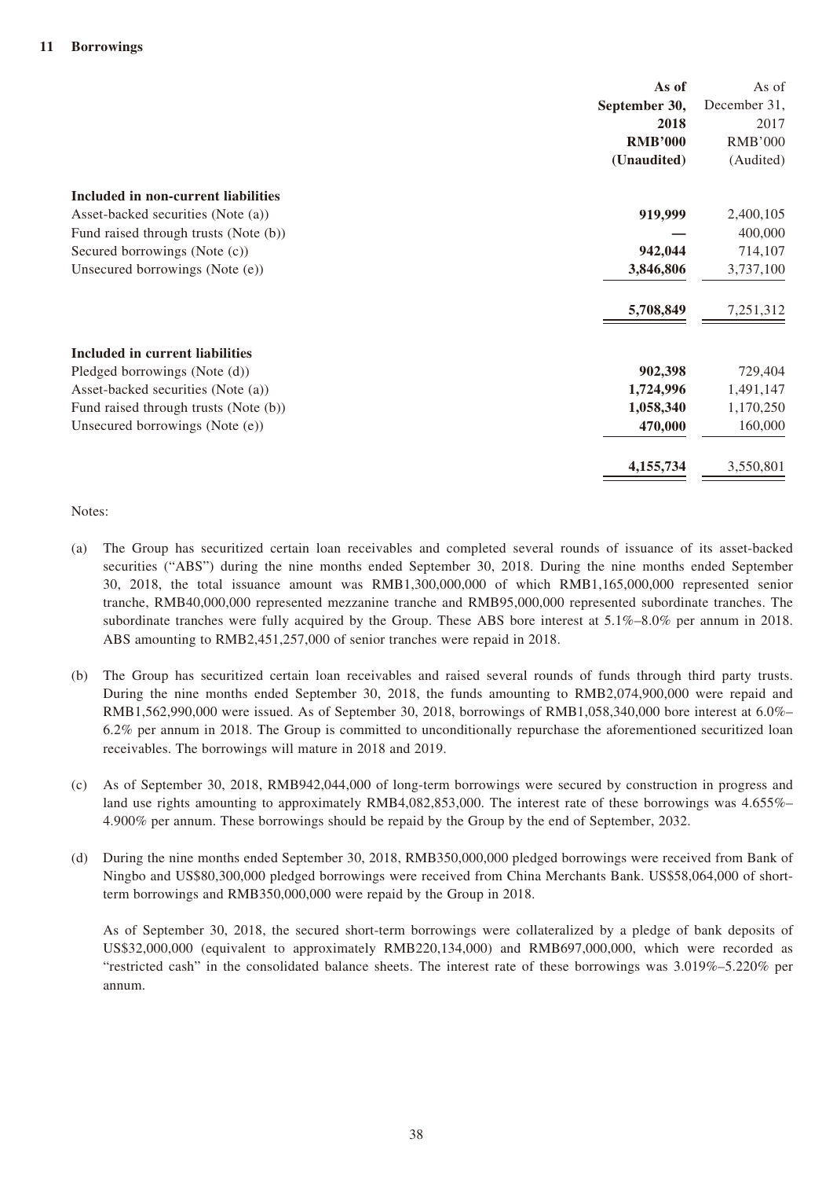## 11 Borrowings

| | As of September 30, 2018 RMB'000 (Unaudited) | As of December 31, 2017 RMB'000 (Audited) |
|---|---|---|
| **Included in non-current liabilities** | | |
| Asset-backed securities (Note (a)) | **919,999** | 2,400,105 |
| Fund raised through trusts (Note (b)) | **—** | 400,000 |
| Secured borrowings (Note (c)) | **942,044** | 714,107 |
| Unsecured borrowings (Note (e)) | **3,846,806** | 3,737,100 |
| | **5,708,849** | 7,251,312 |
| **Included in current liabilities** | | |
| Pledged borrowings (Note (d)) | **902,398** | 729,404 |
| Asset-backed securities (Note (a)) | **1,724,996** | 1,491,147 |
| Fund raised through trusts (Note (b)) | **1,058,340** | 1,170,250 |
| Unsecured borrowings (Note (e)) | **470,000** | 160,000 |
| | **4,155,734** | 3,550,801 |

Notes:

(a) The Group has securitized certain loan receivables and completed several rounds of issuance of its asset-backed securities ("ABS") during the nine months ended September 30, 2018. During the nine months ended September 30, 2018, the total issuance amount was RMB1,300,000,000 of which RMB1,165,000,000 represented senior tranche, RMB40,000,000 represented mezzanine tranche and RMB95,000,000 represented subordinate tranches. The subordinate tranches were fully acquired by the Group. These ABS bore interest at 5.1%–8.0% per annum in 2018. ABS amounting to RMB2,451,257,000 of senior tranches were repaid in 2018.

(b) The Group has securitized certain loan receivables and raised several rounds of funds through third party trusts. During the nine months ended September 30, 2018, the funds amounting to RMB2,074,900,000 were repaid and RMB1,562,990,000 were issued. As of September 30, 2018, borrowings of RMB1,058,340,000 bore interest at 6.0%–6.2% per annum in 2018. The Group is committed to unconditionally repurchase the aforementioned securitized loan receivables. The borrowings will mature in 2018 and 2019.

(c) As of September 30, 2018, RMB942,044,000 of long-term borrowings were secured by construction in progress and land use rights amounting to approximately RMB4,082,853,000. The interest rate of these borrowings was 4.655%–4.900% per annum. These borrowings should be repaid by the Group by the end of September, 2032.

(d) During the nine months ended September 30, 2018, RMB350,000,000 pledged borrowings were received from Bank of Ningbo and US$80,300,000 pledged borrowings were received from China Merchants Bank. US$58,064,000 of short-term borrowings and RMB350,000,000 were repaid by the Group in 2018.

As of September 30, 2018, the secured short-term borrowings were collateralized by a pledge of bank deposits of US$32,000,000 (equivalent to approximately RMB220,134,000) and RMB697,000,000, which were recorded as "restricted cash" in the consolidated balance sheets. The interest rate of these borrowings was 3.019%–5.220% per annum.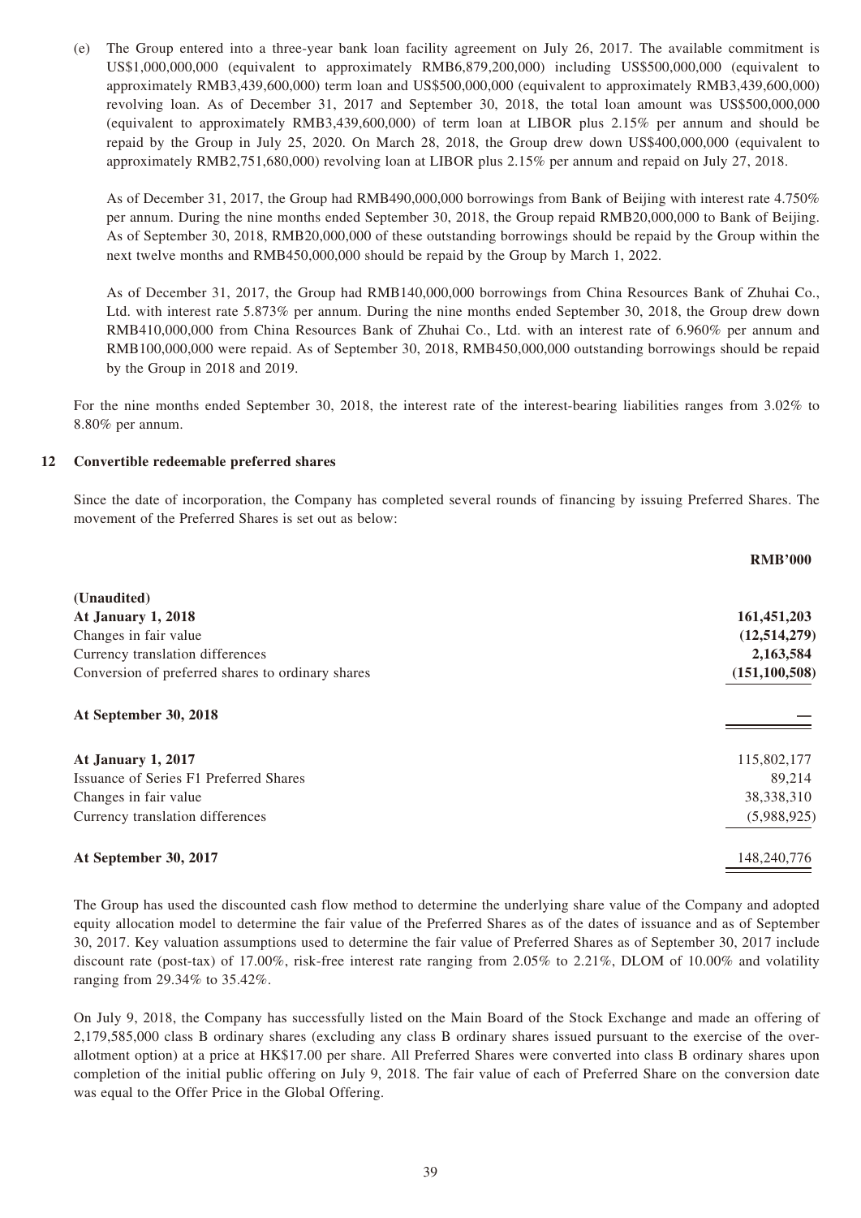(e) The Group entered into a three-year bank loan facility agreement on July 26, 2017. The available commitment is US$1,000,000,000 (equivalent to approximately RMB6,879,200,000) including US$500,000,000 (equivalent to approximately RMB3,439,600,000) term loan and US$500,000,000 (equivalent to approximately RMB3,439,600,000) revolving loan. As of December 31, 2017 and September 30, 2018, the total loan amount was US$500,000,000 (equivalent to approximately RMB3,439,600,000) of term loan at LIBOR plus 2.15% per annum and should be repaid by the Group in July 25, 2020. On March 28, 2018, the Group drew down US$400,000,000 (equivalent to approximately RMB2,751,680,000) revolving loan at LIBOR plus 2.15% per annum and repaid on July 27, 2018.

As of December 31, 2017, the Group had RMB490,000,000 borrowings from Bank of Beijing with interest rate 4.750% per annum. During the nine months ended September 30, 2018, the Group repaid RMB20,000,000 to Bank of Beijing. As of September 30, 2018, RMB20,000,000 of these outstanding borrowings should be repaid by the Group within the next twelve months and RMB450,000,000 should be repaid by the Group by March 1, 2022.

As of December 31, 2017, the Group had RMB140,000,000 borrowings from China Resources Bank of Zhuhai Co., Ltd. with interest rate 5.873% per annum. During the nine months ended September 30, 2018, the Group drew down RMB410,000,000 from China Resources Bank of Zhuhai Co., Ltd. with an interest rate of 6.960% per annum and RMB100,000,000 were repaid. As of September 30, 2018, RMB450,000,000 outstanding borrowings should be repaid by the Group in 2018 and 2019.

For the nine months ended September 30, 2018, the interest rate of the interest-bearing liabilities ranges from 3.02% to 8.80% per annum.

## 12 Convertible redeemable preferred shares

Since the date of incorporation, the Company has completed several rounds of financing by issuing Preferred Shares. The movement of the Preferred Shares is set out as below:

| | **RMB'000** |
|---|---|
| **(Unaudited)** | |
| **At January 1, 2018** | **161,451,203** |
| Changes in fair value | **(12,514,279)** |
| Currency translation differences | **2,163,584** |
| Conversion of preferred shares to ordinary shares | **(151,100,508)** |
| **At September 30, 2018** | **—** |
| **At January 1, 2017** | 115,802,177 |
| Issuance of Series F1 Preferred Shares | 89,214 |
| Changes in fair value | 38,338,310 |
| Currency translation differences | (5,988,925) |
| **At September 30, 2017** | 148,240,776 |

The Group has used the discounted cash flow method to determine the underlying share value of the Company and adopted equity allocation model to determine the fair value of the Preferred Shares as of the dates of issuance and as of September 30, 2017. Key valuation assumptions used to determine the fair value of Preferred Shares as of September 30, 2017 include discount rate (post-tax) of 17.00%, risk-free interest rate ranging from 2.05% to 2.21%, DLOM of 10.00% and volatility ranging from 29.34% to 35.42%.

On July 9, 2018, the Company has successfully listed on the Main Board of the Stock Exchange and made an offering of 2,179,585,000 class B ordinary shares (excluding any class B ordinary shares issued pursuant to the exercise of the over-allotment option) at a price at HK$17.00 per share. All Preferred Shares were converted into class B ordinary shares upon completion of the initial public offering on July 9, 2018. The fair value of each of Preferred Share on the conversion date was equal to the Offer Price in the Global Offering.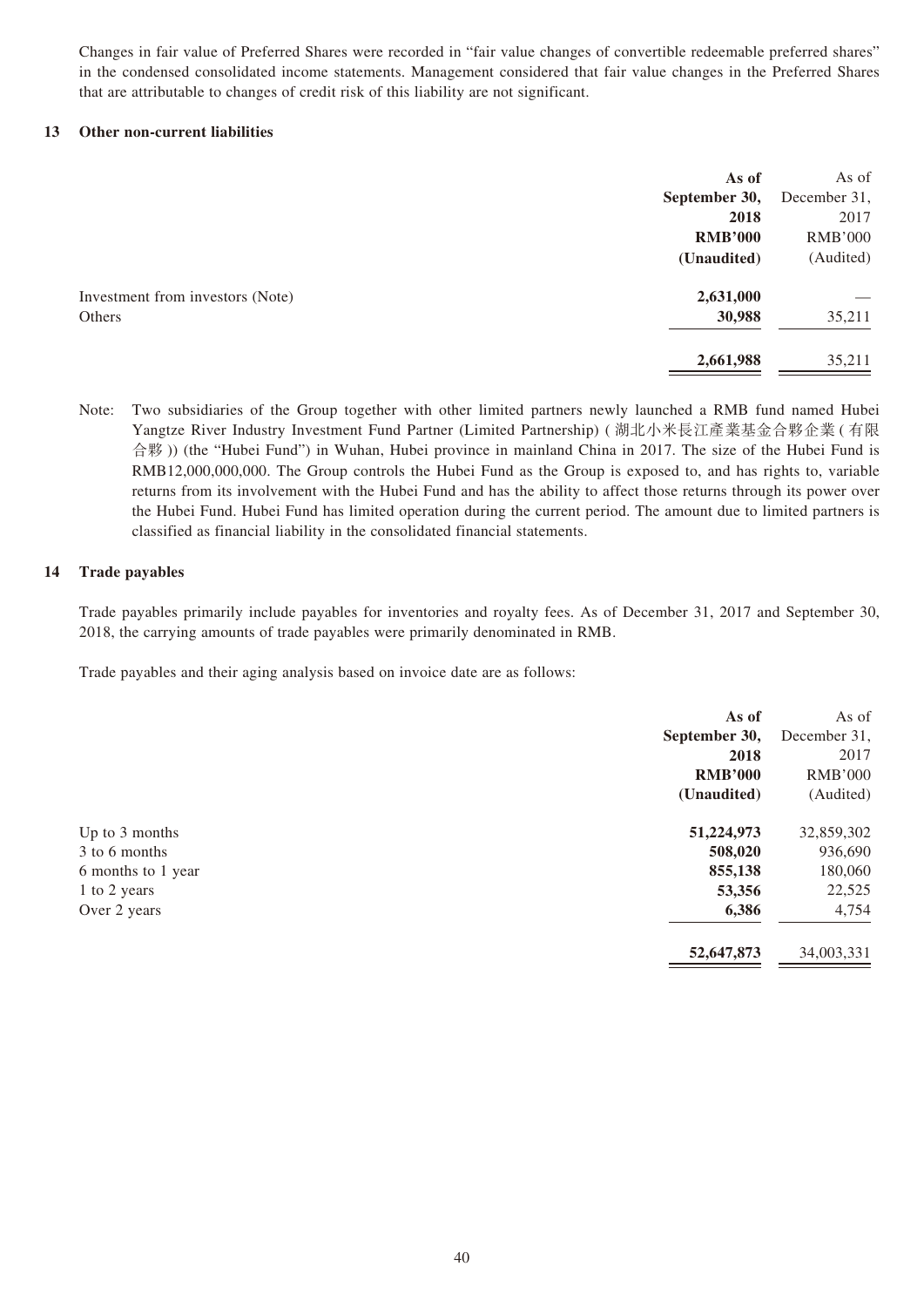Changes in fair value of Preferred Shares were recorded in "fair value changes of convertible redeemable preferred shares" in the condensed consolidated income statements. Management considered that fair value changes in the Preferred Shares that are attributable to changes of credit risk of this liability are not significant.

## 13 Other non-current liabilities

| | **As of September 30, 2018 RMB'000 (Unaudited)** | As of December 31, 2017 RMB'000 (Audited) |
|---|---|---|
| Investment from investors (Note) | **2,631,000** | — |
| Others | **30,988** | 35,211 |
| | **2,661,988** | 35,211 |

Note: Two subsidiaries of the Group together with other limited partners newly launched a RMB fund named Hubei Yangtze River Industry Investment Fund Partner (Limited Partnership) (湖北小米長江產業基金合夥企業(有限合夥)) (the "Hubei Fund") in Wuhan, Hubei province in mainland China in 2017. The size of the Hubei Fund is RMB12,000,000,000. The Group controls the Hubei Fund as the Group is exposed to, and has rights to, variable returns from its involvement with the Hubei Fund and has the ability to affect those returns through its power over the Hubei Fund. Hubei Fund has limited operation during the current period. The amount due to limited partners is classified as financial liability in the consolidated financial statements.

## 14 Trade payables

Trade payables primarily include payables for inventories and royalty fees. As of December 31, 2017 and September 30, 2018, the carrying amounts of trade payables were primarily denominated in RMB.

Trade payables and their aging analysis based on invoice date are as follows:

| | **As of September 30, 2018 RMB'000 (Unaudited)** | As of December 31, 2017 RMB'000 (Audited) |
|---|---|---|
| Up to 3 months | **51,224,973** | 32,859,302 |
| 3 to 6 months | **508,020** | 936,690 |
| 6 months to 1 year | **855,138** | 180,060 |
| 1 to 2 years | **53,356** | 22,525 |
| Over 2 years | **6,386** | 4,754 |
| | **52,647,873** | 34,003,331 |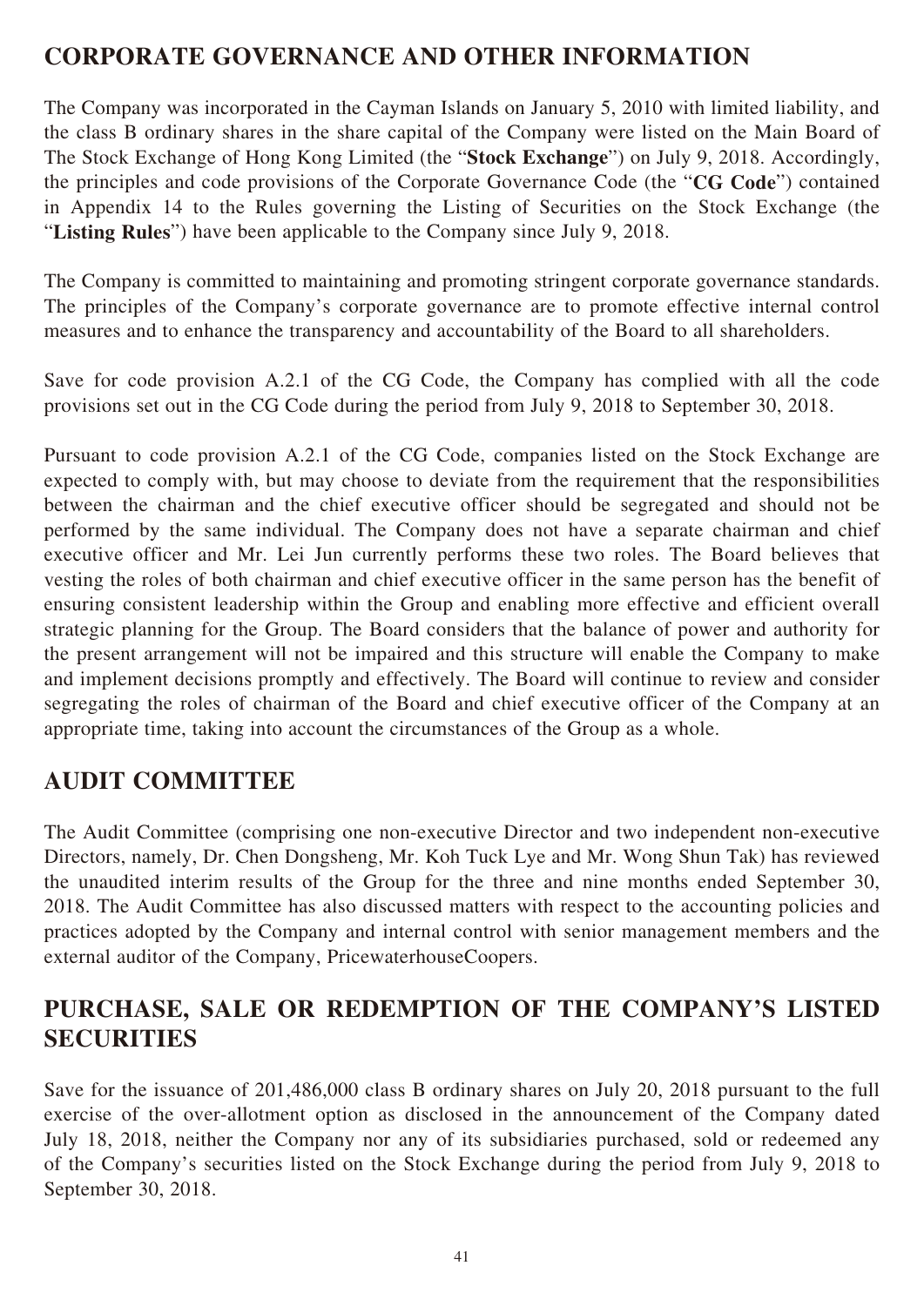## CORPORATE GOVERNANCE AND OTHER INFORMATION

The Company was incorporated in the Cayman Islands on January 5, 2010 with limited liability, and the class B ordinary shares in the share capital of the Company were listed on the Main Board of The Stock Exchange of Hong Kong Limited (the "**Stock Exchange**") on July 9, 2018. Accordingly, the principles and code provisions of the Corporate Governance Code (the "**CG Code**") contained in Appendix 14 to the Rules governing the Listing of Securities on the Stock Exchange (the "**Listing Rules**") have been applicable to the Company since July 9, 2018.

The Company is committed to maintaining and promoting stringent corporate governance standards. The principles of the Company's corporate governance are to promote effective internal control measures and to enhance the transparency and accountability of the Board to all shareholders.

Save for code provision A.2.1 of the CG Code, the Company has complied with all the code provisions set out in the CG Code during the period from July 9, 2018 to September 30, 2018.

Pursuant to code provision A.2.1 of the CG Code, companies listed on the Stock Exchange are expected to comply with, but may choose to deviate from the requirement that the responsibilities between the chairman and the chief executive officer should be segregated and should not be performed by the same individual. The Company does not have a separate chairman and chief executive officer and Mr. Lei Jun currently performs these two roles. The Board believes that vesting the roles of both chairman and chief executive officer in the same person has the benefit of ensuring consistent leadership within the Group and enabling more effective and efficient overall strategic planning for the Group. The Board considers that the balance of power and authority for the present arrangement will not be impaired and this structure will enable the Company to make and implement decisions promptly and effectively. The Board will continue to review and consider segregating the roles of chairman of the Board and chief executive officer of the Company at an appropriate time, taking into account the circumstances of the Group as a whole.

## AUDIT COMMITTEE

The Audit Committee (comprising one non-executive Director and two independent non-executive Directors, namely, Dr. Chen Dongsheng, Mr. Koh Tuck Lye and Mr. Wong Shun Tak) has reviewed the unaudited interim results of the Group for the three and nine months ended September 30, 2018. The Audit Committee has also discussed matters with respect to the accounting policies and practices adopted by the Company and internal control with senior management members and the external auditor of the Company, PricewaterhouseCoopers.

## PURCHASE, SALE OR REDEMPTION OF THE COMPANY'S LISTED SECURITIES

Save for the issuance of 201,486,000 class B ordinary shares on July 20, 2018 pursuant to the full exercise of the over-allotment option as disclosed in the announcement of the Company dated July 18, 2018, neither the Company nor any of its subsidiaries purchased, sold or redeemed any of the Company's securities listed on the Stock Exchange during the period from July 9, 2018 to September 30, 2018.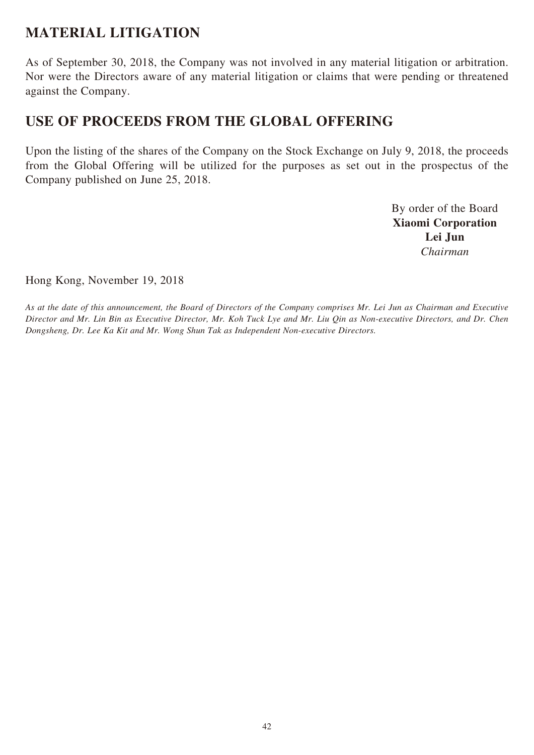## MATERIAL LITIGATION

As of September 30, 2018, the Company was not involved in any material litigation or arbitration. Nor were the Directors aware of any material litigation or claims that were pending or threatened against the Company.

## USE OF PROCEEDS FROM THE GLOBAL OFFERING

Upon the listing of the shares of the Company on the Stock Exchange on July 9, 2018, the proceeds from the Global Offering will be utilized for the purposes as set out in the prospectus of the Company published on June 25, 2018.

By order of the Board
**Xiaomi Corporation**
**Lei Jun**
*Chairman*

Hong Kong, November 19, 2018

*As at the date of this announcement, the Board of Directors of the Company comprises Mr. Lei Jun as Chairman and Executive Director and Mr. Lin Bin as Executive Director, Mr. Koh Tuck Lye and Mr. Liu Qin as Non-executive Directors, and Dr. Chen Dongsheng, Dr. Lee Ka Kit and Mr. Wong Shun Tak as Independent Non-executive Directors.*